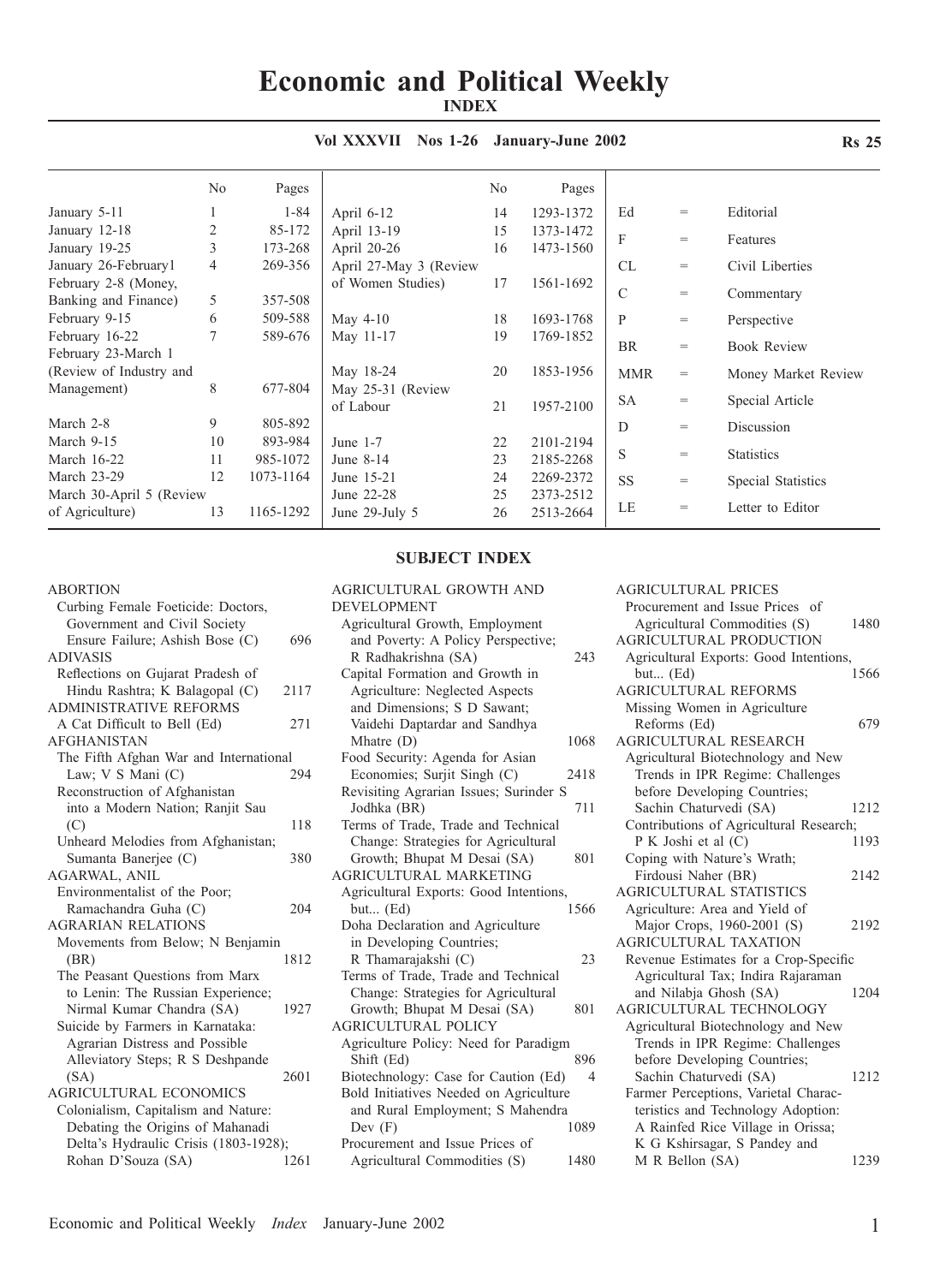# Economic and Political Weekly

## INDEX

**Vol XXXVII Nos 1-26 January-June 2002** **Rs 25**

| | No | Pages |
|---|---|---|
| January 5-11 | 1 | 1-84 |
| January 12-18 | 2 | 85-172 |
| January 19-25 | 3 | 173-268 |
| January 26-February1 | 4 | 269-356 |
| February 2-8 (Money, Banking and Finance) | 5 | 357-508 |
| February 9-15 | 6 | 509-588 |
| February 16-22 | 7 | 589-676 |
| February 23-March 1 (Review of Industry and Management) | 8 | 677-804 |
| March 2-8 | 9 | 805-892 |
| March 9-15 | 10 | 893-984 |
| March 16-22 | 11 | 985-1072 |
| March 23-29 | 12 | 1073-1164 |
| March 30-April 5 (Review of Agriculture) | 13 | 1165-1292 |
| April 6-12 | 14 | 1293-1372 |
| April 13-19 | 15 | 1373-1472 |
| April 20-26 | 16 | 1473-1560 |
| April 27-May 3 (Review of Women Studies) | 17 | 1561-1692 |
| May 4-10 | 18 | 1693-1768 |
| May 11-17 | 19 | 1769-1852 |
| May 18-24 | 20 | 1853-1956 |
| May 25-31 (Review of Labour | 21 | 1957-2100 |
| June 1-7 | 22 | 2101-2194 |
| June 8-14 | 23 | 2185-2268 |
| June 15-21 | 24 | 2269-2372 |
| June 22-28 | 25 | 2373-2512 |
| June 29-July 5 | 26 | 2513-2664 |

| | | |
|---|---|---|
| Ed | = | Editorial |
| F | = | Features |
| CL | = | Civil Liberties |
| C | = | Commentary |
| P | = | Perspective |
| BR | = | Book Review |
| MMR | = | Money Market Review |
| SA | = | Special Article |
| D | = | Discussion |
| S | = | Statistics |
| SS | = | Special Statistics |
| LE | = | Letter to Editor |

## SUBJECT INDEX

ABORTION
- Curbing Female Foeticide: Doctors, Government and Civil Society Ensure Failure; Ashish Bose (C) 696

ADIVASIS
- Reflections on Gujarat Pradesh of Hindu Rashtra; K Balagopal (C) 2117

ADMINISTRATIVE REFORMS
- A Cat Difficult to Bell (Ed) 271

AFGHANISTAN
- The Fifth Afghan War and International Law; V S Mani (C) 294
- Reconstruction of Afghanistan into a Modern Nation; Ranjit Sau (C) 118
- Unheard Melodies from Afghanistan; Sumanta Banerjee (C) 380

AGARWAL, ANIL
- Environmentalist of the Poor; Ramachandra Guha (C) 204

AGRARIAN RELATIONS
- Movements from Below; N Benjamin (BR) 1812
- The Peasant Questions from Marx to Lenin: The Russian Experience; Nirmal Kumar Chandra (SA) 1927
- Suicide by Farmers in Karnataka: Agrarian Distress and Possible Alleviatory Steps; R S Deshpande (SA) 2601

AGRICULTURAL ECONOMICS
- Colonialism, Capitalism and Nature: Debating the Origins of Mahanadi Delta's Hydraulic Crisis (1803-1928); Rohan D'Souza (SA) 1261

AGRICULTURAL GROWTH AND DEVELOPMENT
- Agricultural Growth, Employment and Poverty: A Policy Perspective; R Radhakrishna (SA) 243
- Capital Formation and Growth in Agriculture: Neglected Aspects and Dimensions; S D Sawant; Vaidehi Daptardar and Sandhya Mhatre (D) 1068
- Food Security: Agenda for Asian Economies; Surjit Singh (C) 2418
- Revisiting Agrarian Issues; Surinder S Jodhka (BR) 711
- Terms of Trade, Trade and Technical Change: Strategies for Agricultural Growth; Bhupat M Desai (SA) 801

AGRICULTURAL MARKETING
- Agricultural Exports: Good Intentions, but... (Ed) 1566
- Doha Declaration and Agriculture in Developing Countries; R Thamarajakshi (C) 23
- Terms of Trade, Trade and Technical Change: Strategies for Agricultural Growth; Bhupat M Desai (SA) 801

AGRICULTURAL POLICY
- Agriculture Policy: Need for Paradigm Shift (Ed) 896
- Biotechnology: Case for Caution (Ed) 4
- Bold Initiatives Needed on Agriculture and Rural Employment; S Mahendra Dev (F) 1089
- Procurement and Issue Prices of Agricultural Commodities (S) 1480

AGRICULTURAL PRICES
- Procurement and Issue Prices of Agricultural Commodities (S) 1480

AGRICULTURAL PRODUCTION
- Agricultural Exports: Good Intentions, but... (Ed) 1566

AGRICULTURAL REFORMS
- Missing Women in Agriculture Reforms (Ed) 679

AGRICULTURAL RESEARCH
- Agricultural Biotechnology and New Trends in IPR Regime: Challenges before Developing Countries; Sachin Chaturvedi (SA) 1212
- Contributions of Agricultural Research; P K Joshi et al (C) 1193
- Coping with Nature's Wrath; Firdousi Naher (BR) 2142

AGRICULTURAL STATISTICS
- Agriculture: Area and Yield of Major Crops, 1960-2001 (S) 2192

AGRICULTURAL TAXATION
- Revenue Estimates for a Crop-Specific Agricultural Tax; Indira Rajaraman and Nilabja Ghosh (SA) 1204

AGRICULTURAL TECHNOLOGY
- Agricultural Biotechnology and New Trends in IPR Regime: Challenges before Developing Countries; Sachin Chaturvedi (SA) 1212
- Farmer Perceptions, Varietal Characteristics and Technology Adoption: A Rainfed Rice Village in Orissa; K G Kshirsagar, S Pandey and M R Bellon (SA) 1239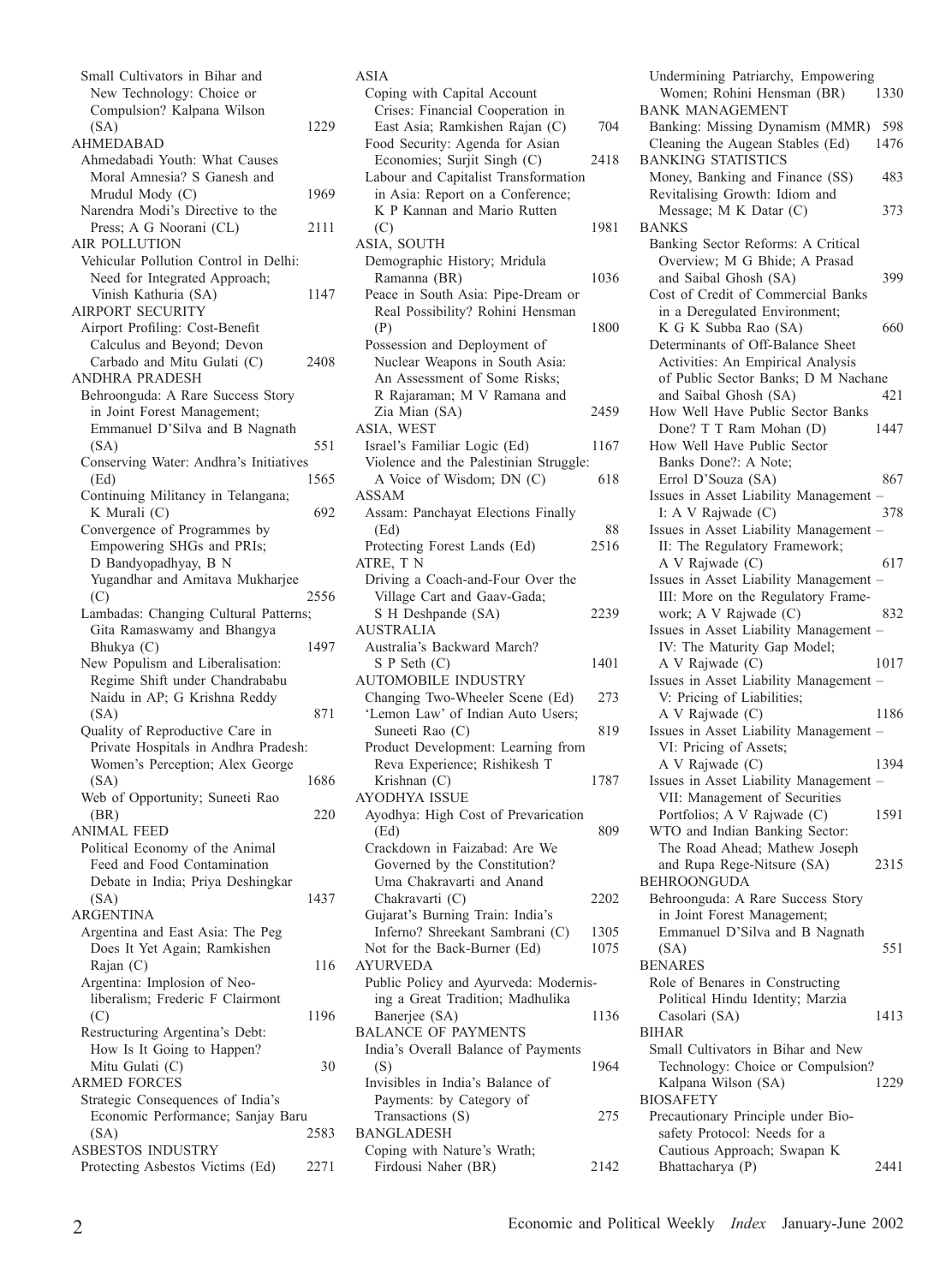Small Cultivators in Bihar and New Technology: Choice or Compulsion? Kalpana Wilson (SA) 1229

AHMEDABAD
Ahmedabadi Youth: What Causes Moral Amnesia? S Ganesh and Mrudul Mody (C) 1969
Narendra Modi's Directive to the Press; A G Noorani (CL) 2111

AIR POLLUTION
Vehicular Pollution Control in Delhi: Need for Integrated Approach; Vinish Kathuria (SA) 1147

AIRPORT SECURITY
Airport Profiling: Cost-Benefit Calculus and Beyond; Devon Carbado and Mitu Gulati (C) 2408

ANDHRA PRADESH
Behroonguda: A Rare Success Story in Joint Forest Management; Emmanuel D'Silva and B Nagnath (SA) 551
Conserving Water: Andhra's Initiatives (Ed) 1565
Continuing Militancy in Telangana; K Murali (C) 692
Convergence of Programmes by Empowering SHGs and PRIs; D Bandyopadhyay, B N Yugandhar and Amitava Mukharjee (C) 2556
Lambadas: Changing Cultural Patterns; Gita Ramaswamy and Bhangya Bhukya (C) 1497
New Populism and Liberalisation: Regime Shift under Chandrababu Naidu in AP; G Krishna Reddy (SA) 871
Quality of Reproductive Care in Private Hospitals in Andhra Pradesh: Women's Perception; Alex George (SA) 1686
Web of Opportunity; Suneeti Rao (BR) 220

ANIMAL FEED
Political Economy of the Animal Feed and Food Contamination Debate in India; Priya Deshingkar (SA) 1437

ARGENTINA
Argentina and East Asia: The Peg Does It Yet Again; Ramkishen Rajan (C) 116
Argentina: Implosion of Neo-liberalism; Frederic F Clairmont (C) 1196
Restructuring Argentina's Debt: How Is It Going to Happen? Mitu Gulati (C) 30

ARMED FORCES
Strategic Consequences of India's Economic Performance; Sanjay Baru (SA) 2583

ASBESTOS INDUSTRY
Protecting Asbestos Victims (Ed) 2271

ASIA
Coping with Capital Account Crises: Financial Cooperation in East Asia; Ramkishen Rajan (C) 704
Food Security: Agenda for Asian Economies; Surjit Singh (C) 2418
Labour and Capitalist Transformation in Asia: Report on a Conference; K P Kannan and Mario Rutten (C) 1981

ASIA, SOUTH
Demographic History; Mridula Ramanna (BR) 1036
Peace in South Asia: Pipe-Dream or Real Possibility? Rohini Hensman (P) 1800
Possession and Deployment of Nuclear Weapons in South Asia: An Assessment of Some Risks; R Rajaraman; M V Ramana and Zia Mian (SA) 2459

ASIA, WEST
Israel's Familiar Logic (Ed) 1167
Violence and the Palestinian Struggle: A Voice of Wisdom; DN (C) 618

ASSAM
Assam: Panchayat Elections Finally (Ed) 88
Protecting Forest Lands (Ed) 2516

ATRE, T N
Driving a Coach-and-Four Over the Village Cart and Gaav-Gada; S H Deshpande (SA) 2239

AUSTRALIA
Australia's Backward March? S P Seth (C) 1401

AUTOMOBILE INDUSTRY
Changing Two-Wheeler Scene (Ed) 273
'Lemon Law' of Indian Auto Users; Suneeti Rao (C) 819
Product Development: Learning from Reva Experience; Rishikesh T Krishnan (C) 1787

AYODHYA ISSUE
Ayodhya: High Cost of Prevarication (Ed) 809
Crackdown in Faizabad: Are We Governed by the Constitution? Uma Chakravarti and Anand Chakravarti (C) 2202
Gujarat's Burning Train: India's Inferno? Shreekant Sambrani (C) 1305
Not for the Back-Burner (Ed) 1075

AYURVEDA
Public Policy and Ayurveda: Modernising a Great Tradition; Madhulika Banerjee (SA) 1136

BALANCE OF PAYMENTS
India's Overall Balance of Payments (S) 1964
Invisibles in India's Balance of Payments: by Category of Transactions (S) 275

BANGLADESH
Coping with Nature's Wrath; Firdousi Naher (BR) 2142
Undermining Patriarchy, Empowering Women; Rohini Hensman (BR) 1330

BANK MANAGEMENT
Banking: Missing Dynamism (MMR) 598
Cleaning the Augean Stables (Ed) 1476

BANKING STATISTICS
Money, Banking and Finance (SS) 483
Revitalising Growth: Idiom and Message; M K Datar (C) 373

BANKS
Banking Sector Reforms: A Critical Overview; M G Bhide; A Prasad and Saibal Ghosh (SA) 399
Cost of Credit of Commercial Banks in a Deregulated Environment; K G K Subba Rao (SA) 660
Determinants of Off-Balance Sheet Activities: An Empirical Analysis of Public Sector Banks; D M Nachane and Saibal Ghosh (SA) 421
How Well Have Public Sector Banks Done? T T Ram Mohan (D) 1447
How Well Have Public Sector Banks Done?: A Note; Errol D'Souza (SA) 867
Issues in Asset Liability Management – I: A V Rajwade (C) 378
Issues in Asset Liability Management – II: The Regulatory Framework; A V Rajwade (C) 617
Issues in Asset Liability Management – III: More on the Regulatory Framework; A V Rajwade (C) 832
Issues in Asset Liability Management – IV: The Maturity Gap Model; A V Rajwade (C) 1017
Issues in Asset Liability Management – V: Pricing of Liabilities; A V Rajwade (C) 1186
Issues in Asset Liability Management – VI: Pricing of Assets; A V Rajwade (C) 1394
Issues in Asset Liability Management – VII: Management of Securities Portfolios; A V Rajwade (C) 1591
WTO and Indian Banking Sector: The Road Ahead; Mathew Joseph and Rupa Rege-Nitsure (SA) 2315

BEHROONGUDA
Behroonguda: A Rare Success Story in Joint Forest Management; Emmanuel D'Silva and B Nagnath (SA) 551

BENARES
Role of Benares in Constructing Political Hindu Identity; Marzia Casolari (SA) 1413

BIHAR
Small Cultivators in Bihar and New Technology: Choice or Compulsion? Kalpana Wilson (SA) 1229

BIOSAFETY
Precautionary Principle under Biosafety Protocol: Needs for a Cautious Approach; Swapan K Bhattacharya (P) 2441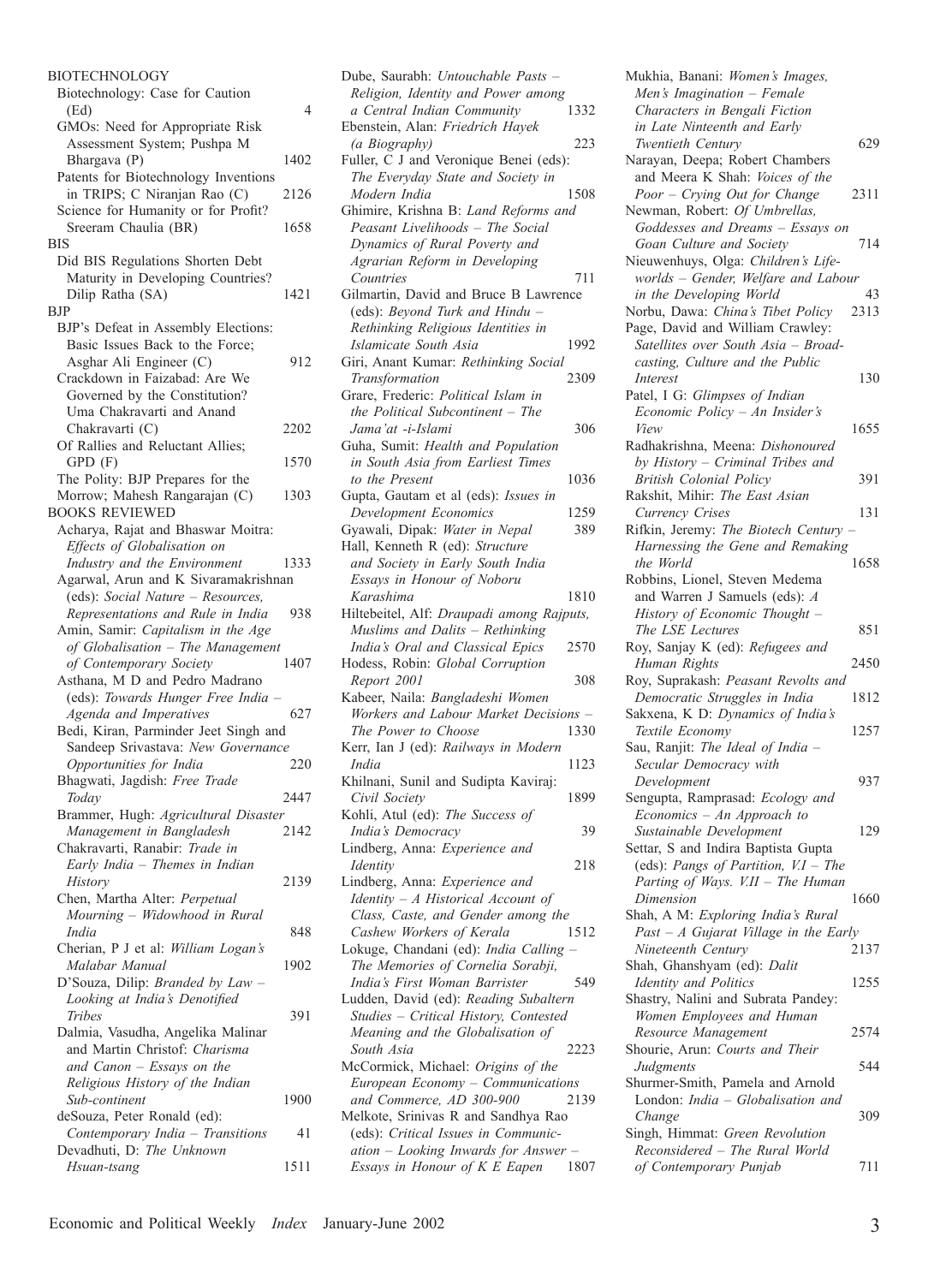BIOTECHNOLOGY

Biotechnology: Case for Caution (Ed) 4

GMOs: Need for Appropriate Risk Assessment System; Pushpa M Bhargava (P) 1402

Patents for Biotechnology Inventions in TRIPS; C Niranjan Rao (C) 2126

Science for Humanity or for Profit? Sreeram Chaulia (BR) 1658

BIS

Did BIS Regulations Shorten Debt Maturity in Developing Countries? Dilip Ratha (SA) 1421

BJP

BJP's Defeat in Assembly Elections: Basic Issues Back to the Force; Asghar Ali Engineer (C) 912

Crackdown in Faizabad: Are We Governed by the Constitution? Uma Chakravarti and Anand Chakravarti (C) 2202

Of Rallies and Reluctant Allies; GPD (F) 1570

The Polity: BJP Prepares for the Morrow; Mahesh Rangarajan (C) 1303

BOOKS REVIEWED

Acharya, Rajat and Bhaswar Moitra: *Effects of Globalisation on Industry and the Environment* 1333

Agarwal, Arun and K Sivaramakrishnan (eds): *Social Nature – Resources, Representations and Rule in India* 938

Amin, Samir: *Capitalism in the Age of Globalisation – The Management of Contemporary Society* 1407

Asthana, M D and Pedro Madrano (eds): *Towards Hunger Free India – Agenda and Imperatives* 627

Bedi, Kiran, Parminder Jeet Singh and Sandeep Srivastava: *New Governance Opportunities for India* 220

Bhagwati, Jagdish: *Free Trade Today* 2447

Brammer, Hugh: *Agricultural Disaster Management in Bangladesh* 2142

Chakravarti, Ranabir: *Trade in Early India – Themes in Indian History* 2139

Chen, Martha Alter: *Perpetual Mourning – Widowhood in Rural India* 848

Cherian, P J et al: *William Logan's Malabar Manual* 1902

D'Souza, Dilip: *Branded by Law – Looking at India's Denotified Tribes* 391

Dalmia, Vasudha, Angelika Malinar and Martin Christof: *Charisma and Canon – Essays on the Religious History of the Indian Sub-continent* 1900

deSouza, Peter Ronald (ed): *Contemporary India – Transitions* 41

Devadhuti, D: *The Unknown Hsuan-tsang* 1511

Dube, Saurabh: *Untouchable Pasts – Religion, Identity and Power among a Central Indian Community* 1332

Ebenstein, Alan: *Friedrich Hayek (a Biography)* 223

Fuller, C J and Veronique Benei (eds): *The Everyday State and Society in Modern India* 1508

Ghimire, Krishna B: *Land Reforms and Peasant Livelihoods – The Social Dynamics of Rural Poverty and Agrarian Reform in Developing Countries* 711

Gilmartin, David and Bruce B Lawrence (eds): *Beyond Turk and Hindu – Rethinking Religious Identities in Islamicate South Asia* 1992

Giri, Anant Kumar: *Rethinking Social Transformation* 2309

Grare, Frederic: *Political Islam in the Political Subcontinent – The Jama'at -i-Islami* 306

Guha, Sumit: *Health and Population in South Asia from Earliest Times to the Present* 1036

Gupta, Gautam et al (eds): *Issues in Development Economics* 1259

Gyawali, Dipak: *Water in Nepal* 389

Hall, Kenneth R (ed): *Structure and Society in Early South India Essays in Honour of Noboru Karashima* 1810

Hiltebeitel, Alf: *Draupadi among Rajputs, Muslims and Dalits – Rethinking India's Oral and Classical Epics* 2570

Hodess, Robin: *Global Corruption Report 2001* 308

Kabeer, Naila: *Bangladeshi Women Workers and Labour Market Decisions – The Power to Choose* 1330

Kerr, Ian J (ed): *Railways in Modern India* 1123

Khilnani, Sunil and Sudipta Kaviraj: *Civil Society* 1899

Kohli, Atul (ed): *The Success of India's Democracy* 39

Lindberg, Anna: *Experience and Identity* 218

Lindberg, Anna: *Experience and Identity – A Historical Account of Class, Caste, and Gender among the Cashew Workers of Kerala* 1512

Lokuge, Chandani (ed): *India Calling – The Memories of Cornelia Sorabji, India's First Woman Barrister* 549

Ludden, David (ed): *Reading Subaltern Studies – Critical History, Contested Meaning and the Globalisation of South Asia* 2223

McCormick, Michael: *Origins of the European Economy – Communications and Commerce, AD 300-900* 2139

Melkote, Srinivas R and Sandhya Rao (eds): *Critical Issues in Communication – Looking Inwards for Answer – Essays in Honour of K E Eapen* 1807

Mukhia, Banani: *Women's Images, Men's Imagination – Female Characters in Bengali Fiction in Late Ninteenth and Early Twentieth Century* 629

Narayan, Deepa; Robert Chambers and Meera K Shah: *Voices of the Poor – Crying Out for Change* 2311

Newman, Robert: *Of Umbrellas, Goddesses and Dreams – Essays on Goan Culture and Society* 714

Nieuwenhuys, Olga: *Children's Life-worlds – Gender, Welfare and Labour in the Developing World* 43

Norbu, Dawa: *China's Tibet Policy* 2313

Page, David and William Crawley: *Satellites over South Asia – Broadcasting, Culture and the Public Interest* 130

Patel, I G: *Glimpses of Indian Economic Policy – An Insider's View* 1655

Radhakrishna, Meena: *Dishonoured by History – Criminal Tribes and British Colonial Policy* 391

Rakshit, Mihir: *The East Asian Currency Crises* 131

Rifkin, Jeremy: *The Biotech Century – Harnessing the Gene and Remaking the World* 1658

Robbins, Lionel, Steven Medema and Warren J Samuels (eds): *A History of Economic Thought – The LSE Lectures* 851

Roy, Sanjay K (ed): *Refugees and Human Rights* 2450

Roy, Suprakash: *Peasant Revolts and Democratic Struggles in India* 1812

Sakxena, K D: *Dynamics of India's Textile Economy* 1257

Sau, Ranjit: *The Ideal of India – Secular Democracy with Development* 937

Sengupta, Ramprasad: *Ecology and Economics – An Approach to Sustainable Development* 129

Settar, S and Indira Baptista Gupta (eds): *Pangs of Partition, V.I – The Parting of Ways. V.II – The Human Dimension* 1660

Shah, A M: *Exploring India's Rural Past – A Gujarat Village in the Early Nineteenth Century* 2137

Shah, Ghanshyam (ed): *Dalit Identity and Politics* 1255

Shastry, Nalini and Subrata Pandey: *Women Employees and Human Resource Management* 2574

Shourie, Arun: *Courts and Their Judgments* 544

Shurmer-Smith, Pamela and Arnold London: *India – Globalisation and Change* 309

Singh, Himmat: *Green Revolution Reconsidered – The Rural World of Contemporary Punjab* 711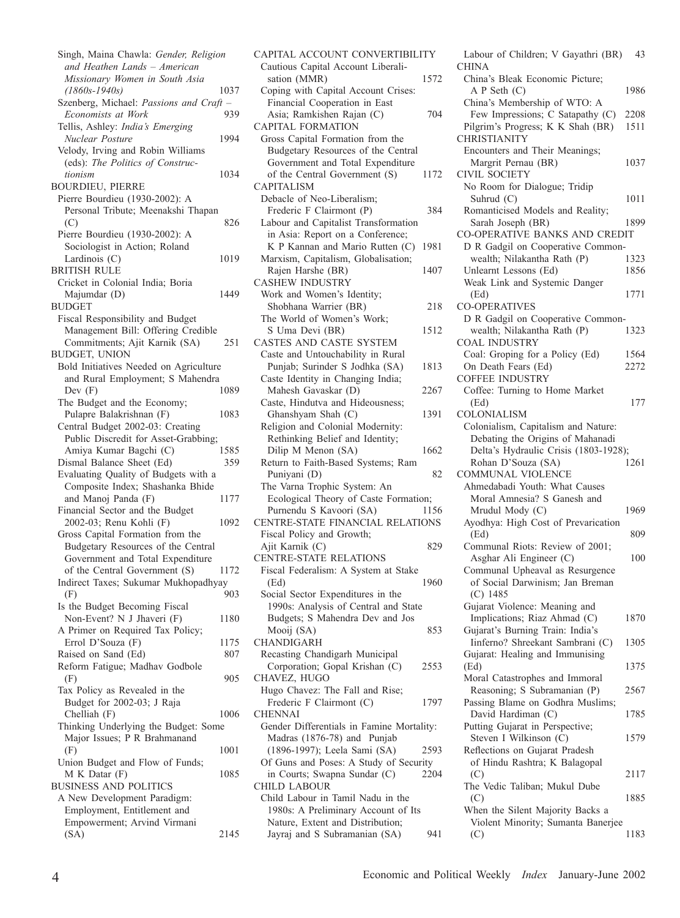Singh, Maina Chawla: *Gender, Religion and Heathen Lands – American Missionary Women in South Asia (1860s-1940s)* 1037

Szenberg, Michael: *Passions and Craft – Economists at Work* 939

Tellis, Ashley: *India's Emerging Nuclear Posture* 1994

Velody, Irving and Robin Williams (eds): *The Politics of Constructionism* 1034

BOURDIEU, PIERRE

Pierre Bourdieu (1930-2002): A Personal Tribute; Meenakshi Thapan (C) 826

Pierre Bourdieu (1930-2002): A Sociologist in Action; Roland Lardinois (C) 1019

BRITISH RULE

Cricket in Colonial India; Boria Majumdar (D) 1449

BUDGET

Fiscal Responsibility and Budget Management Bill: Offering Credible Commitments; Ajit Karnik (SA) 251

BUDGET, UNION

Bold Initiatives Needed on Agriculture and Rural Employment; S Mahendra Dev (F) 1089

The Budget and the Economy; Pulapre Balakrishnan (F) 1083

Central Budget 2002-03: Creating Public Discredit for Asset-Grabbing; Amiya Kumar Bagchi (C) 1585

Dismal Balance Sheet (Ed) 359

Evaluating Quality of Budgets with a Composite Index; Shashanka Bhide and Manoj Panda (F) 1177

Financial Sector and the Budget 2002-03; Renu Kohli (F) 1092

Gross Capital Formation from the Budgetary Resources of the Central Government and Total Expenditure of the Central Government (S) 1172

Indirect Taxes; Sukumar Mukhopadhyay (F) 903

Is the Budget Becoming Fiscal Non-Event? N J Jhaveri (F) 1180

A Primer on Required Tax Policy; Errol D'Souza (F) 1175

Raised on Sand (Ed) 807

Reform Fatigue; Madhav Godbole (F) 905

Tax Policy as Revealed in the Budget for 2002-03; J Raja Chelliah (F) 1006

Thinking Underlying the Budget: Some Major Issues; P R Brahmanand (F) 1001

Union Budget and Flow of Funds; M K Datar (F) 1085

BUSINESS AND POLITICS

A New Development Paradigm: Employment, Entitlement and Empowerment; Arvind Virmani (SA) 2145

CAPITAL ACCOUNT CONVERTIBILITY

Cautious Capital Account Liberalisation (MMR) 1572

Coping with Capital Account Crises: Financial Cooperation in East Asia; Ramkishen Rajan (C) 704

CAPITAL FORMATION

Gross Capital Formation from the Budgetary Resources of the Central Government and Total Expenditure of the Central Government (S) 1172

CAPITALISM

Debacle of Neo-Liberalism; Frederic F Clairmont (P) 384

Labour and Capitalist Transformation in Asia: Report on a Conference; K P Kannan and Mario Rutten (C) 1981

Marxism, Capitalism, Globalisation; Rajen Harshe (BR) 1407

CASHEW INDUSTRY

Work and Women's Identity; Shobhana Warrier (BR) 218

The World of Women's Work; S Uma Devi (BR) 1512

CASTES AND CASTE SYSTEM

Caste and Untouchability in Rural Punjab; Surinder S Jodhka (SA) 1813

Caste Identity in Changing India; Mahesh Gavaskar (D) 2267

Caste, Hindutva and Hideousness; Ghanshyam Shah (C) 1391

Religion and Colonial Modernity: Rethinking Belief and Identity; Dilip M Menon (SA) 1662

Return to Faith-Based Systems; Ram Puniyani (D) 82

The Varna Trophic System: An Ecological Theory of Caste Formation; Purnendu S Kavoori (SA) 1156

CENTRE-STATE FINANCIAL RELATIONS

Fiscal Policy and Growth; Ajit Karnik (C) 829

CENTRE-STATE RELATIONS

Fiscal Federalism: A System at Stake (Ed) 1960

Social Sector Expenditures in the 1990s: Analysis of Central and State Budgets; S Mahendra Dev and Jos Mooij (SA) 853

CHANDIGARH

Recasting Chandigarh Municipal Corporation; Gopal Krishan (C) 2553

CHAVEZ, HUGO

Hugo Chavez: The Fall and Rise; Frederic F Clairmont (C) 1797

CHENNAI

Gender Differentials in Famine Mortality: Madras (1876-78) and Punjab (1896-1997); Leela Sami (SA) 2593

Of Guns and Poses: A Study of Security in Courts; Swapna Sundar (C) 2204

CHILD LABOUR

Child Labour in Tamil Nadu in the 1980s: A Preliminary Account of Its Nature, Extent and Distribution; Jayraj and S Subramanian (SA) 941

Labour of Children; V Gayathri (BR) 43

CHINA

China's Bleak Economic Picture; A P Seth (C) 1986

China's Membership of WTO: A Few Impressions; C Satapathy (C) 2208

Pilgrim's Progress; K K Shah (BR) 1511

CHRISTIANITY

Encounters and Their Meanings; Margrit Pernau (BR) 1037

CIVIL SOCIETY

No Room for Dialogue; Tridip Suhrud (C) 1011

Romanticised Models and Reality; Sarah Joseph (BR) 1899

CO-OPERATIVE BANKS AND CREDIT

D R Gadgil on Cooperative Commonwealth; Nilakantha Rath (P) 1323

Unlearnt Lessons (Ed) 1856

Weak Link and Systemic Danger (Ed) 1771

CO-OPERATIVES

D R Gadgil on Cooperative Commonwealth; Nilakantha Rath (P) 1323

COAL INDUSTRY

Coal: Groping for a Policy (Ed) 1564

On Death Fears (Ed) 2272

COFFEE INDUSTRY

Coffee: Turning to Home Market (Ed) 177

COLONIALISM

Colonialism, Capitalism and Nature: Debating the Origins of Mahanadi Delta's Hydraulic Crisis (1803-1928); Rohan D'Souza (SA) 1261

COMMUNAL VIOLENCE

Ahmedabadi Youth: What Causes Moral Amnesia? S Ganesh and Mrudul Mody (C) 1969

Ayodhya: High Cost of Prevarication (Ed) 809

Communal Riots: Review of 2001; Asghar Ali Engineer (C) 100

Communal Upheaval as Resurgence of Social Darwinism; Jan Breman (C) 1485

Gujarat Violence: Meaning and Implications; Riaz Ahmad (C) 1870

Gujarat's Burning Train: India's Iinferno? Shreekant Sambrani (C) 1305

Gujarat: Healing and Immunising (Ed) 1375

Moral Catastrophes and Immoral Reasoning; S Subramanian (P) 2567

Passing Blame on Godhra Muslims; David Hardiman (C) 1785

Putting Gujarat in Perspective; Steven I Wilkinson (C) 1579

Reflections on Gujarat Pradesh of Hindu Rashtra; K Balagopal (C) 2117

The Vedic Taliban; Mukul Dube (C) 1885

When the Silent Majority Backs a Violent Minority; Sumanta Banerjee (C) 1183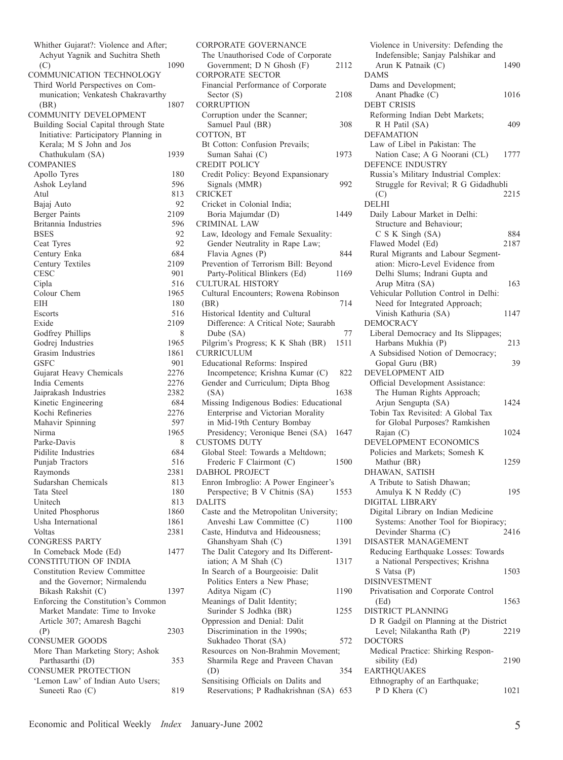Whither Gujarat?: Violence and After; Achyut Yagnik and Suchitra Sheth (C) 1090

COMMUNICATION TECHNOLOGY

Third World Perspectives on Communication; Venkatesh Chakravarthy (BR) 1807

COMMUNITY DEVELOPMENT

Building Social Capital through State Initiative: Participatory Planning in Kerala; M S John and Jos Chathukulam (SA) 1939

COMPANIES

| | |
|---|---|
| Apollo Tyres | 180 |
| Ashok Leyland | 596 |
| Atul | 813 |
| Bajaj Auto | 92 |
| Berger Paints | 2109 |
| Britannia Industries | 596 |
| BSES | 92 |
| Ceat Tyres | 92 |
| Century Enka | 684 |
| Century Textiles | 2109 |
| CESC | 901 |
| Cipla | 516 |
| Colour Chem | 1965 |
| EIH | 180 |
| Escorts | 516 |
| Exide | 2109 |
| Godfrey Phillips | 8 |
| Godrej Industries | 1965 |
| Grasim Industries | 1861 |
| GSFC | 901 |
| Gujarat Heavy Chemicals | 2276 |
| India Cements | 2276 |
| Jaiprakash Industries | 2382 |
| Kinetic Engineering | 684 |
| Kochi Refineries | 2276 |
| Mahavir Spinning | 597 |
| Nirma | 1965 |
| Parke-Davis | 8 |
| Pidilite Industries | 684 |
| Punjab Tractors | 516 |
| Raymonds | 2381 |
| Sudarshan Chemicals | 813 |
| Tata Steel | 180 |
| Unitech | 813 |
| United Phosphorus | 1860 |
| Usha International | 1861 |
| Voltas | 2381 |

CONGRESS PARTY

In Comeback Mode (Ed) 1477

CONSTITUTION OF INDIA

Constitution Review Committee and the Governor; Nirmalendu Bikash Rakshit (C) 1397

Enforcing the Constitution's Common Market Mandate: Time to Invoke Article 307; Amaresh Bagchi (P) 2303

CONSUMER GOODS

More Than Marketing Story; Ashok Parthasarthi (D) 353

CONSUMER PROTECTION

'Lemon Law' of Indian Auto Users; Suneeti Rao (C) 819

CORPORATE GOVERNANCE

The Unauthorised Code of Corporate Government; D N Ghosh (F) 2112

CORPORATE SECTOR

Financial Performance of Corporate Sector (S) 2108

CORRUPTION

Corruption under the Scanner; Samuel Paul (BR) 308

COTTON, BT

Bt Cotton: Confusion Prevails; Suman Sahai (C) 1973

CREDIT POLICY

Credit Policy: Beyond Expansionary Signals (MMR) 992

CRICKET

Cricket in Colonial India; Boria Majumdar (D) 1449

CRIMINAL LAW

Law, Ideology and Female Sexuality: Gender Neutrality in Rape Law; Flavia Agnes (P) 844

Prevention of Terrorism Bill: Beyond Party-Political Blinkers (Ed) 1169

CULTURAL HISTORY

Cultural Encounters; Rowena Robinson (BR) 714

Historical Identity and Cultural Difference: A Critical Note; Saurabh Dube (SA) 77

Pilgrim's Progress; K K Shah (BR) 1511

CURRICULUM

Educational Reforms: Inspired Incompetence; Krishna Kumar (C) 822

Gender and Curriculum; Dipta Bhog (SA) 1638

Missing Indigenous Bodies: Educational Enterprise and Victorian Morality in Mid-19th Century Bombay Presidency; Veronique Benei (SA) 1647

CUSTOMS DUTY

Global Steel: Towards a Meltdown; Frederic F Clairmont (C) 1500

DABHOL PROJECT

Enron Imbroglio: A Power Engineer's Perspective; B V Chitnis (SA) 1553

DALITS

Caste and the Metropolitan University; Anveshi Law Committee (C) 1100

Caste, Hindutva and Hideousness; Ghanshyam Shah (C) 1391

The Dalit Category and Its Differentiation; A M Shah (C) 1317

In Search of a Bourgeoisie: Dalit Politics Enters a New Phase; Aditya Nigam (C) 1190

Meanings of Dalit Identity; Surinder S Jodhka (BR) 1255

Oppression and Denial: Dalit Discrimination in the 1990s; Sukhadeo Thorat (SA) 572

Resources on Non-Brahmin Movement; Sharmila Rege and Praveen Chavan (D) 354

Sensitising Officials on Dalits and Reservations; P Radhakrishnan (SA) 653

Violence in University: Defending the Indefensible; Sanjay Palshikar and Arun K Patnaik (C) 1490

DAMS

Dams and Development; Anant Phadke (C) 1016

DEBT CRISIS

Reforming Indian Debt Markets; R H Patil (SA) 409

DEFAMATION

Law of Libel in Pakistan: The Nation Case; A G Noorani (CL) 1777

DEFENCE INDUSTRY

Russia's Military Industrial Complex: Struggle for Revival; R G Gidadhubli (C) 2215

DELHI

Daily Labour Market in Delhi: Structure and Behaviour; C S K Singh (SA) 884

Flawed Model (Ed) 2187

Rural Migrants and Labour Segmentation: Micro-Level Evidence from Delhi Slums; Indrani Gupta and Arup Mitra (SA) 163

Vehicular Pollution Control in Delhi: Need for Integrated Approach; Vinish Kathuria (SA) 1147

DEMOCRACY

Liberal Democracy and Its Slippages; Harbans Mukhia (P) 213

A Subsidised Notion of Democracy; Gopal Guru (BR) 39

DEVELOPMENT AID

Official Development Assistance: The Human Rights Approach; Arjun Sengupta (SA) 1424

Tobin Tax Revisited: A Global Tax for Global Purposes? Ramkishen Rajan (C) 1024

DEVELOPMENT ECONOMICS

Policies and Markets; Somesh K Mathur (BR) 1259

DHAWAN, SATISH

A Tribute to Satish Dhawan; Amulya K N Reddy (C) 195

DIGITAL LIBRARY

Digital Library on Indian Medicine Systems: Another Tool for Biopiracy; Devinder Sharma (C) 2416

DISASTER MANAGEMENT

Reducing Earthquake Losses: Towards a National Perspectives; Krishna S Vatsa (P) 1503

DISINVESTMENT

Privatisation and Corporate Control (Ed) 1563

DISTRICT PLANNING

D R Gadgil on Planning at the District Level; Nilakantha Rath (P) 2219

DOCTORS

Medical Practice: Shirking Responsibility (Ed) 2190

EARTHQUAKES

Ethnography of an Earthquake; P D Khera (C) 1021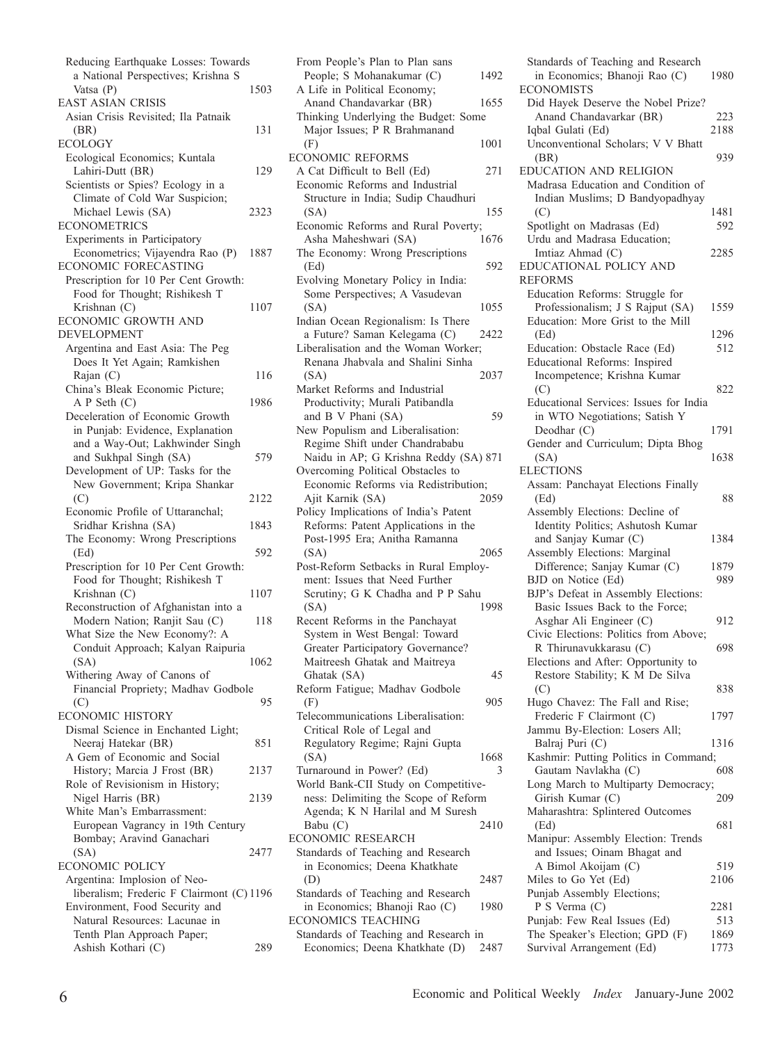Reducing Earthquake Losses: Towards a National Perspectives; Krishna S Vatsa (P) 1503

EAST ASIAN CRISIS

Asian Crisis Revisited; Ila Patnaik (BR) 131

ECOLOGY

Ecological Economics; Kuntala Lahiri-Dutt (BR) 129

Scientists or Spies? Ecology in a Climate of Cold War Suspicion; Michael Lewis (SA) 2323

ECONOMETRICS

Experiments in Participatory Econometrics; Vijayendra Rao (P) 1887

ECONOMIC FORECASTING

Prescription for 10 Per Cent Growth: Food for Thought; Rishikesh T Krishnan (C) 1107

ECONOMIC GROWTH AND DEVELOPMENT

Argentina and East Asia: The Peg Does It Yet Again; Ramkishen Rajan (C) 116

China's Bleak Economic Picture; A P Seth (C) 1986

Deceleration of Economic Growth in Punjab: Evidence, Explanation and a Way-Out; Lakhwinder Singh and Sukhpal Singh (SA) 579

Development of UP: Tasks for the New Government; Kripa Shankar (C) 2122

Economic Profile of Uttaranchal; Sridhar Krishna (SA) 1843

The Economy: Wrong Prescriptions (Ed) 592

Prescription for 10 Per Cent Growth: Food for Thought; Rishikesh T Krishnan (C) 1107

Reconstruction of Afghanistan into a Modern Nation; Ranjit Sau (C) 118

What Size the New Economy?: A Conduit Approach; Kalyan Raipuria (SA) 1062

Withering Away of Canons of Financial Propriety; Madhav Godbole (C) 95

ECONOMIC HISTORY

Dismal Science in Enchanted Light; Neeraj Hatekar (BR) 851

A Gem of Economic and Social History; Marcia J Frost (BR) 2137

Role of Revisionism in History; Nigel Harris (BR) 2139

White Man's Embarrassment: European Vagrancy in 19th Century Bombay; Aravind Ganachari (SA) 2477

ECONOMIC POLICY

Argentina: Implosion of Neo-liberalism; Frederic F Clairmont (C) 1196

Environment, Food Security and Natural Resources: Lacunae in Tenth Plan Approach Paper; Ashish Kothari (C) 289

From People's Plan to Plan sans People; S Mohanakumar (C) 1492

A Life in Political Economy; Anand Chandavarkar (BR) 1655

Thinking Underlying the Budget: Some Major Issues; P R Brahmanand (F) 1001

ECONOMIC REFORMS

A Cat Difficult to Bell (Ed) 271

Economic Reforms and Industrial Structure in India; Sudip Chaudhuri (SA) 155

Economic Reforms and Rural Poverty; Asha Maheshwari (SA) 1676

The Economy: Wrong Prescriptions (Ed) 592

Evolving Monetary Policy in India: Some Perspectives; A Vasudevan (SA) 1055

Indian Ocean Regionalism: Is There a Future? Saman Kelegama (C) 2422

Liberalisation and the Woman Worker; Renana Jhabvala and Shalini Sinha (SA) 2037

Market Reforms and Industrial Productivity; Murali Patibandla and B V Phani (SA) 59

New Populism and Liberalisation: Regime Shift under Chandrababu Naidu in AP; G Krishna Reddy (SA) 871

Overcoming Political Obstacles to Economic Reforms via Redistribution; Ajit Karnik (SA) 2059

Policy Implications of India's Patent Reforms: Patent Applications in the Post-1995 Era; Anitha Ramanna (SA) 2065

Post-Reform Setbacks in Rural Employment: Issues that Need Further Scrutiny; G K Chadha and P P Sahu (SA) 1998

Recent Reforms in the Panchayat System in West Bengal: Toward Greater Participatory Governance? Maitreesh Ghatak and Maitreya Ghatak (SA) 45

Reform Fatigue; Madhav Godbole (F) 905

Telecommunications Liberalisation: Critical Role of Legal and Regulatory Regime; Rajni Gupta (SA) 1668

Turnaround in Power? (Ed) 3

World Bank-CII Study on Competitiveness: Delimiting the Scope of Reform Agenda; K N Harilal and M Suresh Babu (C) 2410

ECONOMIC RESEARCH

Standards of Teaching and Research in Economics; Deena Khatkhate (D) 2487

Standards of Teaching and Research in Economics; Bhanoji Rao (C) 1980

ECONOMICS TEACHING

Standards of Teaching and Research in Economics; Deena Khatkhate (D) 2487

Standards of Teaching and Research in Economics; Bhanoji Rao (C) 1980

ECONOMISTS

Did Hayek Deserve the Nobel Prize? Anand Chandavarkar (BR) 223

Iqbal Gulati (Ed) 2188

Unconventional Scholars; V V Bhatt (BR) 939

EDUCATION AND RELIGION

Madrasa Education and Condition of Indian Muslims; D Bandyopadhyay (C) 1481

Spotlight on Madrasas (Ed) 592

Urdu and Madrasa Education; Imtiaz Ahmad (C) 2285

EDUCATIONAL POLICY AND REFORMS

Education Reforms: Struggle for Professionalism; J S Rajput (SA) 1559

Education: More Grist to the Mill (Ed) 1296

Education: Obstacle Race (Ed) 512

Educational Reforms: Inspired Incompetence; Krishna Kumar (C) 822

Educational Services: Issues for India in WTO Negotiations; Satish Y Deodhar (C) 1791

Gender and Curriculum; Dipta Bhog (SA) 1638

ELECTIONS

Assam: Panchayat Elections Finally (Ed) 88

Assembly Elections: Decline of Identity Politics; Ashutosh Kumar and Sanjay Kumar (C) 1384

Assembly Elections: Marginal Difference; Sanjay Kumar (C) 1879

BJD on Notice (Ed) 989

BJP's Defeat in Assembly Elections: Basic Issues Back to the Force; Asghar Ali Engineer (C) 912

Civic Elections: Politics from Above; R Thirunavukkarasu (C) 698

Elections and After: Opportunity to Restore Stability; K M De Silva (C) 838

Hugo Chavez: The Fall and Rise; Frederic F Clairmont (C) 1797

Jammu By-Election: Losers All; Balraj Puri (C) 1316

Kashmir: Putting Politics in Command; Gautam Navlakha (C) 608

Long March to Multiparty Democracy; Girish Kumar (C) 209

Maharashtra: Splintered Outcomes (Ed) 681

Manipur: Assembly Election: Trends and Issues; Oinam Bhagat and A Bimol Akoijam (C) 519

Miles to Go Yet (Ed) 2106

Punjab Assembly Elections; P S Verma (C) 2281

Punjab: Few Real Issues (Ed) 513

The Speaker's Election; GPD (F) 1869

Survival Arrangement (Ed) 1773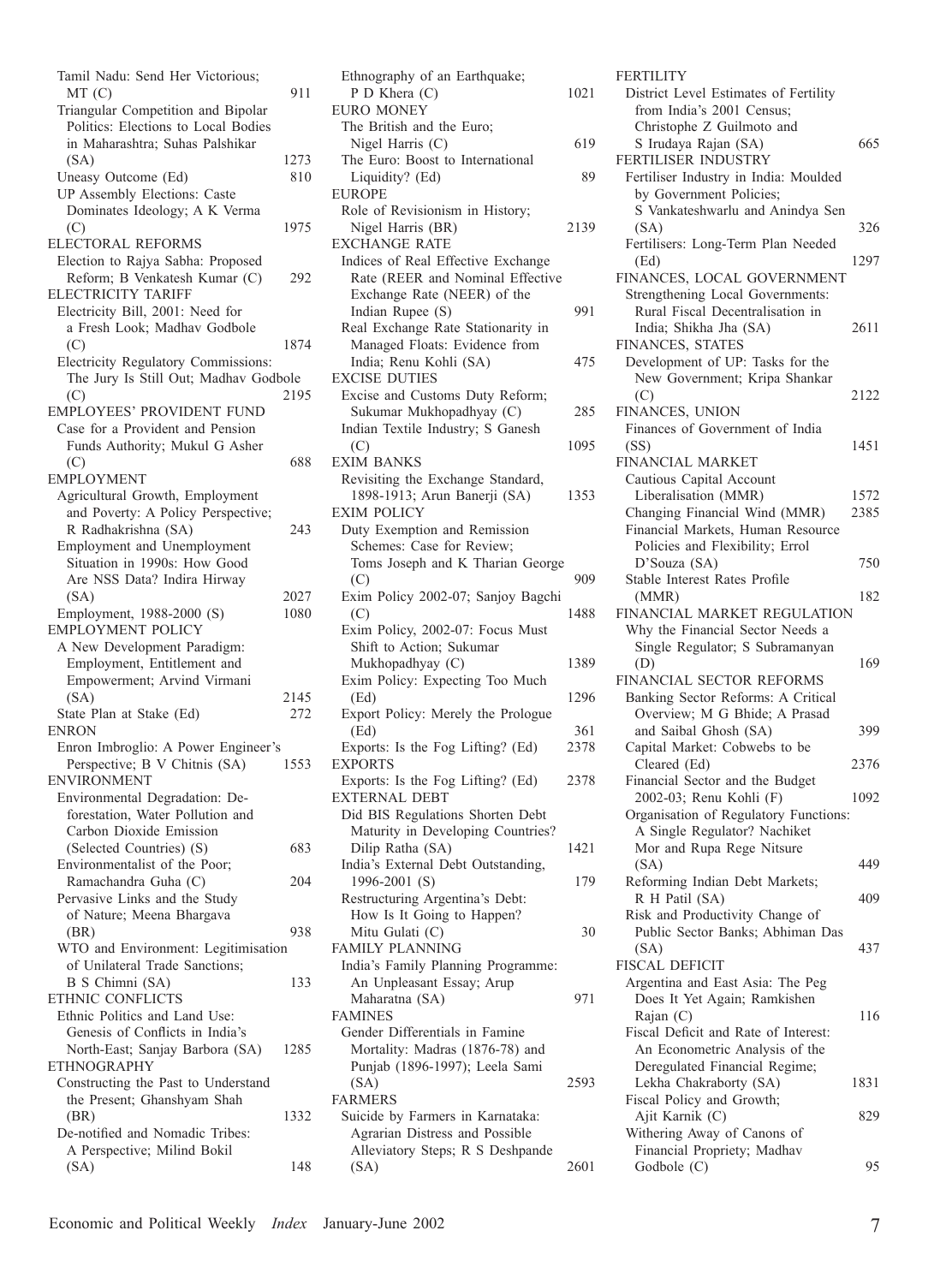Tamil Nadu: Send Her Victorious; MT (C) 911

Triangular Competition and Bipolar Politics: Elections to Local Bodies in Maharashtra; Suhas Palshikar (SA) 1273

Uneasy Outcome (Ed) 810

UP Assembly Elections: Caste Dominates Ideology; A K Verma (C) 1975

**ELECTORAL REFORMS**

Election to Rajya Sabha: Proposed Reform; B Venkatesh Kumar (C) 292

**ELECTRICITY TARIFF**

Electricity Bill, 2001: Need for a Fresh Look; Madhav Godbole (C) 1874

Electricity Regulatory Commissions: The Jury Is Still Out; Madhav Godbole (C) 2195

**EMPLOYEES' PROVIDENT FUND**

Case for a Provident and Pension Funds Authority; Mukul G Asher (C) 688

**EMPLOYMENT**

Agricultural Growth, Employment and Poverty: A Policy Perspective; R Radhakrishna (SA) 243

Employment and Unemployment Situation in 1990s: How Good Are NSS Data? Indira Hirway (SA) 2027

Employment, 1988-2000 (S) 1080

**EMPLOYMENT POLICY**

A New Development Paradigm: Employment, Entitlement and Empowerment; Arvind Virmani (SA) 2145

State Plan at Stake (Ed) 272

**ENRON**

Enron Imbroglio: A Power Engineer's Perspective; B V Chitnis (SA) 1553

**ENVIRONMENT**

Environmental Degradation: Deforestation, Water Pollution and Carbon Dioxide Emission (Selected Countries) (S) 683

Environmentalist of the Poor; Ramachandra Guha (C) 204

Pervasive Links and the Study of Nature; Meena Bhargava (BR) 938

WTO and Environment: Legitimisation of Unilateral Trade Sanctions; B S Chimni (SA) 133

**ETHNIC CONFLICTS**

Ethnic Politics and Land Use: Genesis of Conflicts in India's North-East; Sanjay Barbora (SA) 1285

**ETHNOGRAPHY**

Constructing the Past to Understand the Present; Ghanshyam Shah (BR) 1332

De-notified and Nomadic Tribes: A Perspective; Milind Bokil (SA) 148

Ethnography of an Earthquake; P D Khera (C) 1021

**EURO MONEY**

The British and the Euro; Nigel Harris (C) 619

The Euro: Boost to International Liquidity? (Ed) 89

**EUROPE**

Role of Revisionism in History; Nigel Harris (BR) 2139

**EXCHANGE RATE**

Indices of Real Effective Exchange Rate (REER and Nominal Effective Exchange Rate (NEER) of the Indian Rupee (S) 991

Real Exchange Rate Stationarity in Managed Floats: Evidence from India; Renu Kohli (SA) 475

**EXCISE DUTIES**

Excise and Customs Duty Reform; Sukumar Mukhopadhyay (C) 285

Indian Textile Industry; S Ganesh (C) 1095

**EXIM BANKS**

Revisiting the Exchange Standard, 1898-1913; Arun Banerji (SA) 1353

**EXIM POLICY**

Duty Exemption and Remission Schemes: Case for Review; Toms Joseph and K Tharian George (C) 909

Exim Policy 2002-07; Sanjoy Bagchi (C) 1488

Exim Policy, 2002-07: Focus Must Shift to Action; Sukumar Mukhopadhyay (C) 1389

Exim Policy: Expecting Too Much (Ed) 1296

Export Policy: Merely the Prologue (Ed) 361

Exports: Is the Fog Lifting? (Ed) 2378

**EXPORTS**

Exports: Is the Fog Lifting? (Ed) 2378

**EXTERNAL DEBT**

Did BIS Regulations Shorten Debt Maturity in Developing Countries? Dilip Ratha (SA) 1421

India's External Debt Outstanding, 1996-2001 (S) 179

Restructuring Argentina's Debt: How Is It Going to Happen? Mitu Gulati (C) 30

**FAMILY PLANNING**

India's Family Planning Programme: An Unpleasant Essay; Arup Maharatna (SA) 971

**FAMINES**

Gender Differentials in Famine Mortality: Madras (1876-78) and Punjab (1896-1997); Leela Sami (SA) 2593

**FARMERS**

Suicide by Farmers in Karnataka: Agrarian Distress and Possible Alleviatory Steps; R S Deshpande (SA) 2601

**FERTILITY**

District Level Estimates of Fertility from India's 2001 Census; Christophe Z Guilmoto and S Irudaya Rajan (SA) 665

**FERTILISER INDUSTRY**

Fertiliser Industry in India: Moulded by Government Policies; S Vankateshwarlu and Anindya Sen (SA) 326

Fertilisers: Long-Term Plan Needed (Ed) 1297

**FINANCES, LOCAL GOVERNMENT**

Strengthening Local Governments: Rural Fiscal Decentralisation in India; Shikha Jha (SA) 2611

**FINANCES, STATES**

Development of UP: Tasks for the New Government; Kripa Shankar (C) 2122

**FINANCES, UNION**

Finances of Government of India (SS) 1451

**FINANCIAL MARKET**

Cautious Capital Account Liberalisation (MMR) 1572

Changing Financial Wind (MMR) 2385

Financial Markets, Human Resource Policies and Flexibility; Errol D'Souza (SA) 750

Stable Interest Rates Profile (MMR) 182

**FINANCIAL MARKET REGULATION**

Why the Financial Sector Needs a Single Regulator; S Subramanyan (D) 169

**FINANCIAL SECTOR REFORMS**

Banking Sector Reforms: A Critical Overview; M G Bhide; A Prasad and Saibal Ghosh (SA) 399

Capital Market: Cobwebs to be Cleared (Ed) 2376

Financial Sector and the Budget 2002-03; Renu Kohli (F) 1092

Organisation of Regulatory Functions: A Single Regulator? Nachiket Mor and Rupa Rege Nitsure (SA) 449

Reforming Indian Debt Markets; R H Patil (SA) 409

Risk and Productivity Change of Public Sector Banks; Abhiman Das (SA) 437

**FISCAL DEFICIT**

Argentina and East Asia: The Peg Does It Yet Again; Ramkishen Rajan (C) 116

Fiscal Deficit and Rate of Interest: An Econometric Analysis of the Deregulated Financial Regime; Lekha Chakraborty (SA) 1831

Fiscal Policy and Growth; Ajit Karnik (C) 829

Withering Away of Canons of Financial Propriety; Madhav Godbole (C) 95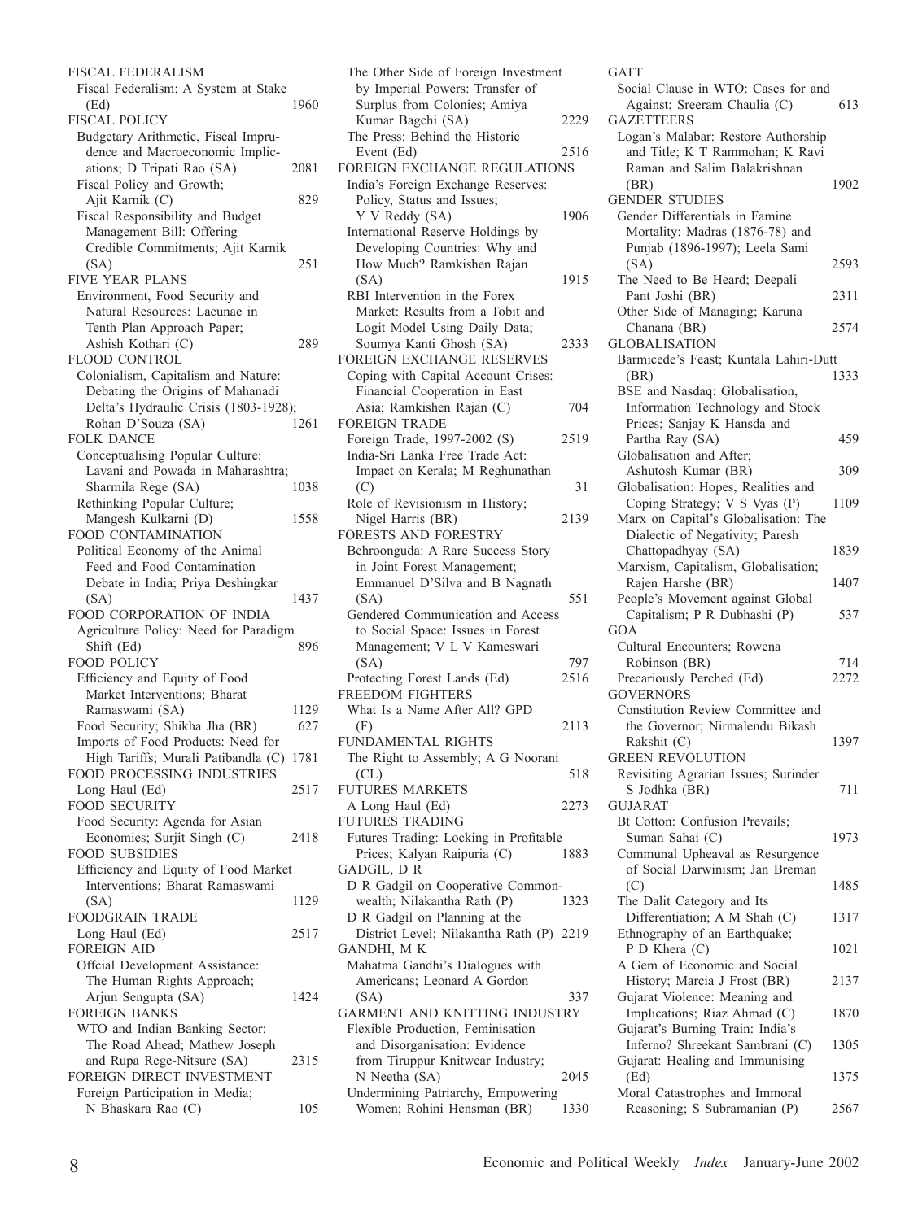FISCAL FEDERALISM
Fiscal Federalism: A System at Stake (Ed) 1960

FISCAL POLICY
Budgetary Arithmetic, Fiscal Imprudence and Macroeconomic Implications; D Tripati Rao (SA) 2081
Fiscal Policy and Growth; Ajit Karnik (C) 829
Fiscal Responsibility and Budget Management Bill: Offering Credible Commitments; Ajit Karnik (SA) 251

FIVE YEAR PLANS
Environment, Food Security and Natural Resources: Lacunae in Tenth Plan Approach Paper; Ashish Kothari (C) 289

FLOOD CONTROL
Colonialism, Capitalism and Nature: Debating the Origins of Mahanadi Delta's Hydraulic Crisis (1803-1928); Rohan D'Souza (SA) 1261

FOLK DANCE
Conceptualising Popular Culture: Lavani and Powada in Maharashtra; Sharmila Rege (SA) 1038
Rethinking Popular Culture; Mangesh Kulkarni (D) 1558

FOOD CONTAMINATION
Political Economy of the Animal Feed and Food Contamination Debate in India; Priya Deshingkar (SA) 1437

FOOD CORPORATION OF INDIA
Agriculture Policy: Need for Paradigm Shift (Ed) 896

FOOD POLICY
Efficiency and Equity of Food Market Interventions; Bharat Ramaswami (SA) 1129
Food Security; Shikha Jha (BR) 627
Imports of Food Products: Need for High Tariffs; Murali Patibandla (C) 1781

FOOD PROCESSING INDUSTRIES
Long Haul (Ed) 2517

FOOD SECURITY
Food Security: Agenda for Asian Economies; Surjit Singh (C) 2418

FOOD SUBSIDIES
Efficiency and Equity of Food Market Interventions; Bharat Ramaswami (SA) 1129

FOODGRAIN TRADE
Long Haul (Ed) 2517

FOREIGN AID
Offcial Development Assistance: The Human Rights Approach; Arjun Sengupta (SA) 1424

FOREIGN BANKS
WTO and Indian Banking Sector: The Road Ahead; Mathew Joseph and Rupa Rege-Nitsure (SA) 2315

FOREIGN DIRECT INVESTMENT
Foreign Participation in Media; N Bhaskara Rao (C) 105
The Other Side of Foreign Investment by Imperial Powers: Transfer of Surplus from Colonies; Amiya Kumar Bagchi (SA) 2229
The Press: Behind the Historic Event (Ed) 2516

FOREIGN EXCHANGE REGULATIONS
India's Foreign Exchange Reserves: Policy, Status and Issues; Y V Reddy (SA) 1906
International Reserve Holdings by Developing Countries: Why and How Much? Ramkishen Rajan (SA) 1915
RBI Intervention in the Forex Market: Results from a Tobit and Logit Model Using Daily Data; Soumya Kanti Ghosh (SA) 2333

FOREIGN EXCHANGE RESERVES
Coping with Capital Account Crises: Financial Cooperation in East Asia; Ramkishen Rajan (C) 704

FOREIGN TRADE
Foreign Trade, 1997-2002 (S) 2519
India-Sri Lanka Free Trade Act: Impact on Kerala; M Reghunathan (C) 31
Role of Revisionism in History; Nigel Harris (BR) 2139

FORESTS AND FORESTRY
Behroonguda: A Rare Success Story in Joint Forest Management; Emmanuel D'Silva and B Nagnath (SA) 551
Gendered Communication and Access to Social Space: Issues in Forest Management; V L V Kameswari (SA) 797
Protecting Forest Lands (Ed) 2516

FREEDOM FIGHTERS
What Is a Name After All? GPD (F) 2113

FUNDAMENTAL RIGHTS
The Right to Assembly; A G Noorani (CL) 518

FUTURES MARKETS
A Long Haul (Ed) 2273

FUTURES TRADING
Futures Trading: Locking in Profitable Prices; Kalyan Raipuria (C) 1883

GADGIL, D R
D R Gadgil on Cooperative Commonwealth; Nilakantha Rath (P) 1323
D R Gadgil on Planning at the District Level; Nilakantha Rath (P) 2219

GANDHI, M K
Mahatma Gandhi's Dialogues with Americans; Leonard A Gordon (SA) 337

GARMENT AND KNITTING INDUSTRY
Flexible Production, Feminisation and Disorganisation: Evidence from Tiruppur Knitwear Industry; N Neetha (SA) 2045
Undermining Patriarchy, Empowering Women; Rohini Hensman (BR) 1330

GATT
Social Clause in WTO: Cases for and Against; Sreeram Chaulia (C) 613

GAZETTEERS
Logan's Malabar: Restore Authorship and Title; K T Rammohan; K Ravi Raman and Salim Balakrishnan (BR) 1902

GENDER STUDIES
Gender Differentials in Famine Mortality: Madras (1876-78) and Punjab (1896-1997); Leela Sami (SA) 2593
The Need to Be Heard; Deepali Pant Joshi (BR) 2311
Other Side of Managing; Karuna Chanana (BR) 2574

GLOBALISATION
Barmicede's Feast; Kuntala Lahiri-Dutt (BR) 1333
BSE and Nasdaq: Globalisation, Information Technology and Stock Prices; Sanjay K Hansda and Partha Ray (SA) 459
Globalisation and After; Ashutosh Kumar (BR) 309
Globalisation: Hopes, Realities and Coping Strategy; V S Vyas (P) 1109
Marx on Capital's Globalisation: The Dialectic of Negativity; Paresh Chattopadhyay (SA) 1839
Marxism, Capitalism, Globalisation; Rajen Harshe (BR) 1407
People's Movement against Global Capitalism; P R Dubhashi (P) 537

GOA
Cultural Encounters; Rowena Robinson (BR) 714
Precariously Perched (Ed) 2272

GOVERNORS
Constitution Review Committee and the Governor; Nirmalendu Bikash Rakshit (C) 1397

GREEN REVOLUTION
Revisiting Agrarian Issues; Surinder S Jodhka (BR) 711

GUJARAT
Bt Cotton: Confusion Prevails; Suman Sahai (C) 1973
Communal Upheaval as Resurgence of Social Darwinism; Jan Breman (C) 1485
The Dalit Category and Its Differentiation; A M Shah (C) 1317
Ethnography of an Earthquake; P D Khera (C) 1021
A Gem of Economic and Social History; Marcia J Frost (BR) 2137
Gujarat Violence: Meaning and Implications; Riaz Ahmad (C) 1870
Gujarat's Burning Train: India's Inferno? Shreekant Sambrani (C) 1305
Gujarat: Healing and Immunising (Ed) 1375
Moral Catastrophes and Immoral Reasoning; S Subramanian (P) 2567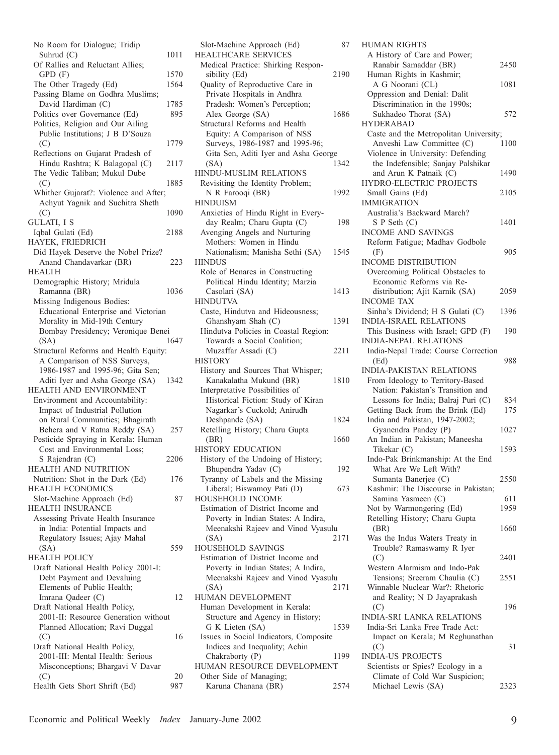No Room for Dialogue; Tridip Suhrud (C) 1011
Of Rallies and Reluctant Allies; GPD (F) 1570
The Other Tragedy (Ed) 1564
Passing Blame on Godhra Muslims; David Hardiman (C) 1785
Politics over Governance (Ed) 895
Politics, Religion and Our Ailing Public Institutions; J B D'Souza (C) 1779
Reflections on Gujarat Pradesh of Hindu Rashtra; K Balagopal (C) 2117
The Vedic Taliban; Mukul Dube (C) 1885
Whither Gujarat?: Violence and After; Achyut Yagnik and Suchitra Sheth (C) 1090

GULATI, I S
Iqbal Gulati (Ed) 2188

HAYEK, FRIEDRICH
Did Hayek Deserve the Nobel Prize? Anand Chandavarkar (BR) 223

HEALTH
Demographic History; Mridula Ramanna (BR) 1036
Missing Indigenous Bodies: Educational Enterprise and Victorian Morality in Mid-19th Century Bombay Presidency; Veronique Benei (SA) 1647
Structural Reforms and Health Equity: A Comparison of NSS Surveys, 1986-1987 and 1995-96; Gita Sen, Aditi Iyer and Asha George (SA) 1342

HEALTH AND ENVIRONMENT
Environment and Accountability: Impact of Industrial Pollution on Rural Communities; Bhagirath Behera and V Ratna Reddy (SA) 257
Pesticide Spraying in Kerala: Human Cost and Environmental Loss; S Rajendran (C) 2206

HEALTH AND NUTRITION
Nutrition: Shot in the Dark (Ed) 176

HEALTH ECONOMICS
Slot-Machine Approach (Ed) 87

HEALTH INSURANCE
Assessing Private Health Insurance in India: Potential Impacts and Regulatory Issues; Ajay Mahal (SA) 559

HEALTH POLICY
Draft National Health Policy 2001-I: Debt Payment and Devaluing Elements of Public Health; Imrana Qadeer (C) 12
Draft National Health Policy, 2001-II: Resource Generation without Planned Allocation; Ravi Duggal (C) 16
Draft National Health Policy, 2001-III: Mental Health: Serious Misconceptions; Bhargavi V Davar (C) 20
Health Gets Short Shrift (Ed) 987
Slot-Machine Approach (Ed) 87

HEALTHCARE SERVICES
Medical Practice: Shirking Responsibility (Ed) 2190
Quality of Reproductive Care in Private Hospitals in Andhra Pradesh: Women's Perception; Alex George (SA) 1686
Structural Reforms and Health Equity: A Comparison of NSS Surveys, 1986-1987 and 1995-96; Gita Sen, Aditi Iyer and Asha George (SA) 1342

HINDU-MUSLIM RELATIONS
Revisiting the Identity Problem; N R Farooqi (BR) 1992

HINDUISM
Anxieties of Hindu Right in Everyday Realm; Charu Gupta (C) 198
Avenging Angels and Nurturing Mothers: Women in Hindu Nationalism; Manisha Sethi (SA) 1545

HINDUS
Role of Benares in Constructing Political Hindu Identity; Marzia Casolari (SA) 1413

HINDUTVA
Caste, Hindutva and Hideousness; Ghanshyam Shah (C) 1391
Hindutva Policies in Coastal Region: Towards a Social Coalition; Muzaffar Assadi (C) 2211

HISTORY
History and Sources That Whisper; Kanakalatha Mukund (BR) 1810
Interpretative Possibilities of Historical Fiction: Study of Kiran Nagarkar's Cuckold; Anirudh Deshpande (SA) 1824
Retelling History; Charu Gupta (BR) 1660

HISTORY EDUCATION
History of the Undoing of History; Bhupendra Yadav (C) 192
Tyranny of Labels and the Missing Liberal; Biswamoy Pati (D) 673

HOUSEHOLD INCOME
Estimation of District Income and Poverty in Indian States: A Indira, Meenakshi Rajeev and Vinod Vyasulu (SA) 2171

HOUSEHOLD SAVINGS
Estimation of District Income and Poverty in Indian States; A Indira, Meenakshi Rajeev and Vinod Vyasulu (SA) 2171

HUMAN DEVELOPMENT
Human Development in Kerala: Structure and Agency in History; G K Lieten (SA) 1539
Issues in Social Indicators, Composite Indices and Inequality; Achin Chakraborty (P) 1199

HUMAN RESOURCE DEVELOPMENT
Other Side of Managing; Karuna Chanana (BR) 2574

HUMAN RIGHTS
A History of Care and Power; Ranabir Samaddar (BR) 2450
Human Rights in Kashmir; A G Noorani (CL) 1081
Oppression and Denial: Dalit Discrimination in the 1990s; Sukhadeo Thorat (SA) 572

HYDERABAD
Caste and the Metropolitan University; Anveshi Law Committee (C) 1100
Violence in University: Defending the Indefensible; Sanjay Palshikar and Arun K Patnaik (C) 1490

HYDRO-ELECTRIC PROJECTS
Small Gains (Ed) 2105

IMMIGRATION
Australia's Backward March? S P Seth (C) 1401

INCOME AND SAVINGS
Reform Fatigue; Madhav Godbole (F) 905

INCOME DISTRIBUTION
Overcoming Political Obstacles to Economic Reforms via Redistribution; Ajit Karnik (SA) 2059

INCOME TAX
Sinha's Dividend; H S Gulati (C) 1396

INDIA-ISRAEL RELATIONS
This Business with Israel; GPD (F) 190

INDIA-NEPAL RELATIONS
India-Nepal Trade: Course Correction (Ed) 988

INDIA-PAKISTAN RELATIONS
From Ideology to Territory-Based Nation: Pakistan's Transition and Lessons for India; Balraj Puri (C) 834
Getting Back from the Brink (Ed) 175
India and Pakistan, 1947-2002; Gyanendra Pandey (P) 1027
An Indian in Pakistan; Maneesha Tikekar (C) 1593
Indo-Pak Brinkmanship: At the End What Are We Left With? Sumanta Banerjee (C) 2550
Kashmir: The Discourse in Pakistan; Samina Yasmeen (C) 611
Not by Warmongering (Ed) 1959
Retelling History; Charu Gupta (BR) 1660
Was the Indus Waters Treaty in Trouble? Ramaswamy R Iyer (C) 2401
Western Alarmism and Indo-Pak Tensions; Sreeram Chaulia (C) 2551
Winnable Nuclear War?: Rhetoric and Reality; N D Jayaprakash (C) 196

INDIA-SRI LANKA RELATIONS
India-Sri Lanka Free Trade Act: Impact on Kerala; M Reghunathan (C) 31

INDIA-US PROJECTS
Scientists or Spies? Ecology in a Climate of Cold War Suspicion; Michael Lewis (SA) 2323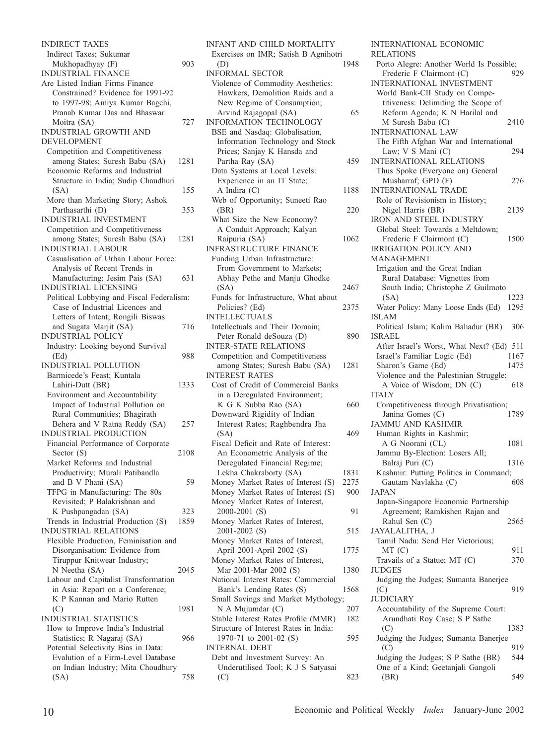INDIRECT TAXES

Indirect Taxes; Sukumar Mukhopadhyay (F) 903

INDUSTRIAL FINANCE

Are Listed Indian Firms Finance Constrained? Evidence for 1991-92 to 1997-98; Amiya Kumar Bagchi, Pranab Kumar Das and Bhaswar Moitra (SA) 727

INDUSTRIAL GROWTH AND DEVELOPMENT

Competition and Competitiveness among States; Suresh Babu (SA) 1281

Economic Reforms and Industrial Structure in India; Sudip Chaudhuri (SA) 155

More than Marketing Story; Ashok Parthasarthi (D) 353

INDUSTRIAL INVESTMENT

Competition and Competitiveness among States; Suresh Babu (SA) 1281

INDUSTRIAL LABOUR

Casualisation of Urban Labour Force: Analysis of Recent Trends in Manufacturing; Jesim Pais (SA) 631

INDUSTRIAL LICENSING

Political Lobbying and Fiscal Federalism: Case of Industrial Licences and Letters of Intent; Rongili Biswas and Sugata Marjit (SA) 716

INDUSTRIAL POLICY

Industry: Looking beyond Survival (Ed) 988

INDUSTRIAL POLLUTION

Barmicede's Feast; Kuntala Lahiri-Dutt (BR) 1333

Environment and Accountability: Impact of Industrial Pollution on Rural Communities; Bhagirath Behera and V Ratna Reddy (SA) 257

INDUSTRIAL PRODUCTION

Financial Performance of Corporate Sector (S) 2108

Market Reforms and Industrial Productivity; Murali Patibandla and B V Phani (SA) 59

TFPG in Manufacturing: The 80s Revisited; P Balakrishnan and K Pushpangadan (SA) 323

Trends in Industrial Production (S) 1859

INDUSTRIAL RELATIONS

Flexible Production, Feminisation and Disorganisation: Evidence from Tiruppur Knitwear Industry; N Neetha (SA) 2045

Labour and Capitalist Transformation in Asia: Report on a Conference; K P Kannan and Mario Rutten (C) 1981

INDUSTRIAL STATISTICS

How to Improve India's Industrial Statistics; R Nagaraj (SA) 966

Potential Selectivity Bias in Data: Evalution of a Firm-Level Database on Indian Industry; Mita Choudhury (SA) 758

INFANT AND CHILD MORTALITY

Exercises on IMR; Satish B Agnihotri (D) 1948

INFORMAL SECTOR

Violence of Commodity Aesthetics: Hawkers, Demolition Raids and a New Regime of Consumption; Arvind Rajagopal (SA) 65

INFORMATION TECHNOLOGY

BSE and Nasdaq: Globalisation, Information Technology and Stock Prices; Sanjay K Hansda and Partha Ray (SA) 459

Data Systems at Local Levels: Experience in an IT State; A Indira (C) 1188

Web of Opportunity; Suneeti Rao (BR) 220

What Size the New Economy? A Conduit Approach; Kalyan Raipuria (SA) 1062

INFRASTRUCTURE FINANCE

Funding Urban Infrastructure: From Government to Markets; Abhay Pethe and Manju Ghodke (SA) 2467

Funds for Infrastructure, What about Policies? (Ed) 2375

INTELLECTUALS

Intellectuals and Their Domain; Peter Ronald deSouza (D) 890

INTER-STATE RELATIONS

Competition and Competitiveness among States; Suresh Babu (SA) 1281

INTEREST RATES

Cost of Credit of Commercial Banks in a Deregulated Environment; K G K Subba Rao (SA) 660

Downward Rigidity of Indian Interest Rates; Raghbendra Jha (SA) 469

Fiscal Deficit and Rate of Interest: An Econometric Analysis of the Deregulated Financial Regime; Lekha Chakraborty (SA) 1831

Money Market Rates of Interest (S) 2275

Money Market Rates of Interest (S) 900

Money Market Rates of Interest, 2000-2001 (S) 91

Money Market Rates of Interest, 2001-2002 (S) 515

Money Market Rates of Interest, April 2001-April 2002 (S) 1775

Money Market Rates of Interest, Mar 2001-Mar 2002 (S) 1380

National Interest Rates: Commercial Bank's Lending Rates (S) 1568

Small Savings and Market Mythology; N A Mujumdar (C) 207

Stable Interest Rates Profile (MMR) 182

Structure of Interest Rates in India: 1970-71 to 2001-02 (S) 595

INTERNAL DEBT

Debt and Investment Survey: An Underutilised Tool; K J S Satyasai (C) 823

INTERNATIONAL ECONOMIC RELATIONS

Porto Alegre: Another World Is Possible; Frederic F Clairmont (C) 929

INTERNATIONAL INVESTMENT

World Bank-CII Study on Competitiveness: Delimiting the Scope of Reform Agenda; K N Harilal and M Suresh Babu (C) 2410

INTERNATIONAL LAW

The Fifth Afghan War and International Law; V S Mani (C) 294

INTERNATIONAL RELATIONS

Thus Spoke (Everyone on) General Musharraf; GPD (F) 276

INTERNATIONAL TRADE

Role of Revisionism in History; Nigel Harris (BR) 2139

IRON AND STEEL INDUSTRY

Global Steel: Towards a Meltdown; Frederic F Clairmont (C) 1500

IRRIGATION POLICY AND MANAGEMENT

Irrigation and the Great Indian Rural Database: Vignettes from South India; Christophe Z Guilmoto (SA) 1223

Water Policy: Many Loose Ends (Ed) 1295

ISLAM

Political Islam; Kalim Bahadur (BR) 306

ISRAEL

After Israel's Worst, What Next? (Ed) 511

Israel's Familiar Logic (Ed) 1167

Sharon's Game (Ed) 1475

Violence and the Palestinian Struggle: A Voice of Wisdom; DN (C) 618

ITALY

Competitiveness through Privatisation; Janina Gomes (C) 1789

JAMMU AND KASHMIR

Human Rights in Kashmir; A G Noorani (CL) 1081

Jammu By-Election: Losers All; Balraj Puri (C) 1316

Kashmir: Putting Politics in Command; Gautam Navlakha (C) 608

JAPAN

Japan-Singapore Economic Partnership Agreement; Ramkishen Rajan and Rahul Sen (C) 2565

JAYALALITHA, J

Tamil Nadu: Send Her Victorious; MT (C) 911

Travails of a Statue; MT (C) 370

JUDGES

Judging the Judges; Sumanta Banerjee (C) 919

JUDICIARY

Accountability of the Supreme Court: Arundhati Roy Case; S P Sathe (C) 1383

Judging the Judges; Sumanta Banerjee (C) 919

Judging the Judges; S P Sathe (BR) 544

One of a Kind; Geetanjali Gangoli (BR) 549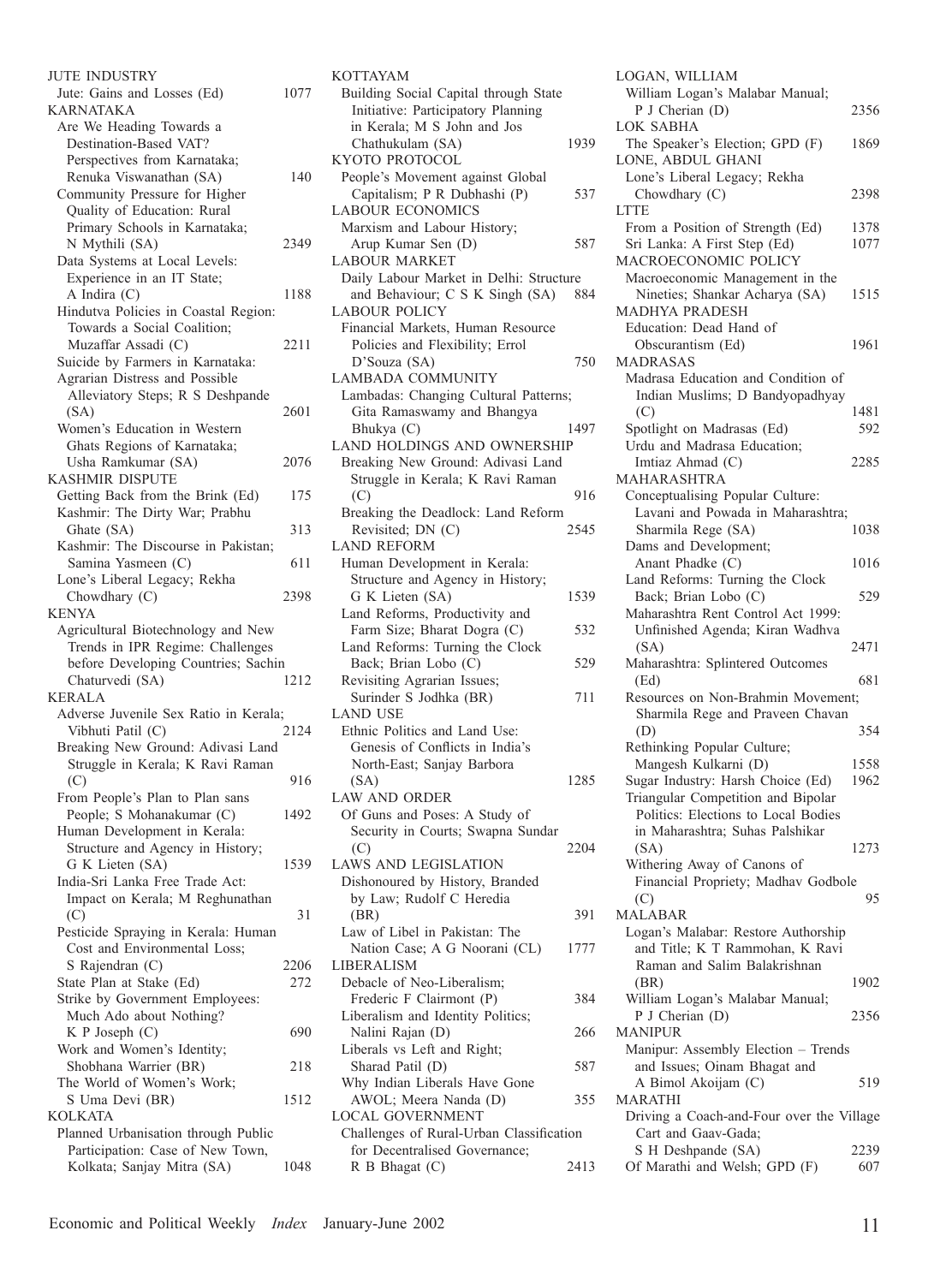JUTE INDUSTRY

Jute: Gains and Losses (Ed) 1077

KARNATAKA

Are We Heading Towards a Destination-Based VAT? Perspectives from Karnataka; Renuka Viswanathan (SA) 140

Community Pressure for Higher Quality of Education: Rural Primary Schools in Karnataka; N Mythili (SA) 2349

Data Systems at Local Levels: Experience in an IT State; A Indira (C) 1188

Hindutva Policies in Coastal Region: Towards a Social Coalition; Muzaffar Assadi (C) 2211

Suicide by Farmers in Karnataka: Agrarian Distress and Possible Alleviatory Steps; R S Deshpande (SA) 2601

Women's Education in Western Ghats Regions of Karnataka; Usha Ramkumar (SA) 2076

KASHMIR DISPUTE

Getting Back from the Brink (Ed) 175

Kashmir: The Dirty War; Prabhu Ghate (SA) 313

Kashmir: The Discourse in Pakistan; Samina Yasmeen (C) 611

Lone's Liberal Legacy; Rekha Chowdhary (C) 2398

KENYA

Agricultural Biotechnology and New Trends in IPR Regime: Challenges before Developing Countries; Sachin Chaturvedi (SA) 1212

KERALA

Adverse Juvenile Sex Ratio in Kerala; Vibhuti Patil (C) 2124

Breaking New Ground: Adivasi Land Struggle in Kerala; K Ravi Raman (C) 916

From People's Plan to Plan sans People; S Mohanakumar (C) 1492

Human Development in Kerala: Structure and Agency in History; G K Lieten (SA) 1539

India-Sri Lanka Free Trade Act: Impact on Kerala; M Reghunathan (C) 31

Pesticide Spraying in Kerala: Human Cost and Environmental Loss; S Rajendran (C) 2206

State Plan at Stake (Ed) 272

Strike by Government Employees: Much Ado about Nothing? K P Joseph (C) 690

Work and Women's Identity; Shobhana Warrier (BR) 218

The World of Women's Work; S Uma Devi (BR) 1512

KOLKATA

Planned Urbanisation through Public Participation: Case of New Town, Kolkata; Sanjay Mitra (SA) 1048

KOTTAYAM

Building Social Capital through State Initiative: Participatory Planning in Kerala; M S John and Jos Chathukulam (SA) 1939

KYOTO PROTOCOL

People's Movement against Global Capitalism; P R Dubhashi (P) 537

LABOUR ECONOMICS

Marxism and Labour History; Arup Kumar Sen (D) 587

LABOUR MARKET

Daily Labour Market in Delhi: Structure and Behaviour; C S K Singh (SA) 884

LABOUR POLICY

Financial Markets, Human Resource Policies and Flexibility; Errol D'Souza (SA) 750

LAMBADA COMMUNITY

Lambadas: Changing Cultural Patterns; Gita Ramaswamy and Bhangya Bhukya (C) 1497

LAND HOLDINGS AND OWNERSHIP

Breaking New Ground: Adivasi Land Struggle in Kerala; K Ravi Raman (C) 916

Breaking the Deadlock: Land Reform Revisited; DN (C) 2545

LAND REFORM

Human Development in Kerala: Structure and Agency in History; G K Lieten (SA) 1539

Land Reforms, Productivity and Farm Size; Bharat Dogra (C) 532

Land Reforms: Turning the Clock Back; Brian Lobo (C) 529

Revisiting Agrarian Issues; Surinder S Jodhka (BR) 711

LAND USE

Ethnic Politics and Land Use: Genesis of Conflicts in India's North-East; Sanjay Barbora (SA) 1285

LAW AND ORDER

Of Guns and Poses: A Study of Security in Courts; Swapna Sundar (C) 2204

LAWS AND LEGISLATION

Dishonoured by History, Branded by Law; Rudolf C Heredia (BR) 391

Law of Libel in Pakistan: The Nation Case; A G Noorani (CL) 1777

LIBERALISM

Debacle of Neo-Liberalism; Frederic F Clairmont (P) 384

Liberalism and Identity Politics; Nalini Rajan (D) 266

Liberals vs Left and Right; Sharad Patil (D) 587

Why Indian Liberals Have Gone AWOL; Meera Nanda (D) 355

LOCAL GOVERNMENT

Challenges of Rural-Urban Classification for Decentralised Governance; R B Bhagat (C) 2413

LOGAN, WILLIAM

William Logan's Malabar Manual; P J Cherian (D) 2356

LOK SABHA

The Speaker's Election; GPD (F) 1869

LONE, ABDUL GHANI

Lone's Liberal Legacy; Rekha Chowdhary (C) 2398

LTTE

From a Position of Strength (Ed) 1378

Sri Lanka: A First Step (Ed) 1077

MACROECONOMIC POLICY

Macroeconomic Management in the Nineties; Shankar Acharya (SA) 1515

MADHYA PRADESH

Education: Dead Hand of Obscurantism (Ed) 1961

MADRASAS

Madrasa Education and Condition of Indian Muslims; D Bandyopadhyay (C) 1481

Spotlight on Madrasas (Ed) 592

Urdu and Madrasa Education; Imtiaz Ahmad (C) 2285

MAHARASHTRA

Conceptualising Popular Culture: Lavani and Powada in Maharashtra; Sharmila Rege (SA) 1038

Dams and Development; Anant Phadke (C) 1016

Land Reforms: Turning the Clock Back; Brian Lobo (C) 529

Maharashtra Rent Control Act 1999: Unfinished Agenda; Kiran Wadhva (SA) 2471

Maharashtra: Splintered Outcomes (Ed) 681

Resources on Non-Brahmin Movement; Sharmila Rege and Praveen Chavan (D) 354

Rethinking Popular Culture; Mangesh Kulkarni (D) 1558

Sugar Industry: Harsh Choice (Ed) 1962

Triangular Competition and Bipolar Politics: Elections to Local Bodies in Maharashtra; Suhas Palshikar (SA) 1273

Withering Away of Canons of Financial Propriety; Madhav Godbole (C) 95

MALABAR

Logan's Malabar: Restore Authorship and Title; K T Rammohan, K Ravi Raman and Salim Balakrishnan (BR) 1902

William Logan's Malabar Manual; P J Cherian (D) 2356

MANIPUR

Manipur: Assembly Election – Trends and Issues; Oinam Bhagat and A Bimol Akoijam (C) 519

MARATHI

Driving a Coach-and-Four over the Village Cart and Gaav-Gada; S H Deshpande (SA) 2239

Of Marathi and Welsh; GPD (F) 607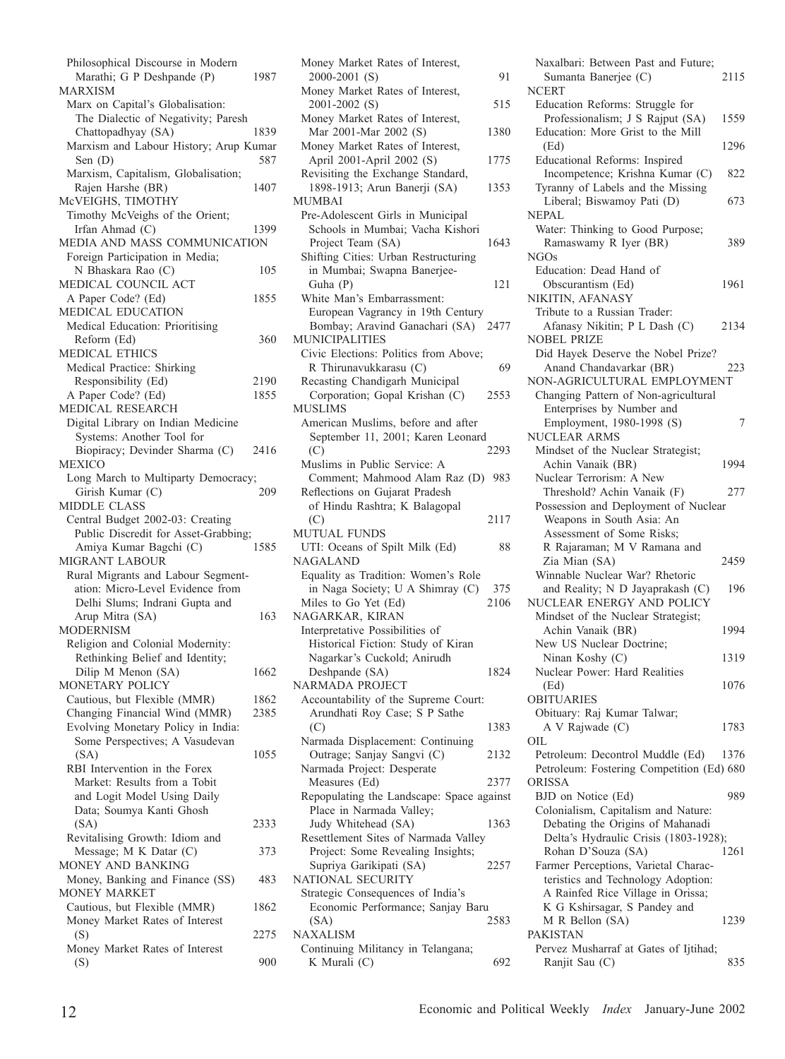Philosophical Discourse in Modern Marathi; G P Deshpande (P) 1987

MARXISM

Marx on Capital's Globalisation: The Dialectic of Negativity; Paresh Chattopadhyay (SA) 1839

Marxism and Labour History; Arup Kumar Sen (D) 587

Marxism, Capitalism, Globalisation; Rajen Harshe (BR) 1407

McVEIGHS, TIMOTHY

Timothy McVeighs of the Orient; Irfan Ahmad (C) 1399

MEDIA AND MASS COMMUNICATION

Foreign Participation in Media; N Bhaskara Rao (C) 105

MEDICAL COUNCIL ACT

A Paper Code? (Ed) 1855

MEDICAL EDUCATION

Medical Education: Prioritising Reform (Ed) 360

MEDICAL ETHICS

Medical Practice: Shirking Responsibility (Ed) 2190

A Paper Code? (Ed) 1855

MEDICAL RESEARCH

Digital Library on Indian Medicine Systems: Another Tool for Biopiracy; Devinder Sharma (C) 2416

MEXICO

Long March to Multiparty Democracy; Girish Kumar (C) 209

MIDDLE CLASS

Central Budget 2002-03: Creating Public Discredit for Asset-Grabbing; Amiya Kumar Bagchi (C) 1585

MIGRANT LABOUR

Rural Migrants and Labour Segmentation: Micro-Level Evidence from Delhi Slums; Indrani Gupta and Arup Mitra (SA) 163

MODERNISM

Religion and Colonial Modernity: Rethinking Belief and Identity; Dilip M Menon (SA) 1662

MONETARY POLICY

Cautious, but Flexible (MMR) 1862

Changing Financial Wind (MMR) 2385

Evolving Monetary Policy in India: Some Perspectives; A Vasudevan (SA) 1055

RBI Intervention in the Forex Market: Results from a Tobit and Logit Model Using Daily Data; Soumya Kanti Ghosh (SA) 2333

Revitalising Growth: Idiom and Message; M K Datar (C) 373

MONEY AND BANKING

Money, Banking and Finance (SS) 483

MONEY MARKET

Cautious, but Flexible (MMR) 1862

Money Market Rates of Interest (S) 2275

Money Market Rates of Interest (S) 900

Money Market Rates of Interest, 2000-2001 (S) 91

Money Market Rates of Interest, 2001-2002 (S) 515

Money Market Rates of Interest, Mar 2001-Mar 2002 (S) 1380

Money Market Rates of Interest, April 2001-April 2002 (S) 1775

Revisiting the Exchange Standard, 1898-1913; Arun Banerji (SA) 1353

MUMBAI

Pre-Adolescent Girls in Municipal Schools in Mumbai; Vacha Kishori Project Team (SA) 1643

Shifting Cities: Urban Restructuring in Mumbai; Swapna Banerjee-Guha (P) 121

White Man's Embarrassment: European Vagrancy in 19th Century Bombay; Aravind Ganachari (SA) 2477

MUNICIPALITIES

Civic Elections: Politics from Above; R Thirunavukkarasu (C) 69

Recasting Chandigarh Municipal Corporation; Gopal Krishan (C) 2553

MUSLIMS

American Muslims, before and after September 11, 2001; Karen Leonard (C) 2293

Muslims in Public Service: A Comment; Mahmood Alam Raz (D) 983

Reflections on Gujarat Pradesh of Hindu Rashtra; K Balagopal (C) 2117

MUTUAL FUNDS

UTI: Oceans of Spilt Milk (Ed) 88

NAGALAND

Equality as Tradition: Women's Role in Naga Society; U A Shimray (C) 375

Miles to Go Yet (Ed) 2106

NAGARKAR, KIRAN

Interpretative Possibilities of Historical Fiction: Study of Kiran Nagarkar's Cuckold; Anirudh Deshpande (SA) 1824

NARMADA PROJECT

Accountability of the Supreme Court: Arundhati Roy Case; S P Sathe (C) 1383

Narmada Displacement: Continuing Outrage; Sanjay Sangvi (C) 2132

Narmada Project: Desperate Measures (Ed) 2377

Repopulating the Landscape: Space against Place in Narmada Valley; Judy Whitehead (SA) 1363

Resettlement Sites of Narmada Valley Project: Some Revealing Insights; Supriya Garikipati (SA) 2257

NATIONAL SECURITY

Strategic Consequences of India's Economic Performance; Sanjay Baru (SA) 2583

NAXALISM

Continuing Militancy in Telangana; K Murali (C) 692

Naxalbari: Between Past and Future; Sumanta Banerjee (C) 2115

NCERT

Education Reforms: Struggle for Professionalism; J S Rajput (SA) 1559

Education: More Grist to the Mill (Ed) 1296

Educational Reforms: Inspired Incompetence; Krishna Kumar (C) 822

Tyranny of Labels and the Missing Liberal; Biswamoy Pati (D) 673

NEPAL

Water: Thinking to Good Purpose; Ramaswamy R Iyer (BR) 389

NGOs

Education: Dead Hand of Obscurantism (Ed) 1961

NIKITIN, AFANASY

Tribute to a Russian Trader: Afanasy Nikitin; P L Dash (C) 2134

NOBEL PRIZE

Did Hayek Deserve the Nobel Prize? Anand Chandavarkar (BR) 223

NON-AGRICULTURAL EMPLOYMENT

Changing Pattern of Non-agricultural Enterprises by Number and Employment, 1980-1998 (S) 7

NUCLEAR ARMS

Mindset of the Nuclear Strategist; Achin Vanaik (BR) 1994

Nuclear Terrorism: A New Threshold? Achin Vanaik (F) 277

Possession and Deployment of Nuclear Weapons in South Asia: An Assessment of Some Risks; R Rajaraman; M V Ramana and Zia Mian (SA) 2459

Winnable Nuclear War? Rhetoric and Reality; N D Jayaprakash (C) 196

NUCLEAR ENERGY AND POLICY

Mindset of the Nuclear Strategist; Achin Vanaik (BR) 1994

New US Nuclear Doctrine; Ninan Koshy (C) 1319

Nuclear Power: Hard Realities (Ed) 1076

OBITUARIES

Obituary: Raj Kumar Talwar; A V Rajwade (C) 1783

OIL

Petroleum: Decontrol Muddle (Ed) 1376

Petroleum: Fostering Competition (Ed) 680

ORISSA

BJD on Notice (Ed) 989

Colonialism, Capitalism and Nature: Debating the Origins of Mahanadi Delta's Hydraulic Crisis (1803-1928); Rohan D'Souza (SA) 1261

Farmer Perceptions, Varietal Characteristics and Technology Adoption: A Rainfed Rice Village in Orissa; K G Kshirsagar, S Pandey and M R Bellon (SA) 1239

PAKISTAN

Pervez Musharraf at Gates of Ijtihad; Ranjit Sau (C) 835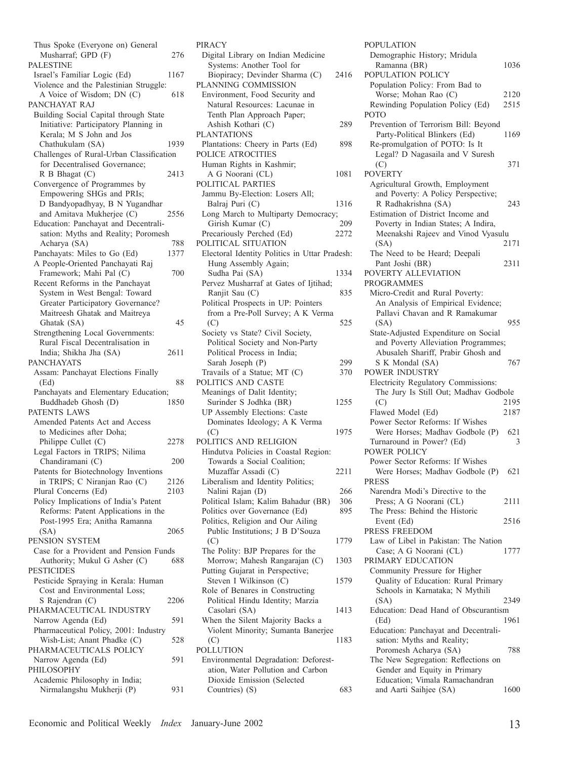Thus Spoke (Everyone on) General Musharraf; GPD (F) 276

PALESTINE

Israel's Familiar Logic (Ed) 1167

Violence and the Palestinian Struggle: A Voice of Wisdom; DN (C) 618

PANCHAYAT RAJ

Building Social Capital through State Initiative: Participatory Planning in Kerala; M S John and Jos Chathukulam (SA) 1939

Challenges of Rural-Urban Classification for Decentralised Governance; R B Bhagat (C) 2413

Convergence of Programmes by Empowering SHGs and PRIs; D Bandyopadhyay, B N Yugandhar and Amitava Mukherjee (C) 2556

Education: Panchayat and Decentralisation: Myths and Reality; Poromesh Acharya (SA) 788

Panchayats: Miles to Go (Ed) 1377

A People-Oriented Panchayati Raj Framework; Mahi Pal (C) 700

Recent Reforms in the Panchayat System in West Bengal: Toward Greater Participatory Governance? Maitreesh Ghatak and Maitreya Ghatak (SA) 45

Strengthening Local Governments: Rural Fiscal Decentralisation in India; Shikha Jha (SA) 2611

PANCHAYATS

Assam: Panchayat Elections Finally (Ed) 88

Panchayats and Elementary Education; Buddhadeb Ghosh (D) 1850

PATENTS LAWS

Amended Patents Act and Access to Medicines after Doha; Philippe Cullet (C) 2278

Legal Factors in TRIPS; Nilima Chandiramani (C) 200

Patents for Biotechnology Inventions in TRIPS; C Niranjan Rao (C) 2126

Plural Concerns (Ed) 2103

Policy Implications of India's Patent Reforms: Patent Applications in the Post-1995 Era; Anitha Ramanna (SA) 2065

PENSION SYSTEM

Case for a Provident and Pension Funds Authority; Mukul G Asher (C) 688

PESTICIDES

Pesticide Spraying in Kerala: Human Cost and Environmental Loss; S Rajendran (C) 2206

PHARMACEUTICAL INDUSTRY

Narrow Agenda (Ed) 591

Pharmaceutical Policy, 2001: Industry Wish-List; Anant Phadke (C) 528

PHARMACEUTICALS POLICY

Narrow Agenda (Ed) 591

PHILOSOPHY

Academic Philosophy in India; Nirmalangshu Mukherji (P) 931

PIRACY

Digital Library on Indian Medicine Systems: Another Tool for Biopiracy; Devinder Sharma (C) 2416

PLANNING COMMISSION

Environment, Food Security and Natural Resources: Lacunae in Tenth Plan Approach Paper; Ashish Kothari (C) 289

PLANTATIONS

Plantations: Cheery in Parts (Ed) 898

POLICE ATROCITIES

Human Rights in Kashmir; A G Noorani (CL) 1081

POLITICAL PARTIES

Jammu By-Election: Losers All; Balraj Puri (C) 1316

Long March to Multiparty Democracy; Girish Kumar (C) 209

Precariously Perched (Ed) 2272

POLITICAL SITUATION

Electoral Identity Politics in Uttar Pradesh: Hung Assembly Again; Sudha Pai (SA) 1334

Pervez Musharraf at Gates of Ijtihad; Ranjit Sau (C) 835

Political Prospects in UP: Pointers from a Pre-Poll Survey; A K Verma (C) 525

Society vs State? Civil Society, Political Society and Non-Party Political Process in India; Sarah Joseph (P) 299

Travails of a Statue; MT (C) 370

POLITICS AND CASTE

Meanings of Dalit Identity; Surinder S Jodhka (BR) 1255

UP Assembly Elections: Caste Dominates Ideology; A K Verma (C) 1975

POLITICS AND RELIGION

Hindutva Policies in Coastal Region: Towards a Social Coalition; Muzaffar Assadi (C) 2211

Liberalism and Identity Politics; Nalini Rajan (D) 266

Political Islam; Kalim Bahadur (BR) 306

Politics over Governance (Ed) 895

Politics, Religion and Our Ailing Public Institutions; J B D'Souza (C) 1779

The Polity: BJP Prepares for the Morrow; Mahesh Rangarajan (C) 1303

Putting Gujarat in Perspective; Steven I Wilkinson (C) 1579

Role of Benares in Constructing Political Hindu Identity; Marzia Casolari (SA) 1413

When the Silent Majority Backs a Violent Minority; Sumanta Banerjee (C) 1183

POLLUTION

Environmental Degradation: Deforestation, Water Pollution and Carbon Dioxide Emission (Selected Countries) (S) 683

POPULATION

Demographic History; Mridula Ramanna (BR) 1036

POPULATION POLICY

Population Policy: From Bad to Worse; Mohan Rao (C) 2120

Rewinding Population Policy (Ed) 2515

POTO

Prevention of Terrorism Bill: Beyond Party-Political Blinkers (Ed) 1169

Re-promulgation of POTO: Is It Legal? D Nagasaila and V Suresh (C) 371

POVERTY

Agricultural Growth, Employment and Poverty: A Policy Perspective; R Radhakrishna (SA) 243

Estimation of District Income and Poverty in Indian States; A Indira, Meenakshi Rajeev and Vinod Vyasulu (SA) 2171

The Need to be Heard; Deepali Pant Joshi (BR) 2311

POVERTY ALLEVIATION PROGRAMMES

Micro-Credit and Rural Poverty: An Analysis of Empirical Evidence; Pallavi Chavan and R Ramakumar (SA) 955

State-Adjusted Expenditure on Social and Poverty Alleviation Programmes; Abusaleh Shariff, Prabir Ghosh and S K Mondal (SA) 767

POWER INDUSTRY

Electricity Regulatory Commissions: The Jury Is Still Out; Madhav Godbole (C) 2195

Flawed Model (Ed) 2187

Power Sector Reforms: If Wishes Were Horses; Madhav Godbole (P) 621

Turnaround in Power? (Ed) 3

POWER POLICY

Power Sector Reforms: If Wishes Were Horses; Madhav Godbole (P) 621

PRESS

Narendra Modi's Directive to the Press; A G Noorani (CL) 2111

The Press: Behind the Historic Event (Ed) 2516

PRESS FREEDOM

Law of Libel in Pakistan: The Nation Case; A G Noorani (CL) 1777

PRIMARY EDUCATION

Community Pressure for Higher Quality of Education: Rural Primary Schools in Karnataka; N Mythili (SA) 2349

Education: Dead Hand of Obscurantism (Ed) 1961

Education: Panchayat and Decentralisation: Myths and Reality; Poromesh Acharya (SA) 788

The New Segregation: Reflections on Gender and Equity in Primary Education; Vimala Ramachandran and Aarti Saihjee (SA) 1600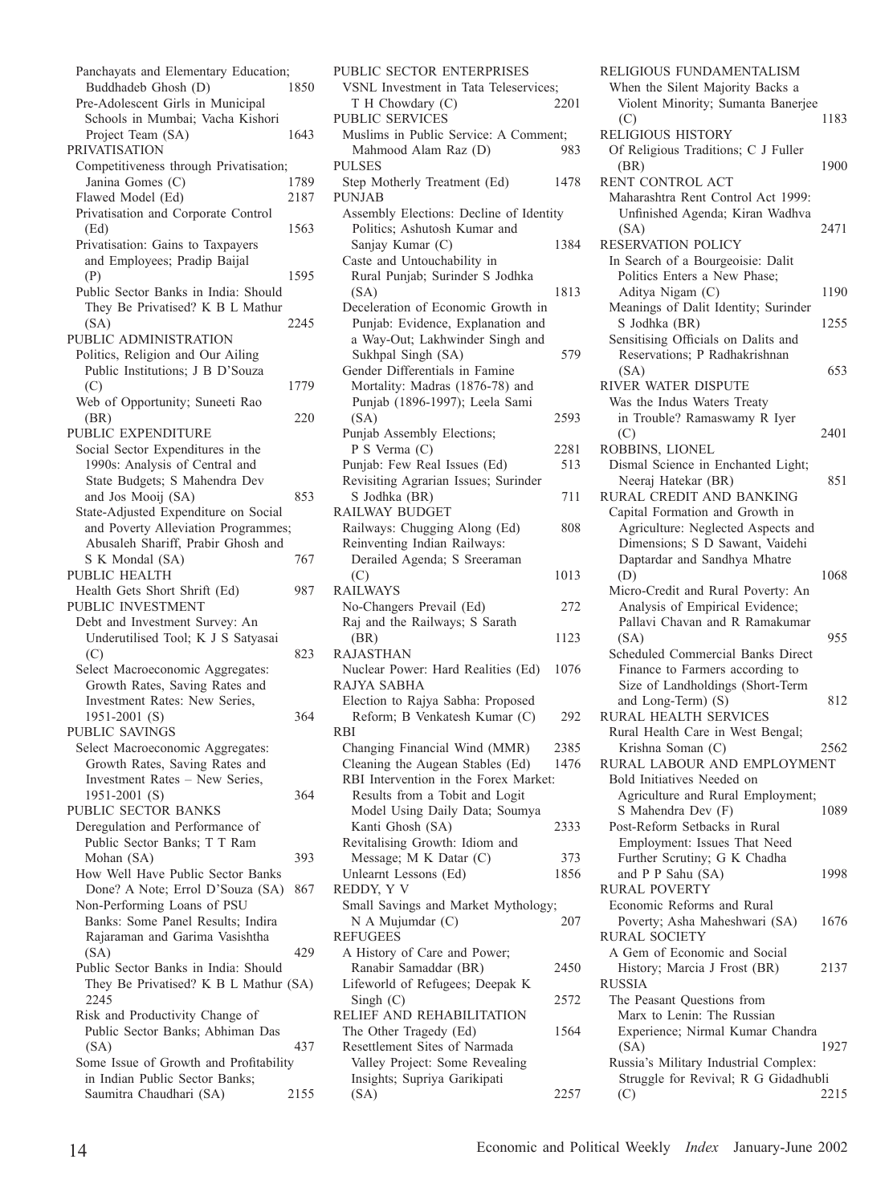Panchayats and Elementary Education; Buddhadeb Ghosh (D) 1850

Pre-Adolescent Girls in Municipal Schools in Mumbai; Vacha Kishori Project Team (SA) 1643

PRIVATISATION

Competitiveness through Privatisation; Janina Gomes (C) 1789

Flawed Model (Ed) 2187

Privatisation and Corporate Control (Ed) 1563

Privatisation: Gains to Taxpayers and Employees; Pradip Baijal (P) 1595

Public Sector Banks in India: Should They Be Privatised? K B L Mathur (SA) 2245

PUBLIC ADMINISTRATION

Politics, Religion and Our Ailing Public Institutions; J B D'Souza (C) 1779

Web of Opportunity; Suneeti Rao (BR) 220

PUBLIC EXPENDITURE

Social Sector Expenditures in the 1990s: Analysis of Central and State Budgets; S Mahendra Dev and Jos Mooij (SA) 853

State-Adjusted Expenditure on Social and Poverty Alleviation Programmes; Abusaleh Shariff, Prabir Ghosh and S K Mondal (SA) 767

PUBLIC HEALTH

Health Gets Short Shrift (Ed) 987

PUBLIC INVESTMENT

Debt and Investment Survey: An Underutilised Tool; K J S Satyasai (C) 823

Select Macroeconomic Aggregates: Growth Rates, Saving Rates and Investment Rates: New Series, 1951-2001 (S) 364

PUBLIC SAVINGS

Select Macroeconomic Aggregates: Growth Rates, Saving Rates and Investment Rates – New Series, 1951-2001 (S) 364

PUBLIC SECTOR BANKS

Deregulation and Performance of Public Sector Banks; T T Ram Mohan (SA) 393

How Well Have Public Sector Banks Done? A Note; Errol D'Souza (SA) 867

Non-Performing Loans of PSU Banks: Some Panel Results; Indira Rajaraman and Garima Vasishtha (SA) 429

Public Sector Banks in India: Should They Be Privatised? K B L Mathur (SA) 2245

Risk and Productivity Change of Public Sector Banks; Abhiman Das (SA) 437

Some Issue of Growth and Profitability in Indian Public Sector Banks; Saumitra Chaudhari (SA) 2155

PUBLIC SECTOR ENTERPRISES

VSNL Investment in Tata Teleservices; T H Chowdary (C) 2201

PUBLIC SERVICES

Muslims in Public Service: A Comment; Mahmood Alam Raz (D) 983

PULSES

Step Motherly Treatment (Ed) 1478

PUNJAB

Assembly Elections: Decline of Identity Politics; Ashutosh Kumar and Sanjay Kumar (C) 1384

Caste and Untouchability in Rural Punjab; Surinder S Jodhka (SA) 1813

Deceleration of Economic Growth in Punjab: Evidence, Explanation and a Way-Out; Lakhwinder Singh and Sukhpal Singh (SA) 579

Gender Differentials in Famine Mortality: Madras (1876-78) and Punjab (1896-1997); Leela Sami (SA) 2593

Punjab Assembly Elections; P S Verma (C) 2281

Punjab: Few Real Issues (Ed) 513

Revisiting Agrarian Issues; Surinder S Jodhka (BR) 711

RAILWAY BUDGET

Railways: Chugging Along (Ed) 808

Reinventing Indian Railways: Derailed Agenda; S Sreeraman (C) 1013

RAILWAYS

No-Changers Prevail (Ed) 272

Raj and the Railways; S Sarath (BR) 1123

RAJASTHAN

Nuclear Power: Hard Realities (Ed) 1076

RAJYA SABHA

Election to Rajya Sabha: Proposed Reform; B Venkatesh Kumar (C) 292

RBI

Changing Financial Wind (MMR) 2385

Cleaning the Augean Stables (Ed) 1476

RBI Intervention in the Forex Market: Results from a Tobit and Logit Model Using Daily Data; Soumya Kanti Ghosh (SA) 2333

Revitalising Growth: Idiom and Message; M K Datar (C) 373

Unlearnt Lessons (Ed) 1856

REDDY, Y V

Small Savings and Market Mythology; N A Mujumdar (C) 207

REFUGEES

A History of Care and Power; Ranabir Samaddar (BR) 2450

Lifeworld of Refugees; Deepak K Singh (C) 2572

RELIEF AND REHABILITATION

The Other Tragedy (Ed) 1564

Resettlement Sites of Narmada Valley Project: Some Revealing Insights; Supriya Garikipati (SA) 2257

RELIGIOUS FUNDAMENTALISM

When the Silent Majority Backs a Violent Minority; Sumanta Banerjee (C) 1183

RELIGIOUS HISTORY

Of Religious Traditions; C J Fuller (BR) 1900

RENT CONTROL ACT

Maharashtra Rent Control Act 1999: Unfinished Agenda; Kiran Wadhva (SA) 2471

RESERVATION POLICY

In Search of a Bourgeoisie: Dalit Politics Enters a New Phase; Aditya Nigam (C) 1190

Meanings of Dalit Identity; Surinder S Jodhka (BR) 1255

Sensitising Officials on Dalits and Reservations; P Radhakrishnan (SA) 653

RIVER WATER DISPUTE

Was the Indus Waters Treaty in Trouble? Ramaswamy R Iyer (C) 2401

ROBBINS, LIONEL

Dismal Science in Enchanted Light; Neeraj Hatekar (BR) 851

RURAL CREDIT AND BANKING

Capital Formation and Growth in Agriculture: Neglected Aspects and Dimensions; S D Sawant, Vaidehi Daptardar and Sandhya Mhatre (D) 1068

Micro-Credit and Rural Poverty: An Analysis of Empirical Evidence; Pallavi Chavan and R Ramakumar (SA) 955

Scheduled Commercial Banks Direct Finance to Farmers according to Size of Landholdings (Short-Term and Long-Term) (S) 812

RURAL HEALTH SERVICES

Rural Health Care in West Bengal; Krishna Soman (C) 2562

RURAL LABOUR AND EMPLOYMENT

Bold Initiatives Needed on Agriculture and Rural Employment; S Mahendra Dev (F) 1089

Post-Reform Setbacks in Rural Employment: Issues That Need Further Scrutiny; G K Chadha and P P Sahu (SA) 1998

RURAL POVERTY

Economic Reforms and Rural Poverty; Asha Maheshwari (SA) 1676

RURAL SOCIETY

A Gem of Economic and Social History; Marcia J Frost (BR) 2137

RUSSIA

The Peasant Questions from Marx to Lenin: The Russian Experience; Nirmal Kumar Chandra (SA) 1927

Russia's Military Industrial Complex: Struggle for Revival; R G Gidadhubli (C) 2215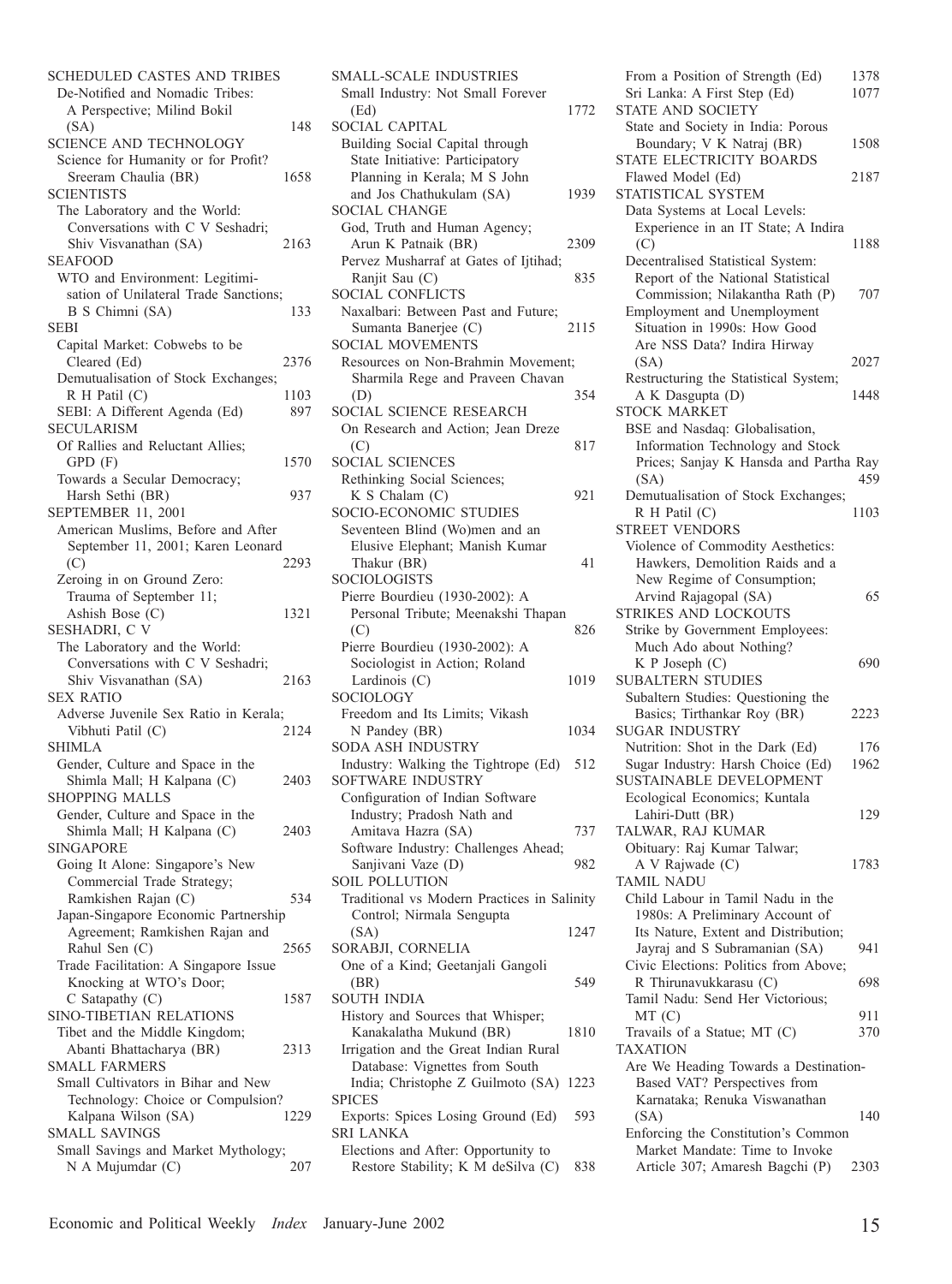SCHEDULED CASTES AND TRIBES
De-Notified and Nomadic Tribes: A Perspective; Milind Bokil (SA) 148

SCIENCE AND TECHNOLOGY
Science for Humanity or for Profit? Sreeram Chaulia (BR) 1658

SCIENTISTS
The Laboratory and the World: Conversations with C V Seshadri; Shiv Visvanathan (SA) 2163

SEAFOOD
WTO and Environment: Legitimisation of Unilateral Trade Sanctions; B S Chimni (SA) 133

SEBI
Capital Market: Cobwebs to be Cleared (Ed) 2376
Demutualisation of Stock Exchanges; R H Patil (C) 1103
SEBI: A Different Agenda (Ed) 897

SECULARISM
Of Rallies and Reluctant Allies; GPD (F) 1570
Towards a Secular Democracy; Harsh Sethi (BR) 937

SEPTEMBER 11, 2001
American Muslims, Before and After September 11, 2001; Karen Leonard (C) 2293
Zeroing in on Ground Zero: Trauma of September 11; Ashish Bose (C) 1321

SESHADRI, C V
The Laboratory and the World: Conversations with C V Seshadri; Shiv Visvanathan (SA) 2163

SEX RATIO
Adverse Juvenile Sex Ratio in Kerala; Vibhuti Patil (C) 2124

SHIMLA
Gender, Culture and Space in the Shimla Mall; H Kalpana (C) 2403

SHOPPING MALLS
Gender, Culture and Space in the Shimla Mall; H Kalpana (C) 2403

SINGAPORE
Going It Alone: Singapore's New Commercial Trade Strategy; Ramkishen Rajan (C) 534
Japan-Singapore Economic Partnership Agreement; Ramkishen Rajan and Rahul Sen (C) 2565
Trade Facilitation: A Singapore Issue Knocking at WTO's Door; C Satapathy (C) 1587

SINO-TIBETIAN RELATIONS
Tibet and the Middle Kingdom; Abanti Bhattacharya (BR) 2313

SMALL FARMERS
Small Cultivators in Bihar and New Technology: Choice or Compulsion? Kalpana Wilson (SA) 1229

SMALL SAVINGS
Small Savings and Market Mythology; N A Mujumdar (C) 207

SMALL-SCALE INDUSTRIES
Small Industry: Not Small Forever (Ed) 1772

SOCIAL CAPITAL
Building Social Capital through State Initiative: Participatory Planning in Kerala; M S John and Jos Chathukulam (SA) 1939

SOCIAL CHANGE
God, Truth and Human Agency; Arun K Patnaik (BR) 2309
Pervez Musharraf at Gates of Ijtihad; Ranjit Sau (C) 835

SOCIAL CONFLICTS
Naxalbari: Between Past and Future; Sumanta Banerjee (C) 2115

SOCIAL MOVEMENTS
Resources on Non-Brahmin Movement; Sharmila Rege and Praveen Chavan (D) 354

SOCIAL SCIENCE RESEARCH
On Research and Action; Jean Dreze (C) 817

SOCIAL SCIENCES
Rethinking Social Sciences; K S Chalam (C) 921

SOCIO-ECONOMIC STUDIES
Seventeen Blind (Wo)men and an Elusive Elephant; Manish Kumar Thakur (BR) 41

SOCIOLOGISTS
Pierre Bourdieu (1930-2002): A Personal Tribute; Meenakshi Thapan (C) 826
Pierre Bourdieu (1930-2002): A Sociologist in Action; Roland Lardinois (C) 1019

SOCIOLOGY
Freedom and Its Limits; Vikash N Pandey (BR) 1034

SODA ASH INDUSTRY
Industry: Walking the Tightrope (Ed) 512

SOFTWARE INDUSTRY
Configuration of Indian Software Industry; Pradosh Nath and Amitava Hazra (SA) 737
Software Industry: Challenges Ahead; Sanjivani Vaze (D) 982

SOIL POLLUTION
Traditional vs Modern Practices in Salinity Control; Nirmala Sengupta (SA) 1247

SORABJI, CORNELIA
One of a Kind; Geetanjali Gangoli (BR) 549

SOUTH INDIA
History and Sources that Whisper; Kanakalatha Mukund (BR) 1810
Irrigation and the Great Indian Rural Database: Vignettes from South India; Christophe Z Guilmoto (SA) 1223

SPICES
Exports: Spices Losing Ground (Ed) 593

SRI LANKA
Elections and After: Opportunity to Restore Stability; K M deSilva (C) 838
From a Position of Strength (Ed) 1378
Sri Lanka: A First Step (Ed) 1077

STATE AND SOCIETY
State and Society in India: Porous Boundary; V K Natraj (BR) 1508

STATE ELECTRICITY BOARDS
Flawed Model (Ed) 2187

STATISTICAL SYSTEM
Data Systems at Local Levels: Experience in an IT State; A Indira (C) 1188
Decentralised Statistical System: Report of the National Statistical Commission; Nilakantha Rath (P) 707
Employment and Unemployment Situation in 1990s: How Good Are NSS Data? Indira Hirway (SA) 2027
Restructuring the Statistical System; A K Dasgupta (D) 1448

STOCK MARKET
BSE and Nasdaq: Globalisation, Information Technology and Stock Prices; Sanjay K Hansda and Partha Ray (SA) 459
Demutualisation of Stock Exchanges; R H Patil (C) 1103

STREET VENDORS
Violence of Commodity Aesthetics: Hawkers, Demolition Raids and a New Regime of Consumption; Arvind Rajagopal (SA) 65

STRIKES AND LOCKOUTS
Strike by Government Employees: Much Ado about Nothing? K P Joseph (C) 690

SUBALTERN STUDIES
Subaltern Studies: Questioning the Basics; Tirthankar Roy (BR) 2223

SUGAR INDUSTRY
Nutrition: Shot in the Dark (Ed) 176
Sugar Industry: Harsh Choice (Ed) 1962

SUSTAINABLE DEVELOPMENT
Ecological Economics; Kuntala Lahiri-Dutt (BR) 129

TALWAR, RAJ KUMAR
Obituary: Raj Kumar Talwar; A V Rajwade (C) 1783

TAMIL NADU
Child Labour in Tamil Nadu in the 1980s: A Preliminary Account of Its Nature, Extent and Distribution; Jayraj and S Subramanian (SA) 941
Civic Elections: Politics from Above; R Thirunavukkarasu (C) 698
Tamil Nadu: Send Her Victorious; MT (C) 911
Travails of a Statue; MT (C) 370

TAXATION
Are We Heading Towards a Destination-Based VAT? Perspectives from Karnataka; Renuka Viswanathan (SA) 140
Enforcing the Constitution's Common Market Mandate: Time to Invoke Article 307; Amaresh Bagchi (P) 2303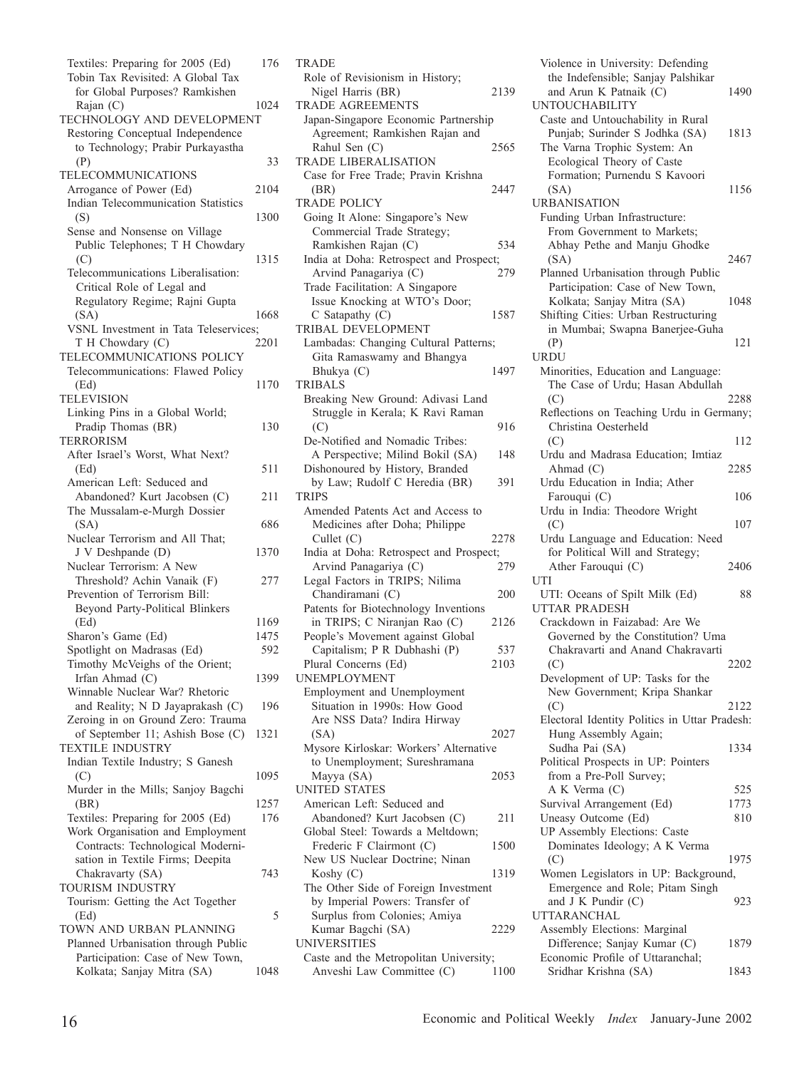Textiles: Preparing for 2005 (Ed) 176

Tobin Tax Revisited: A Global Tax for Global Purposes? Ramkishen Rajan (C) 1024

TECHNOLOGY AND DEVELOPMENT

Restoring Conceptual Independence to Technology; Prabir Purkayastha (P) 33

TELECOMMUNICATIONS

Arrogance of Power (Ed) 2104

Indian Telecommunication Statistics (S) 1300

Sense and Nonsense on Village Public Telephones; T H Chowdary (C) 1315

Telecommunications Liberalisation: Critical Role of Legal and Regulatory Regime; Rajni Gupta (SA) 1668

VSNL Investment in Tata Teleservices; T H Chowdary (C) 2201

TELECOMMUNICATIONS POLICY

Telecommunications: Flawed Policy (Ed) 1170

TELEVISION

Linking Pins in a Global World; Pradip Thomas (BR) 130

TERRORISM

After Israel's Worst, What Next? (Ed) 511

American Left: Seduced and Abandoned? Kurt Jacobsen (C) 211

The Mussalam-e-Murgh Dossier (SA) 686

Nuclear Terrorism and All That; J V Deshpande (D) 1370

Nuclear Terrorism: A New Threshold? Achin Vanaik (F) 277

Prevention of Terrorism Bill: Beyond Party-Political Blinkers (Ed) 1169

Sharon's Game (Ed) 1475

Spotlight on Madrasas (Ed) 592

Timothy McVeighs of the Orient; Irfan Ahmad (C) 1399

Winnable Nuclear War? Rhetoric and Reality; N D Jayaprakash (C) 196

Zeroing in on Ground Zero: Trauma of September 11; Ashish Bose (C) 1321

TEXTILE INDUSTRY

Indian Textile Industry; S Ganesh (C) 1095

Murder in the Mills; Sanjoy Bagchi (BR) 1257

Textiles: Preparing for 2005 (Ed) 176

Work Organisation and Employment Contracts: Technological Modernisation in Textile Firms; Deepita Chakravarty (SA) 743

TOURISM INDUSTRY

Tourism: Getting the Act Together (Ed) 5

TOWN AND URBAN PLANNING

Planned Urbanisation through Public Participation: Case of New Town, Kolkata; Sanjay Mitra (SA) 1048

TRADE

Role of Revisionism in History; Nigel Harris (BR) 2139

TRADE AGREEMENTS

Japan-Singapore Economic Partnership Agreement; Ramkishen Rajan and Rahul Sen (C) 2565

TRADE LIBERALISATION

Case for Free Trade; Pravin Krishna (BR) 2447

TRADE POLICY

Going It Alone: Singapore's New Commercial Trade Strategy; Ramkishen Rajan (C) 534

India at Doha: Retrospect and Prospect; Arvind Panagariya (C) 279

Trade Facilitation: A Singapore Issue Knocking at WTO's Door; C Satapathy (C) 1587

TRIBAL DEVELOPMENT

Lambadas: Changing Cultural Patterns; Gita Ramaswamy and Bhangya Bhukya (C) 1497

TRIBALS

Breaking New Ground: Adivasi Land Struggle in Kerala; K Ravi Raman (C) 916

De-Notified and Nomadic Tribes: A Perspective; Milind Bokil (SA) 148

Dishonoured by History, Branded by Law; Rudolf C Heredia (BR) 391

TRIPS

Amended Patents Act and Access to Medicines after Doha; Philippe Cullet (C) 2278

India at Doha: Retrospect and Prospect; Arvind Panagariya (C) 279

Legal Factors in TRIPS; Nilima Chandiramani (C) 200

Patents for Biotechnology Inventions in TRIPS; C Niranjan Rao (C) 2126

People's Movement against Global Capitalism; P R Dubhashi (P) 537

Plural Concerns (Ed) 2103

UNEMPLOYMENT

Employment and Unemployment Situation in 1990s: How Good Are NSS Data? Indira Hirway (SA) 2027

Mysore Kirloskar: Workers' Alternative to Unemployment; Sureshramana Mayya (SA) 2053

UNITED STATES

American Left: Seduced and Abandoned? Kurt Jacobsen (C) 211

Global Steel: Towards a Meltdown; Frederic F Clairmont (C) 1500

New US Nuclear Doctrine; Ninan Koshy (C) 1319

The Other Side of Foreign Investment by Imperial Powers: Transfer of Surplus from Colonies; Amiya Kumar Bagchi (SA) 2229

UNIVERSITIES

Caste and the Metropolitan University; Anveshi Law Committee (C) 1100

Violence in University: Defending the Indefensible; Sanjay Palshikar and Arun K Patnaik (C) 1490

UNTOUCHABILITY

Caste and Untouchability in Rural Punjab; Surinder S Jodhka (SA) 1813

The Varna Trophic System: An Ecological Theory of Caste Formation; Purnendu S Kavoori (SA) 1156

URBANISATION

Funding Urban Infrastructure: From Government to Markets; Abhay Pethe and Manju Ghodke (SA) 2467

Planned Urbanisation through Public Participation: Case of New Town, Kolkata; Sanjay Mitra (SA) 1048

Shifting Cities: Urban Restructuring in Mumbai; Swapna Banerjee-Guha (P) 121

URDU

Minorities, Education and Language: The Case of Urdu; Hasan Abdullah (C) 2288

Reflections on Teaching Urdu in Germany; Christina Oesterheld (C) 112

Urdu and Madrasa Education; Imtiaz Ahmad (C) 2285

Urdu Education in India; Ather Farouqui (C) 106

Urdu in India: Theodore Wright (C) 107

Urdu Language and Education: Need for Political Will and Strategy; Ather Farouqui (C) 2406

UTI

UTI: Oceans of Spilt Milk (Ed) 88

UTTAR PRADESH

Crackdown in Faizabad: Are We Governed by the Constitution? Uma Chakravarti and Anand Chakravarti (C) 2202

Development of UP: Tasks for the New Government; Kripa Shankar (C) 2122

Electoral Identity Politics in Uttar Pradesh: Hung Assembly Again; Sudha Pai (SA) 1334

Political Prospects in UP: Pointers from a Pre-Poll Survey; A K Verma (C) 525

Survival Arrangement (Ed) 1773

Uneasy Outcome (Ed) 810

UP Assembly Elections: Caste Dominates Ideology; A K Verma (C) 1975

Women Legislators in UP: Background, Emergence and Role; Pitam Singh and J K Pundir (C) 923

UTTARANCHAL

Assembly Elections: Marginal Difference; Sanjay Kumar (C) 1879

Economic Profile of Uttaranchal; Sridhar Krishna (SA) 1843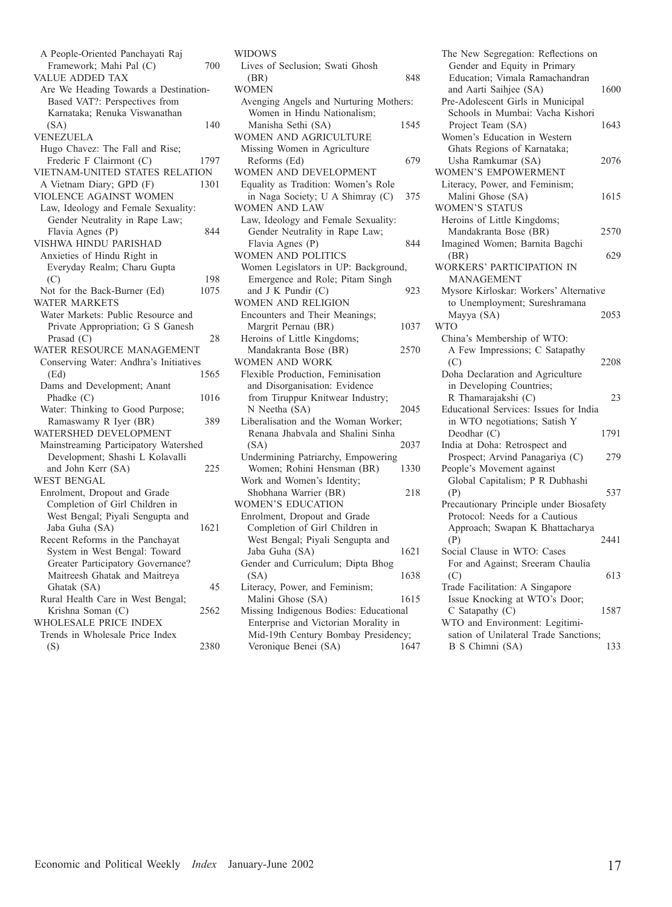A People-Oriented Panchayati Raj Framework; Mahi Pal (C) 700

VALUE ADDED TAX

Are We Heading Towards a Destination-Based VAT?: Perspectives from Karnataka; Renuka Viswanathan (SA) 140

VENEZUELA

Hugo Chavez: The Fall and Rise; Frederic F Clairmont (C) 1797

VIETNAM-UNITED STATES RELATION

A Vietnam Diary; GPD (F) 1301

VIOLENCE AGAINST WOMEN

Law, Ideology and Female Sexuality: Gender Neutrality in Rape Law; Flavia Agnes (P) 844

VISHWA HINDU PARISHAD

Anxieties of Hindu Right in Everyday Realm; Charu Gupta (C) 198

Not for the Back-Burner (Ed) 1075

WATER MARKETS

Water Markets: Public Resource and Private Appropriation; G S Ganesh Prasad (C) 28

WATER RESOURCE MANAGEMENT

Conserving Water: Andhra's Initiatives (Ed) 1565

Dams and Development; Anant Phadke (C) 1016

Water: Thinking to Good Purpose; Ramaswamy R Iyer (BR) 389

WATERSHED DEVELOPMENT

Mainstreaming Participatory Watershed Development; Shashi L Kolavalli and John Kerr (SA) 225

WEST BENGAL

Enrolment, Dropout and Grade Completion of Girl Children in West Bengal; Piyali Sengupta and Jaba Guha (SA) 1621

Recent Reforms in the Panchayat System in West Bengal: Toward Greater Participatory Governance? Maitreesh Ghatak and Maitreya Ghatak (SA) 45

Rural Health Care in West Bengal; Krishna Soman (C) 2562

WHOLESALE PRICE INDEX

Trends in Wholesale Price Index (S) 2380

WIDOWS

Lives of Seclusion; Swati Ghosh (BR) 848

WOMEN

Avenging Angels and Nurturing Mothers: Women in Hindu Nationalism; Manisha Sethi (SA) 1545

WOMEN AND AGRICULTURE

Missing Women in Agriculture Reforms (Ed) 679

WOMEN AND DEVELOPMENT

Equality as Tradition: Women's Role in Naga Society; U A Shimray (C) 375

WOMEN AND LAW

Law, Ideology and Female Sexuality: Gender Neutrality in Rape Law; Flavia Agnes (P) 844

WOMEN AND POLITICS

Women Legislators in UP: Background, Emergence and Role; Pitam Singh and J K Pundir (C) 923

WOMEN AND RELIGION

Encounters and Their Meanings; Margrit Pernau (BR) 1037

Heroins of Little Kingdoms; Mandakranta Bose (BR) 2570

WOMEN AND WORK

Flexible Production, Feminisation and Disorganisation: Evidence from Tiruppur Knitwear Industry; N Neetha (SA) 2045

Liberalisation and the Woman Worker; Renana Jhabvala and Shalini Sinha (SA) 2037

Undermining Patriarchy, Empowering Women; Rohini Hensman (BR) 1330

Work and Women's Identity; Shobhana Warrier (BR) 218

WOMEN'S EDUCATION

Enrolment, Dropout and Grade Completion of Girl Children in West Bengal; Piyali Sengupta and Jaba Guha (SA) 1621

Gender and Curriculum; Dipta Bhog (SA) 1638

Literacy, Power, and Feminism; Malini Ghose (SA) 1615

Missing Indigenous Bodies: Educational Enterprise and Victorian Morality in Mid-19th Century Bombay Presidency; Veronique Benei (SA) 1647

The New Segregation: Reflections on Gender and Equity in Primary Education; Vimala Ramachandran and Aarti Saihjee (SA) 1600

Pre-Adolescent Girls in Municipal Schools in Mumbai: Vacha Kishori Project Team (SA) 1643

Women's Education in Western Ghats Regions of Karnataka; Usha Ramkumar (SA) 2076

WOMEN'S EMPOWERMENT

Literacy, Power, and Feminism; Malini Ghose (SA) 1615

WOMEN'S STATUS

Heroins of Little Kingdoms; Mandakranta Bose (BR) 2570

Imagined Women; Barnita Bagchi (BR) 629

WORKERS' PARTICIPATION IN MANAGEMENT

Mysore Kirloskar: Workers' Alternative to Unemployment; Sureshramana Mayya (SA) 2053

WTO

China's Membership of WTO: A Few Impressions; C Satapathy (C) 2208

Doha Declaration and Agriculture in Developing Countries; R Thamarajakshi (C) 23

Educational Services: Issues for India in WTO negotiations; Satish Y Deodhar (C) 1791

India at Doha: Retrospect and Prospect; Arvind Panagariya (C) 279

People's Movement against Global Capitalism; P R Dubhashi (P) 537

Precautionary Principle under Biosafety Protocol: Needs for a Cautious Approach; Swapan K Bhattacharya (P) 2441

Social Clause in WTO: Cases For and Against; Sreeram Chaulia (C) 613

Trade Facilitation: A Singapore Issue Knocking at WTO's Door; C Satapathy (C) 1587

WTO and Environment: Legitimisation of Unilateral Trade Sanctions; B S Chimni (SA) 133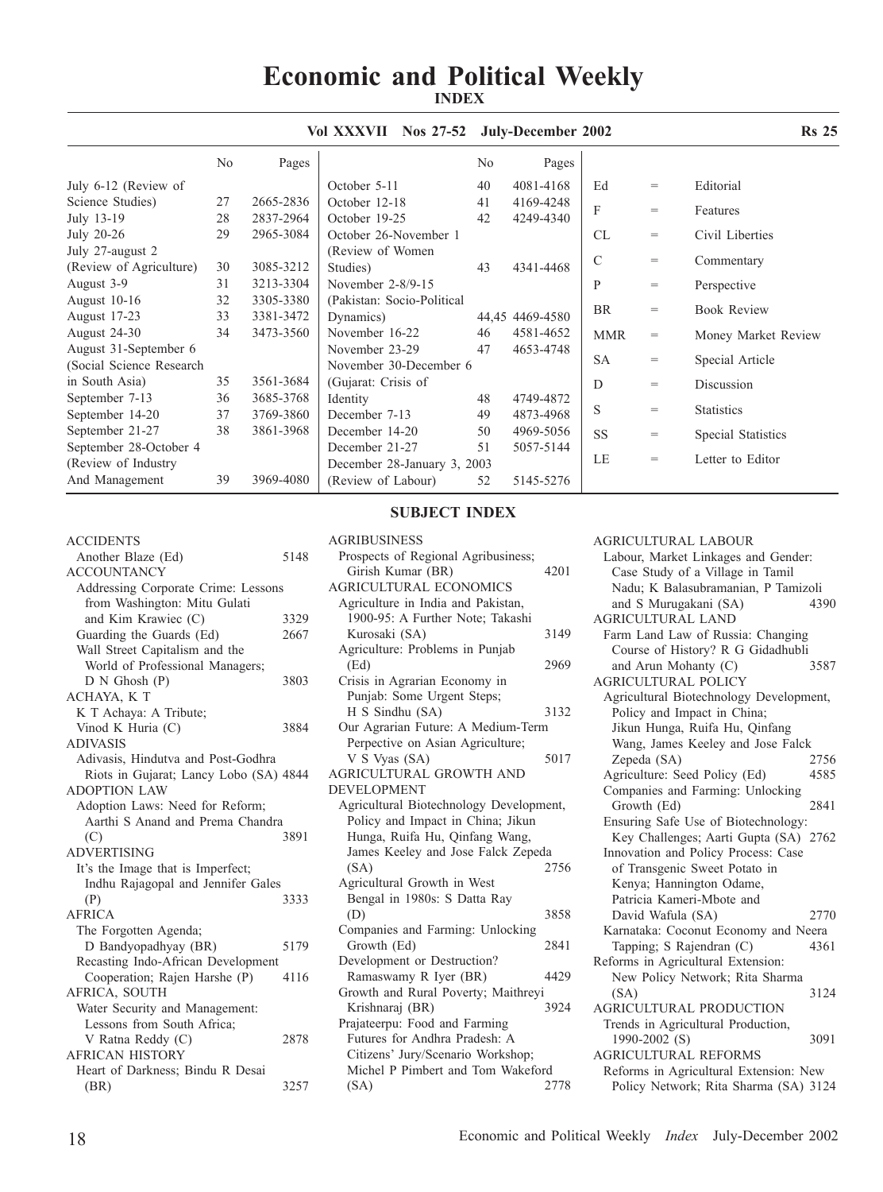# Economic and Political Weekly

**INDEX**

**Vol XXXVII Nos 27-52 July-December 2002** **Rs 25**

| | No | Pages |
|---|---|---|
| July 6-12 (Review of Science Studies) | 27 | 2665-2836 |
| July 13-19 | 28 | 2837-2964 |
| July 20-26 | 29 | 2965-3084 |
| July 27-august 2 (Review of Agriculture) | 30 | 3085-3212 |
| August 3-9 | 31 | 3213-3304 |
| August 10-16 | 32 | 3305-3380 |
| August 17-23 | 33 | 3381-3472 |
| August 24-30 | 34 | 3473-3560 |
| August 31-September 6 (Social Science Research in South Asia) | 35 | 3561-3684 |
| September 7-13 | 36 | 3685-3768 |
| September 14-20 | 37 | 3769-3860 |
| September 21-27 | 38 | 3861-3968 |
| September 28-October 4 (Review of Industry And Management | 39 | 3969-4080 |
| October 5-11 | 40 | 4081-4168 |
| October 12-18 | 41 | 4169-4248 |
| October 19-25 | 42 | 4249-4340 |
| October 26-November 1 (Review of Women Studies) | 43 | 4341-4468 |
| November 2-8/9-15 (Pakistan: Socio-Political Dynamics) | 44,45 | 4469-4580 |
| November 16-22 | 46 | 4581-4652 |
| November 23-29 | 47 | 4653-4748 |
| November 30-December 6 (Gujarat: Crisis of Identity | 48 | 4749-4872 |
| December 7-13 | 49 | 4873-4968 |
| December 14-20 | 50 | 4969-5056 |
| December 21-27 | 51 | 5057-5144 |
| December 28-January 3, 2003 (Review of Labour) | 52 | 5145-5276 |

| | | |
|---|---|---|
| Ed | = | Editorial |
| F | = | Features |
| CL | = | Civil Liberties |
| C | = | Commentary |
| P | = | Perspective |
| BR | = | Book Review |
| MMR | = | Money Market Review |
| SA | = | Special Article |
| D | = | Discussion |
| S | = | Statistics |
| SS | = | Special Statistics |
| LE | = | Letter to Editor |

## SUBJECT INDEX

ACCIDENTS
- Another Blaze (Ed) 5148

ACCOUNTANCY
- Addressing Corporate Crime: Lessons from Washington: Mitu Gulati and Kim Krawiec (C) 3329
- Guarding the Guards (Ed) 2667
- Wall Street Capitalism and the World of Professional Managers; D N Ghosh (P) 3803

ACHAYA, K T
- K T Achaya: A Tribute; Vinod K Huria (C) 3884

ADIVASIS
- Adivasis, Hindutva and Post-Godhra Riots in Gujarat; Lancy Lobo (SA) 4844

ADOPTION LAW
- Adoption Laws: Need for Reform; Aarthi S Anand and Prema Chandra (C) 3891

ADVERTISING
- It's the Image that is Imperfect; Indhu Rajagopal and Jennifer Gales (P) 3333

AFRICA
- The Forgotten Agenda; D Bandyopadhyay (BR) 5179
- Recasting Indo-African Development Cooperation; Rajen Harshe (P) 4116

AFRICA, SOUTH
- Water Security and Management: Lessons from South Africa; V Ratna Reddy (C) 2878

AFRICAN HISTORY
- Heart of Darkness; Bindu R Desai (BR) 3257

AGRIBUSINESS
- Prospects of Regional Agribusiness; Girish Kumar (BR) 4201

AGRICULTURAL ECONOMICS
- Agriculture in India and Pakistan, 1900-95: A Further Note; Takashi Kurosaki (SA) 3149
- Agriculture: Problems in Punjab (Ed) 2969
- Crisis in Agrarian Economy in Punjab: Some Urgent Steps; H S Sindhu (SA) 3132
- Our Agrarian Future: A Medium-Term Perpective on Asian Agriculture; V S Vyas (SA) 5017

AGRICULTURAL GROWTH AND DEVELOPMENT
- Agricultural Biotechnology Development, Policy and Impact in China; Jikun Hunga, Ruifa Hu, Qinfang Wang, James Keeley and Jose Falck Zepeda (SA) 2756
- Agricultural Growth in West Bengal in 1980s: S Datta Ray (D) 3858
- Companies and Farming: Unlocking Growth (Ed) 2841
- Development or Destruction? Ramaswamy R Iyer (BR) 4429
- Growth and Rural Poverty; Maithreyi Krishnaraj (BR) 3924
- Prajateerpu: Food and Farming Futures for Andhra Pradesh: A Citizens' Jury/Scenario Workshop; Michel P Pimbert and Tom Wakeford (SA) 2778

AGRICULTURAL LABOUR
- Labour, Market Linkages and Gender: Case Study of a Village in Tamil Nadu; K Balasubramanian, P Tamizoli and S Murugakani (SA) 4390

AGRICULTURAL LAND
- Farm Land Law of Russia: Changing Course of History? R G Gidadhubli and Arun Mohanty (C) 3587

AGRICULTURAL POLICY
- Agricultural Biotechnology Development, Policy and Impact in China; Jikun Hunga, Ruifa Hu, Qinfang Wang, James Keeley and Jose Falck Zepeda (SA) 2756
- Agriculture: Seed Policy (Ed) 4585
- Companies and Farming: Unlocking Growth (Ed) 2841
- Ensuring Safe Use of Biotechnology: Key Challenges; Aarti Gupta (SA) 2762
- Innovation and Policy Process: Case of Transgenic Sweet Potato in Kenya; Hannington Odame, Patricia Kameri-Mbote and David Wafula (SA) 2770
- Karnataka: Coconut Economy and Neera Tapping; S Rajendran (C) 4361
- Reforms in Agricultural Extension: New Policy Network; Rita Sharma (SA) 3124

AGRICULTURAL PRODUCTION
- Trends in Agricultural Production, 1990-2002 (S) 3091

AGRICULTURAL REFORMS
- Reforms in Agricultural Extension: New Policy Network; Rita Sharma (SA) 3124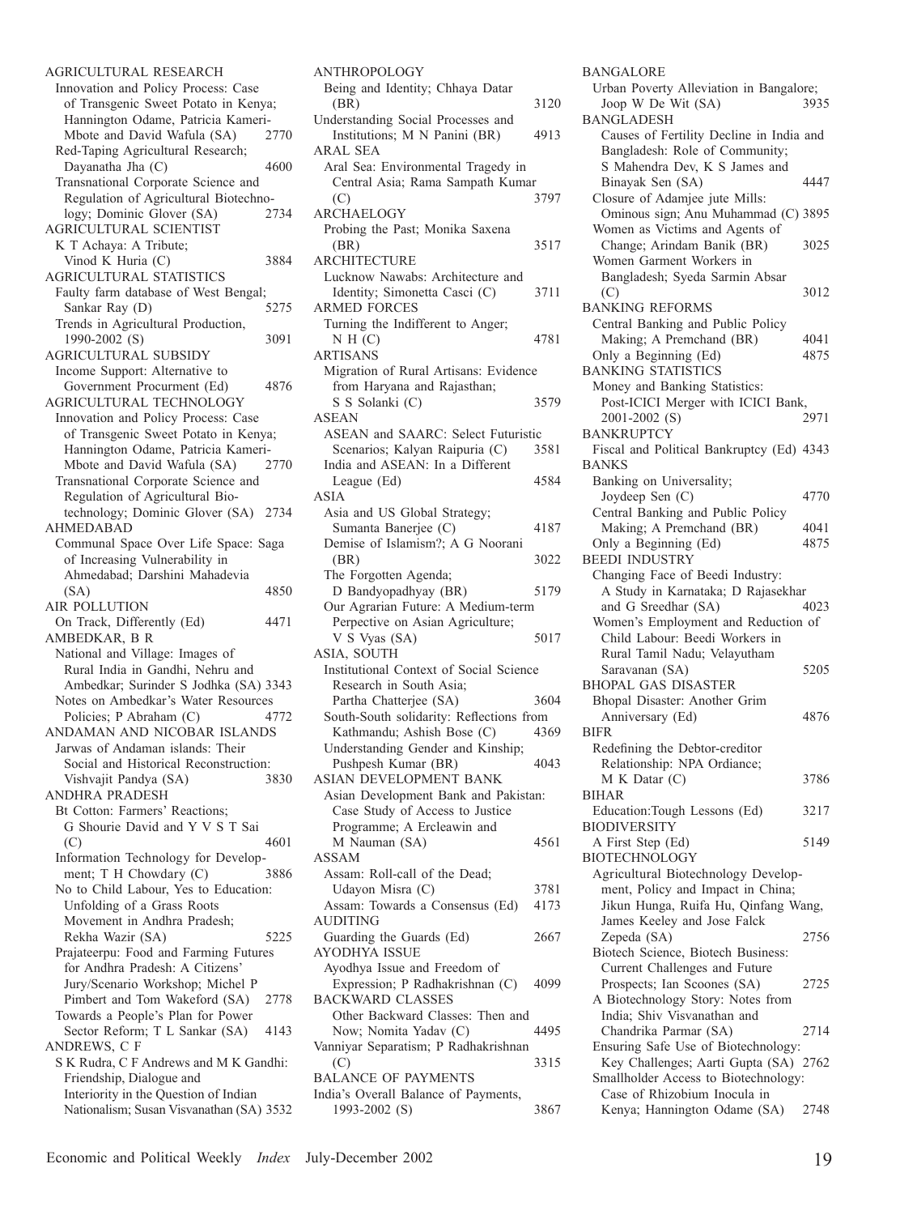AGRICULTURAL RESEARCH
- Innovation and Policy Process: Case of Transgenic Sweet Potato in Kenya; Hannington Odame, Patricia Kameri-Mbote and David Wafula (SA) 2770
- Red-Taping Agricultural Research; Dayanatha Jha (C) 4600
- Transnational Corporate Science and Regulation of Agricultural Biotechnology; Dominic Glover (SA) 2734

AGRICULTURAL SCIENTIST
- K T Achaya: A Tribute; Vinod K Huria (C) 3884

AGRICULTURAL STATISTICS
- Faulty farm database of West Bengal; Sankar Ray (D) 5275
- Trends in Agricultural Production, 1990-2002 (S) 3091

AGRICULTURAL SUBSIDY
- Income Support: Alternative to Government Procurment (Ed) 4876

AGRICULTURAL TECHNOLOGY
- Innovation and Policy Process: Case of Transgenic Sweet Potato in Kenya; Hannington Odame, Patricia Kameri-Mbote and David Wafula (SA) 2770
- Transnational Corporate Science and Regulation of Agricultural Biotechnology; Dominic Glover (SA) 2734

AHMEDABAD
- Communal Space Over Life Space: Saga of Increasing Vulnerability in Ahmedabad; Darshini Mahadevia (SA) 4850

AIR POLLUTION
- On Track, Differently (Ed) 4471

AMBEDKAR, B R
- National and Village: Images of Rural India in Gandhi, Nehru and Ambedkar; Surinder S Jodhka (SA) 3343
- Notes on Ambedkar's Water Resources Policies; P Abraham (C) 4772

ANDAMAN AND NICOBAR ISLANDS
- Jarwas of Andaman islands: Their Social and Historical Reconstruction: Vishvajit Pandya (SA) 3830

ANDHRA PRADESH
- Bt Cotton: Farmers' Reactions; G Shourie David and Y V S T Sai (C) 4601
- Information Technology for Development; T H Chowdary (C) 3886
- No to Child Labour, Yes to Education: Unfolding of a Grass Roots Movement in Andhra Pradesh; Rekha Wazir (SA) 5225
- Prajateerpu: Food and Farming Futures for Andhra Pradesh: A Citizens' Jury/Scenario Workshop; Michel P Pimbert and Tom Wakeford (SA) 2778
- Towards a People's Plan for Power Sector Reform; T L Sankar (SA) 4143

ANDREWS, C F
- S K Rudra, C F Andrews and M K Gandhi: Friendship, Dialogue and Interiority in the Question of Indian Nationalism; Susan Visvanathan (SA) 3532

ANTHROPOLOGY
- Being and Identity; Chhaya Datar (BR) 3120
- Understanding Social Processes and Institutions; M N Panini (BR) 4913

ARAL SEA
- Aral Sea: Environmental Tragedy in Central Asia; Rama Sampath Kumar (C) 3797

ARCHAELOGY
- Probing the Past; Monika Saxena (BR) 3517

ARCHITECTURE
- Lucknow Nawabs: Architecture and Identity; Simonetta Casci (C) 3711

ARMED FORCES
- Turning the Indifferent to Anger; N H (C) 4781

ARTISANS
- Migration of Rural Artisans: Evidence from Haryana and Rajasthan; S S Solanki (C) 3579

ASEAN
- ASEAN and SAARC: Select Futuristic Scenarios; Kalyan Raipuria (C) 3581
- India and ASEAN: In a Different League (Ed) 4584

ASIA
- Asia and US Global Strategy; Sumanta Banerjee (C) 4187
- Demise of Islamism?; A G Noorani (BR) 3022
- The Forgotten Agenda; D Bandyopadhyay (BR) 5179
- Our Agrarian Future: A Medium-term Perpective on Asian Agriculture; V S Vyas (SA) 5017

ASIA, SOUTH
- Institutional Context of Social Science Research in South Asia; Partha Chatterjee (SA) 3604
- South-South solidarity: Reflections from Kathmandu; Ashish Bose (C) 4369
- Understanding Gender and Kinship; Pushpesh Kumar (BR) 4043

ASIAN DEVELOPMENT BANK
- Asian Development Bank and Pakistan: Case Study of Access to Justice Programme; A Ercleawin and M Nauman (SA) 4561

ASSAM
- Assam: Roll-call of the Dead; Udayon Misra (C) 3781
- Assam: Towards a Consensus (Ed) 4173

AUDITING
- Guarding the Guards (Ed) 2667

AYODHYA ISSUE
- Ayodhya Issue and Freedom of Expression; P Radhakrishnan (C) 4099

BACKWARD CLASSES
- Other Backward Classes: Then and Now; Nomita Yadav (C) 4495
- Vanniyar Separatism; P Radhakrishnan (C) 3315

BALANCE OF PAYMENTS
- India's Overall Balance of Payments, 1993-2002 (S) 3867

BANGALORE
- Urban Poverty Alleviation in Bangalore; Joop W De Wit (SA) 3935

BANGLADESH
- Causes of Fertility Decline in India and Bangladesh: Role of Community; S Mahendra Dev, K S James and Binayak Sen (SA) 4447
- Closure of Adamjee jute Mills: Ominous sign; Anu Muhammad (C) 3895
- Women as Victims and Agents of Change; Arindam Banik (BR) 3025
- Women Garment Workers in Bangladesh; Syeda Sarmin Absar (C) 3012

BANKING REFORMS
- Central Banking and Public Policy Making; A Premchand (BR) 4041
- Only a Beginning (Ed) 4875

BANKING STATISTICS
- Money and Banking Statistics: Post-ICICI Merger with ICICI Bank, 2001-2002 (S) 2971

BANKRUPTCY
- Fiscal and Political Bankruptcy (Ed) 4343

BANKS
- Banking on Universality; Joydeep Sen (C) 4770
- Central Banking and Public Policy Making; A Premchand (BR) 4041
- Only a Beginning (Ed) 4875

BEEDI INDUSTRY
- Changing Face of Beedi Industry: A Study in Karnataka; D Rajasekhar and G Sreedhar (SA) 4023
- Women's Employment and Reduction of Child Labour: Beedi Workers in Rural Tamil Nadu; Velayutham Saravanan (SA) 5205

BHOPAL GAS DISASTER
- Bhopal Disaster: Another Grim Anniversary (Ed) 4876

BIFR
- Redefining the Debtor-creditor Relationship: NPA Ordiance; M K Datar (C) 3786

BIHAR
- Education:Tough Lessons (Ed) 3217

BIODIVERSITY
- A First Step (Ed) 5149

BIOTECHNOLOGY
- Agricultural Biotechnology Development, Policy and Impact in China; Jikun Hunga, Ruifa Hu, Qinfang Wang, James Keeley and Jose Falck Zepeda (SA) 2756
- Biotech Science, Biotech Business: Current Challenges and Future Prospects; Ian Scoones (SA) 2725
- A Biotechnology Story: Notes from India; Shiv Visvanathan and Chandrika Parmar (SA) 2714
- Ensuring Safe Use of Biotechnology: Key Challenges; Aarti Gupta (SA) 2762
- Smallholder Access to Biotechnology: Case of Rhizobium Inocula in Kenya; Hannington Odame (SA) 2748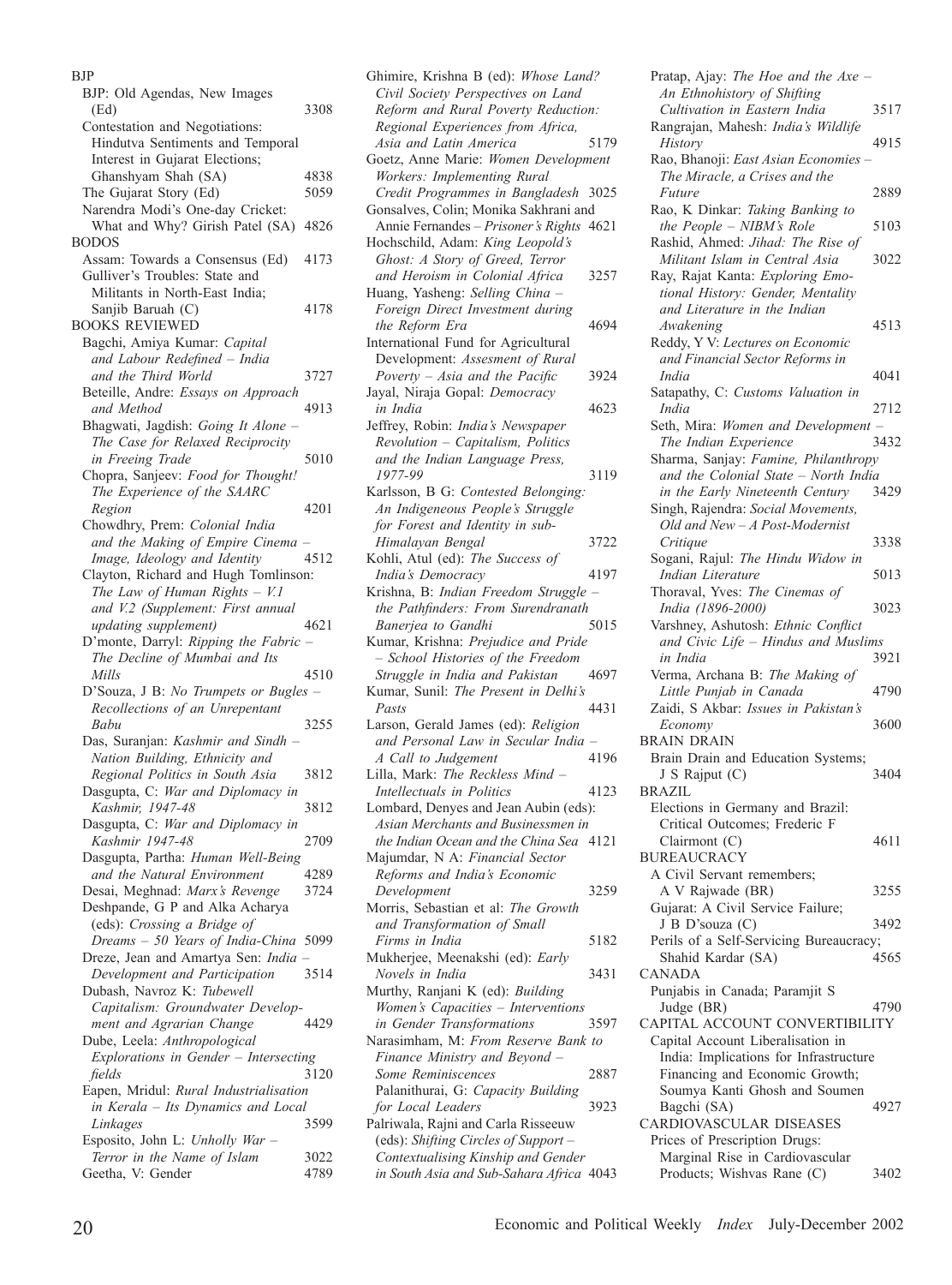BJP

BJP: Old Agendas, New Images (Ed) 3308

Contestation and Negotiations: Hindutva Sentiments and Temporal Interest in Gujarat Elections; Ghanshyam Shah (SA) 4838

The Gujarat Story (Ed) 5059

Narendra Modi's One-day Cricket: What and Why? Girish Patel (SA) 4826

BODOS

Assam: Towards a Consensus (Ed) 4173

Gulliver's Troubles: State and Militants in North-East India; Sanjib Baruah (C) 4178

BOOKS REVIEWED

Bagchi, Amiya Kumar: *Capital and Labour Redefined – India and the Third World* 3727

Beteille, Andre: *Essays on Approach and Method* 4913

Bhagwati, Jagdish: *Going It Alone – The Case for Relaxed Reciprocity in Freeing Trade* 5010

Chopra, Sanjeev: *Food for Thought! The Experience of the SAARC Region* 4201

Chowdhry, Prem: *Colonial India and the Making of Empire Cinema – Image, Ideology and Identity* 4512

Clayton, Richard and Hugh Tomlinson: *The Law of Human Rights – V.1 and V.2 (Supplement: First annual updating supplement)* 4621

D'monte, Darryl: *Ripping the Fabric – The Decline of Mumbai and Its Mills* 4510

D'Souza, J B: *No Trumpets or Bugles – Recollections of an Unrepentant Babu* 3255

Das, Suranjan: *Kashmir and Sindh – Nation Building, Ethnicity and Regional Politics in South Asia* 3812

Dasgupta, C: *War and Diplomacy in Kashmir, 1947-48* 3812

Dasgupta, C: *War and Diplomacy in Kashmir 1947-48* 2709

Dasgupta, Partha: *Human Well-Being and the Natural Environment* 4289

Desai, Meghnad: *Marx's Revenge* 3724

Deshpande, G P and Alka Acharya (eds): *Crossing a Bridge of Dreams – 50 Years of India-China* 5099

Dreze, Jean and Amartya Sen: *India – Development and Participation* 3514

Dubash, Navroz K: *Tubewell Capitalism: Groundwater Development and Agrarian Change* 4429

Dube, Leela: *Anthropological Explorations in Gender – Intersecting fields* 3120

Eapen, Mridul: *Rural Industrialisation in Kerala – Its Dynamics and Local Linkages* 3599

Esposito, John L: *Unholly War – Terror in the Name of Islam* 3022

Geetha, V: Gender 4789

Ghimire, Krishna B (ed): *Whose Land? Civil Society Perspectives on Land Reform and Rural Poverty Reduction: Regional Experiences from Africa, Asia and Latin America* 5179

Goetz, Anne Marie: *Women Development Workers: Implementing Rural Credit Programmes in Bangladesh* 3025

Gonsalves, Colin; Monika Sakhrani and Annie Fernandes – *Prisoner's Rights* 4621

Hochschild, Adam: *King Leopold's Ghost: A Story of Greed, Terror and Heroism in Colonial Africa* 3257

Huang, Yasheng: *Selling China – Foreign Direct Investment during the Reform Era* 4694

International Fund for Agricultural Development: *Assesment of Rural Poverty – Asia and the Pacific* 3924

Jayal, Niraja Gopal: *Democracy in India* 4623

Jeffrey, Robin: *India's Newspaper Revolution – Capitalism, Politics and the Indian Language Press, 1977-99* 3119

Karlsson, B G: *Contested Belonging: An Indigeneous People's Struggle for Forest and Identity in sub-Himalayan Bengal* 3722

Kohli, Atul (ed): *The Success of India's Democracy* 4197

Krishna, B: *Indian Freedom Struggle – the Pathfinders: From Surendranath Banerjea to Gandhi* 5015

Kumar, Krishna: *Prejudice and Pride – School Histories of the Freedom Struggle in India and Pakistan* 4697

Kumar, Sunil: *The Present in Delhi's Pasts* 4431

Larson, Gerald James (ed): *Religion and Personal Law in Secular India – A Call to Judgement* 4196

Lilla, Mark: *The Reckless Mind – Intellectuals in Politics* 4123

Lombard, Denyes and Jean Aubin (eds): *Asian Merchants and Businessmen in the Indian Ocean and the China Sea* 4121

Majumdar, N A: *Financial Sector Reforms and India's Economic Development* 3259

Morris, Sebastian et al: *The Growth and Transformation of Small Firms in India* 5182

Mukherjee, Meenakshi (ed): *Early Novels in India* 3431

Murthy, Ranjani K (ed): *Building Women's Capacities – Interventions in Gender Transformations* 3597

Narasimham, M: *From Reserve Bank to Finance Ministry and Beyond – Some Reminiscences* 2887

Palanithurai, G: *Capacity Building for Local Leaders* 3923

Palriwala, Rajni and Carla Risseeuw (eds): *Shifting Circles of Support – Contextualising Kinship and Gender in South Asia and Sub-Sahara Africa* 4043

Pratap, Ajay: *The Hoe and the Axe – An Ethnohistory of Shifting Cultivation in Eastern India* 3517

Rangrajan, Mahesh: *India's Wildlife History* 4915

Rao, Bhanoji: *East Asian Economies – The Miracle, a Crises and the Future* 2889

Rao, K Dinkar: *Taking Banking to the People – NIBM's Role* 5103

Rashid, Ahmed: *Jihad: The Rise of Militant Islam in Central Asia* 3022

Ray, Rajat Kanta: *Exploring Emotional History: Gender, Mentality and Literature in the Indian Awakening* 4513

Reddy, Y V: *Lectures on Economic and Financial Sector Reforms in India* 4041

Satapathy, C: *Customs Valuation in India* 2712

Seth, Mira: *Women and Development – The Indian Experience* 3432

Sharma, Sanjay: *Famine, Philanthropy and the Colonial State – North India in the Early Nineteenth Century* 3429

Singh, Rajendra: *Social Movements, Old and New – A Post-Modernist Critique* 3338

Sogani, Rajul: *The Hindu Widow in Indian Literature* 5013

Thoraval, Yves: *The Cinemas of India (1896-2000)* 3023

Varshney, Ashutosh: *Ethnic Conflict and Civic Life – Hindus and Muslims in India* 3921

Verma, Archana B: *The Making of Little Punjab in Canada* 4790

Zaidi, S Akbar: *Issues in Pakistan's Economy* 3600

BRAIN DRAIN

Brain Drain and Education Systems; J S Rajput (C) 3404

BRAZIL

Elections in Germany and Brazil: Critical Outcomes; Frederic F Clairmont (C) 4611

BUREAUCRACY

A Civil Servant remembers; A V Rajwade (BR) 3255

Gujarat: A Civil Service Failure; J B D'souza (C) 3492

Perils of a Self-Servicing Bureaucracy; Shahid Kardar (SA) 4565

CANADA

Punjabis in Canada; Paramjit S Judge (BR) 4790

CAPITAL ACCOUNT CONVERTIBILITY

Capital Account Liberalisation in India: Implications for Infrastructure Financing and Economic Growth; Soumya Kanti Ghosh and Soumen Bagchi (SA) 4927

CARDIOVASCULAR DISEASES

Prices of Prescription Drugs: Marginal Rise in Cardiovascular Products; Wishvas Rane (C) 3402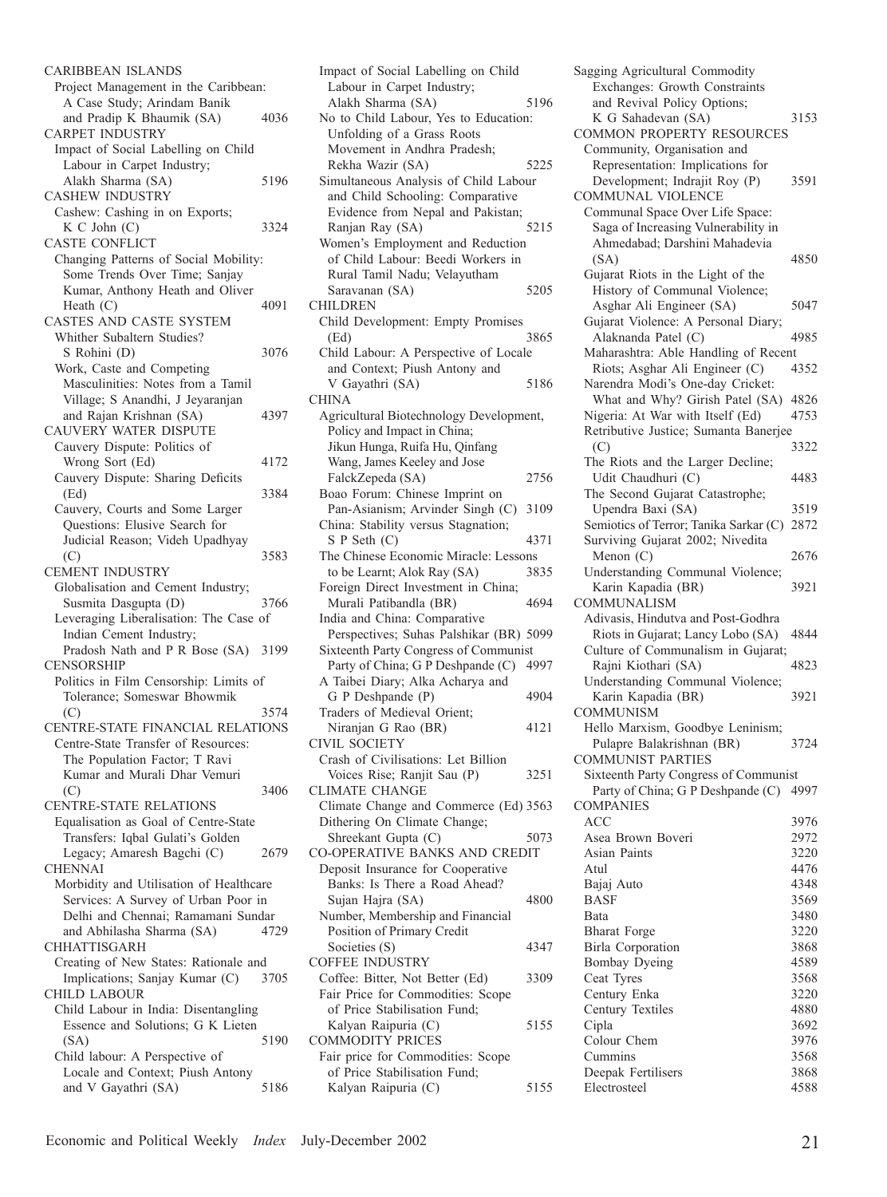CARIBBEAN ISLANDS
Project Management in the Caribbean: A Case Study; Arindam Banik and Pradip K Bhaumik (SA) 4036

CARPET INDUSTRY
Impact of Social Labelling on Child Labour in Carpet Industry; Alakh Sharma (SA) 5196

CASHEW INDUSTRY
Cashew: Cashing in on Exports; K C John (C) 3324

CASTE CONFLICT
Changing Patterns of Social Mobility: Some Trends Over Time; Sanjay Kumar, Anthony Heath and Oliver Heath (C) 4091

CASTES AND CASTE SYSTEM
Whither Subaltern Studies? S Rohini (D) 3076
Work, Caste and Competing Masculinities: Notes from a Tamil Village; S Anandhi, J Jeyaranjan and Rajan Krishnan (SA) 4397

CAUVERY WATER DISPUTE
Cauvery Dispute: Politics of Wrong Sort (Ed) 4172
Cauvery Dispute: Sharing Deficits (Ed) 3384
Cauvery, Courts and Some Larger Questions: Elusive Search for Judicial Reason; Videh Upadhyay (C) 3583

CEMENT INDUSTRY
Globalisation and Cement Industry; Susmita Dasgupta (D) 3766
Leveraging Liberalisation: The Case of Indian Cement Industry; Pradosh Nath and P R Bose (SA) 3199

CENSORSHIP
Politics in Film Censorship: Limits of Tolerance; Someswar Bhowmik (C) 3574

CENTRE-STATE FINANCIAL RELATIONS
Centre-State Transfer of Resources: The Population Factor; T Ravi Kumar and Murali Dhar Vemuri (C) 3406

CENTRE-STATE RELATIONS
Equalisation as Goal of Centre-State Transfers: Iqbal Gulati's Golden Legacy; Amaresh Bagchi (C) 2679

CHENNAI
Morbidity and Utilisation of Healthcare Services: A Survey of Urban Poor in Delhi and Chennai; Ramamani Sundar and Abhilasha Sharma (SA) 4729

CHHATTISGARH
Creating of New States: Rationale and Implications; Sanjay Kumar (C) 3705

CHILD LABOUR
Child Labour in India: Disentangling Essence and Solutions; G K Lieten (SA) 5190
Child labour: A Perspective of Locale and Context; Piush Antony and V Gayathri (SA) 5186
Impact of Social Labelling on Child Labour in Carpet Industry; Alakh Sharma (SA) 5196
No to Child Labour, Yes to Education: Unfolding of a Grass Roots Movement in Andhra Pradesh; Rekha Wazir (SA) 5225
Simultaneous Analysis of Child Labour and Child Schooling: Comparative Evidence from Nepal and Pakistan; Ranjan Ray (SA) 5215
Women's Employment and Reduction of Child Labour: Beedi Workers in Rural Tamil Nadu; Velayutham Saravanan (SA) 5205

CHILDREN
Child Development: Empty Promises (Ed) 3865
Child Labour: A Perspective of Locale and Context; Piush Antony and V Gayathri (SA) 5186

CHINA
Agricultural Biotechnology Development, Policy and Impact in China; Jikun Hunga, Ruifa Hu, Qinfang Wang, James Keeley and Jose FalckZepeda (SA) 2756
Boao Forum: Chinese Imprint on Pan-Asianism; Arvinder Singh (C) 3109
China: Stability versus Stagnation; S P Seth (C) 4371
The Chinese Economic Miracle: Lessons to be Learnt; Alok Ray (SA) 3835
Foreign Direct Investment in China; Murali Patibandla (BR) 4694
India and China: Comparative Perspectives; Suhas Palshikar (BR) 5099
Sixteenth Party Congress of Communist Party of China; G P Deshpande (C) 4997
A Taibei Diary; Alka Acharya and G P Deshpande (P) 4904
Traders of Medieval Orient; Niranjan G Rao (BR) 4121

CIVIL SOCIETY
Crash of Civilisations: Let Billion Voices Rise; Ranjit Sau (P) 3251

CLIMATE CHANGE
Climate Change and Commerce (Ed) 3563
Dithering On Climate Change; Shreekant Gupta (C) 5073

CO-OPERATIVE BANKS AND CREDIT
Deposit Insurance for Cooperative Banks: Is There a Road Ahead? Sujan Hajra (SA) 4800
Number, Membership and Financial Position of Primary Credit Societies (S) 4347

COFFEE INDUSTRY
Coffee: Bitter, Not Better (Ed) 3309
Fair Price for Commodities: Scope of Price Stabilisation Fund; Kalyan Raipuria (C) 5155

COMMODITY PRICES
Fair price for Commodities: Scope of Price Stabilisation Fund; Kalyan Raipuria (C) 5155
Sagging Agricultural Commodity Exchanges: Growth Constraints and Revival Policy Options; K G Sahadevan (SA) 3153

COMMON PROPERTY RESOURCES
Community, Organisation and Representation: Implications for Development; Indrajit Roy (P) 3591

COMMUNAL VIOLENCE
Communal Space Over Life Space: Saga of Increasing Vulnerability in Ahmedabad; Darshini Mahadevia (SA) 4850
Gujarat Riots in the Light of the History of Communal Violence; Asghar Ali Engineer (SA) 5047
Gujarat Violence: A Personal Diary; Alaknanda Patel (C) 4985
Maharashtra: Able Handling of Recent Riots; Asghar Ali Engineer (C) 4352
Narendra Modi's One-day Cricket: What and Why? Girish Patel (SA) 4826
Nigeria: At War with Itself (Ed) 4753
Retributive Justice; Sumanta Banerjee (C) 3322
The Riots and the Larger Decline; Udit Chaudhuri (C) 4483
The Second Gujarat Catastrophe; Upendra Baxi (SA) 3519
Semiotics of Terror; Tanika Sarkar (C) 2872
Surviving Gujarat 2002; Nivedita Menon (C) 2676
Understanding Communal Violence; Karin Kapadia (BR) 3921

COMMUNALISM
Adivasis, Hindutva and Post-Godhra Riots in Gujarat; Lancy Lobo (SA) 4844
Culture of Communalism in Gujarat; Rajni Kiothari (SA) 4823
Understanding Communal Violence; Karin Kapadia (BR) 3921

COMMUNISM
Hello Marxism, Goodbye Leninism; Pulapre Balakrishnan (BR) 3724

COMMUNIST PARTIES
Sixteenth Party Congress of Communist Party of China; G P Deshpande (C) 4997

COMPANIES
ACC 3976
Asea Brown Boveri 2972
Asian Paints 3220
Atul 4476
Bajaj Auto 4348
BASF 3569
Bata 3480
Bharat Forge 3220
Birla Corporation 3868
Bombay Dyeing 4589
Ceat Tyres 3568
Century Enka 3220
Century Textiles 4880
Cipla 3692
Colour Chem 3976
Cummins 3568
Deepak Fertilisers 3868
Electrosteel 4588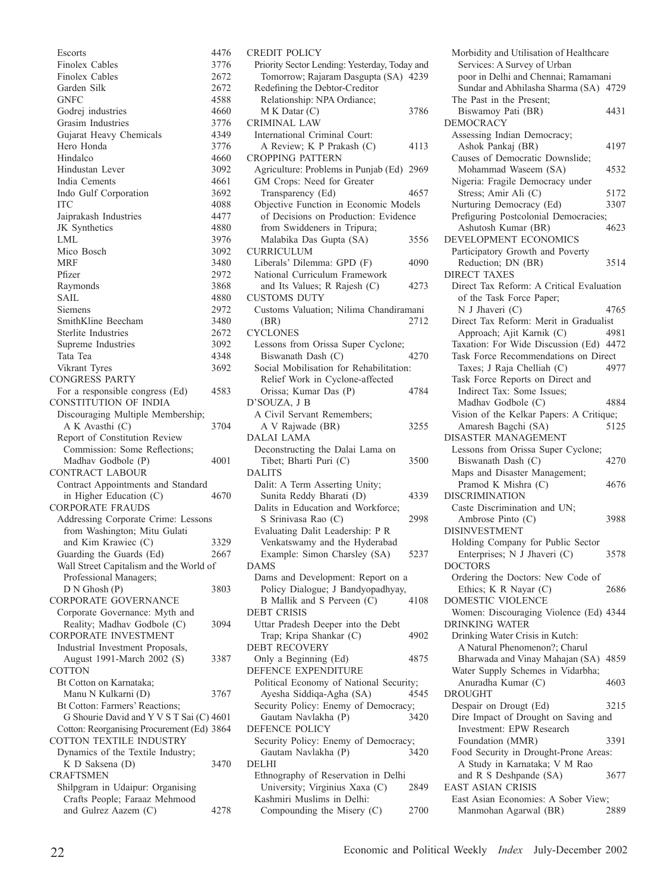Escorts 4476
Finolex Cables 3776
Finolex Cables 2672
Garden Silk 2672
GNFC 4588
Godrej industries 4660
Grasim Industries 3776
Gujarat Heavy Chemicals 4349
Hero Honda 3776
Hindalco 4660
Hindustan Lever 3092
India Cements 4661
Indo Gulf Corporation 3692
ITC 4088
Jaiprakash Industries 4477
JK Synthetics 4880
LML 3976
Mico Bosch 3092
MRF 3480
Pfizer 2972
Raymonds 3868
SAIL 4880
Siemens 2972
SmithKline Beecham 3480
Sterlite Industries 2672
Supreme Industries 3092
Tata Tea 4348
Vikrant Tyres 3692

CONGRESS PARTY
For a responsible congress (Ed) 4583

CONSTITUTION OF INDIA
Discouraging Multiple Membership; A K Avasthi (C) 3704
Report of Constitution Review Commission: Some Reflections; Madhav Godbole (P) 4001

CONTRACT LABOUR
Contract Appointments and Standard in Higher Education (C) 4670

CORPORATE FRAUDS
Addressing Corporate Crime: Lessons from Washington; Mitu Gulati and Kim Krawiec (C) 3329
Guarding the Guards (Ed) 2667
Wall Street Capitalism and the World of Professional Managers; D N Ghosh (P) 3803

CORPORATE GOVERNANCE
Corporate Governance: Myth and Reality; Madhav Godbole (C) 3094

CORPORATE INVESTMENT
Industrial Investment Proposals, August 1991-March 2002 (S) 3387

COTTON
Bt Cotton on Karnataka; Manu N Kulkarni (D) 3767
Bt Cotton: Farmers' Reactions; G Shourie David and Y V S T Sai (C) 4601
Cotton: Reorganising Procurement (Ed) 3864

COTTON TEXTILE INDUSTRY
Dynamics of the Textile Industry; K D Saksena (D) 3470

CRAFTSMEN
Shilpgram in Udaipur: Organising Crafts People; Faraaz Mehmood and Gulrez Aazem (C) 4278

CREDIT POLICY
Priority Sector Lending: Yesterday, Today and Tomorrow; Rajaram Dasgupta (SA) 4239
Redefining the Debtor-Creditor Relationship: NPA Ordiance; M K Datar (C) 3786

CRIMINAL LAW
International Criminal Court: A Review; K P Prakash (C) 4113

CROPPING PATTERN
Agriculture: Problems in Punjab (Ed) 2969
GM Crops: Need for Greater Transparency (Ed) 4657
Objective Function in Economic Models of Decisions on Production: Evidence from Swiddeners in Tripura; Malabika Das Gupta (SA) 3556

CURRICULUM
Liberals' Dilemma: GPD (F) 4090
National Curriculum Framework and Its Values; R Rajesh (C) 4273

CUSTOMS DUTY
Customs Valuation; Nilima Chandiramani (BR) 2712

CYCLONES
Lessons from Orissa Super Cyclone; Biswanath Dash (C) 4270
Social Mobilisation for Rehabilitation: Relief Work in Cyclone-affected Orissa; Kumar Das (P) 4784

D'SOUZA, J B
A Civil Servant Remembers; A V Rajwade (BR) 3255

DALAI LAMA
Deconstructing the Dalai Lama on Tibet; Bharti Puri (C) 3500

DALITS
Dalit: A Term Asserting Unity; Sunita Reddy Bharati (D) 4339
Dalits in Education and Workforce; S Srinivasa Rao (C) 2998
Evaluating Dalit Leadership: P R Venkatswamy and the Hyderabad Example: Simon Charsley (SA) 5237

DAMS
Dams and Development: Report on a Policy Dialogue; J Bandyopadhyay, B Mallik and S Perveen (C) 4108

DEBT CRISIS
Uttar Pradesh Deeper into the Debt Trap; Kripa Shankar (C) 4902

DEBT RECOVERY
Only a Beginning (Ed) 4875

DEFENCE EXPENDITURE
Political Economy of National Security; Ayesha Siddiqa-Agha (SA) 4545
Security Policy: Enemy of Democracy; Gautam Navlakha (P) 3420

DEFENCE POLICY
Security Policy: Enemy of Democracy; Gautam Navlakha (P) 3420

DELHI
Ethnography of Reservation in Delhi University; Virginius Xaxa (C) 2849
Kashmiri Muslims in Delhi: Compounding the Misery (C) 2700
Morbidity and Utilisation of Healthcare Services: A Survey of Urban poor in Delhi and Chennai; Ramamani Sundar and Abhilasha Sharma (SA) 4729
The Past in the Present; Biswamoy Pati (BR) 4431

DEMOCRACY
Assessing Indian Democracy; Ashok Pankaj (BR) 4197
Causes of Democratic Downslide; Mohammad Waseem (SA) 4532
Nigeria: Fragile Democracy under Stress; Amir Ali (C) 5172
Nurturing Democracy (Ed) 3307
Prefiguring Postcolonial Democracies; Ashutosh Kumar (BR) 4623

DEVELOPMENT ECONOMICS
Participatory Growth and Poverty Reduction; DN (BR) 3514

DIRECT TAXES
Direct Tax Reform: A Critical Evaluation of the Task Force Paper; N J Jhaveri (C) 4765
Direct Tax Reform: Merit in Gradualist Approach; Ajit Karnik (C) 4981
Taxation: For Wide Discussion (Ed) 4472
Task Force Recommendations on Direct Taxes; J Raja Chelliah (C) 4977
Task Force Reports on Direct and Indirect Tax: Some Issues; Madhav Godbole (C) 4884
Vision of the Kelkar Papers: A Critique; Amaresh Bagchi (SA) 5125

DISASTER MANAGEMENT
Lessons from Orissa Super Cyclone; Biswanath Dash (C) 4270
Maps and Disaster Management; Pramod K Mishra (C) 4676

DISCRIMINATION
Caste Discrimination and UN; Ambrose Pinto (C) 3988

DISINVESTMENT
Holding Company for Public Sector Enterprises; N J Jhaveri (C) 3578

DOCTORS
Ordering the Doctors: New Code of Ethics; K R Nayar (C) 2686

DOMESTIC VIOLENCE
Women: Discouraging Violence (Ed) 4344

DRINKING WATER
Drinking Water Crisis in Kutch: A Natural Phenomenon?; Charul Bharwada and Vinay Mahajan (SA) 4859
Water Supply Schemes in Vidarbha; Anuradha Kumar (C) 4603

DROUGHT
Despair on Drougt (Ed) 3215
Dire Impact of Drought on Saving and Investment: EPW Research Foundation (MMR) 3391
Food Security in Drought-Prone Areas: A Study in Karnataka; V M Rao and R S Deshpande (SA) 3677

EAST ASIAN CRISIS
East Asian Economies: A Sober View; Manmohan Agarwal (BR) 2889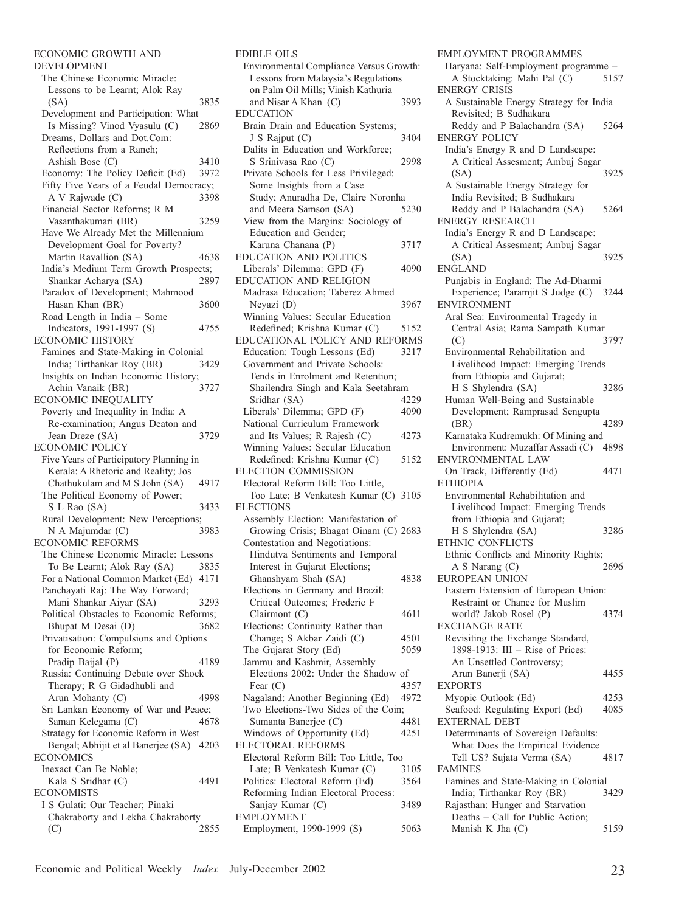ECONOMIC GROWTH AND DEVELOPMENT

The Chinese Economic Miracle: Lessons to be Learnt; Alok Ray (SA) 3835

Development and Participation: What Is Missing? Vinod Vyasulu (C) 2869

Dreams, Dollars and Dot.Com: Reflections from a Ranch; Ashish Bose (C) 3410

Economy: The Policy Deficit (Ed) 3972

Fifty Five Years of a Feudal Democracy; A V Rajwade (C) 3398

Financial Sector Reforms; R M Vasanthakumari (BR) 3259

Have We Already Met the Millennium Development Goal for Poverty? Martin Ravallion (SA) 4638

India's Medium Term Growth Prospects; Shankar Acharya (SA) 2897

Paradox of Development; Mahmood Hasan Khan (BR) 3600

Road Length in India – Some Indicators, 1991-1997 (S) 4755

ECONOMIC HISTORY

Famines and State-Making in Colonial India; Tirthankar Roy (BR) 3429

Insights on Indian Economic History; Achin Vanaik (BR) 3727

ECONOMIC INEQUALITY

Poverty and Inequality in India: A Re-examination; Angus Deaton and Jean Dreze (SA) 3729

ECONOMIC POLICY

Five Years of Participatory Planning in Kerala: A Rhetoric and Reality; Jos Chathukulam and M S John (SA) 4917

The Political Economy of Power; S L Rao (SA) 3433

Rural Development: New Perceptions; N A Majumdar (C) 3983

ECONOMIC REFORMS

The Chinese Economic Miracle: Lessons To Be Learnt; Alok Ray (SA) 3835

For a National Common Market (Ed) 4171

Panchayati Raj: The Way Forward; Mani Shankar Aiyar (SA) 3293

Political Obstacles to Economic Reforms; Bhupat M Desai (D) 3682

Privatisation: Compulsions and Options for Economic Reform; Pradip Baijal (P) 4189

Russia: Continuing Debate over Shock Therapy; R G Gidadhubli and Arun Mohanty (C) 4998

Sri Lankan Economy of War and Peace; Saman Kelegama (C) 4678

Strategy for Economic Reform in West Bengal; Abhijit et al Banerjee (SA) 4203

ECONOMICS

Inexact Can Be Noble; Kala S Sridhar (C) 4491

ECONOMISTS

I S Gulati: Our Teacher; Pinaki Chakraborty and Lekha Chakraborty (C) 2855

EDIBLE OILS

Environmental Compliance Versus Growth: Lessons from Malaysia's Regulations on Palm Oil Mills; Vinish Kathuria and Nisar A Khan (C) 3993

EDUCATION

Brain Drain and Education Systems; J S Rajput (C) 3404

Dalits in Education and Workforce; S Srinivasa Rao (C) 2998

Private Schools for Less Privileged: Some Insights from a Case Study; Anuradha De, Claire Noronha and Meera Samson (SA) 5230

View from the Margins: Sociology of Education and Gender; Karuna Chanana (P) 3717

EDUCATION AND POLITICS

Liberals' Dilemma: GPD (F) 4090

EDUCATION AND RELIGION

Madrasa Education; Taberez Ahmed Neyazi (D) 3967

Winning Values: Secular Education Redefined; Krishna Kumar (C) 5152

EDUCATIONAL POLICY AND REFORMS

Education: Tough Lessons (Ed) 3217

Government and Private Schools: Tends in Enrolment and Retention; Shailendra Singh and Kala Seetahram Sridhar (SA) 4229

Liberals' Dilemma; GPD (F) 4090

National Curriculum Framework and Its Values; R Rajesh (C) 4273

Winning Values: Secular Education Redefined; Krishna Kumar (C) 5152

ELECTION COMMISSION

Electoral Reform Bill: Too Little, Too Late; B Venkatesh Kumar (C) 3105

ELECTIONS

Assembly Election: Manifestation of Growing Crisis; Bhagat Oinam (C) 2683

Contestation and Negotiations: Hindutva Sentiments and Temporal Interest in Gujarat Elections; Ghanshyam Shah (SA) 4838

Elections in Germany and Brazil: Critical Outcomes; Frederic F Clairmont (C) 4611

Elections: Continuity Rather than Change; S Akbar Zaidi (C) 4501

The Gujarat Story (Ed) 5059

Jammu and Kashmir, Assembly Elections 2002: Under the Shadow of Fear (C) 4357

Nagaland: Another Beginning (Ed) 4972

Two Elections-Two Sides of the Coin; Sumanta Banerjee (C) 4481

Windows of Opportunity (Ed) 4251

ELECTORAL REFORMS

Electoral Reform Bill: Too Little, Too Late; B Venkatesh Kumar (C) 3105

Politics: Electoral Reform (Ed) 3564

Reforming Indian Electoral Process: Sanjay Kumar (C) 3489

EMPLOYMENT

Employment, 1990-1999 (S) 5063

EMPLOYMENT PROGRAMMES

Haryana: Self-Employment programme – A Stocktaking: Mahi Pal (C) 5157

ENERGY CRISIS

A Sustainable Energy Strategy for India Revisited; B Sudhakara Reddy and P Balachandra (SA) 5264

ENERGY POLICY

India's Energy R and D Landscape: A Critical Assesment; Ambuj Sagar (SA) 3925

A Sustainable Energy Strategy for India Revisited; B Sudhakara Reddy and P Balachandra (SA) 5264

ENERGY RESEARCH

India's Energy R and D Landscape: A Critical Assesment; Ambuj Sagar (SA) 3925

ENGLAND

Punjabis in England: The Ad-Dharmi Experience; Paramjit S Judge (C) 3244

ENVIRONMENT

Aral Sea: Environmental Tragedy in Central Asia; Rama Sampath Kumar (C) 3797

Environmental Rehabilitation and Livelihood Impact: Emerging Trends from Ethiopia and Gujarat; H S Shylendra (SA) 3286

Human Well-Being and Sustainable Development; Ramprasad Sengupta (BR) 4289

Karnataka Kudremukh: Of Mining and Environment: Muzaffar Assadi (C) 4898

ENVIRONMENTAL LAW

On Track, Differently (Ed) 4471

ETHIOPIA

Environmental Rehabilitation and Livelihood Impact: Emerging Trends from Ethiopia and Gujarat; H S Shylendra (SA) 3286

ETHNIC CONFLICTS

Ethnic Conflicts and Minority Rights; A S Narang (C) 2696

EUROPEAN UNION

Eastern Extension of European Union: Restraint or Chance for Muslim world? Jakob Rosel (P) 4374

EXCHANGE RATE

Revisiting the Exchange Standard, 1898-1913: III – Rise of Prices: An Unsettled Controversy; Arun Banerji (SA) 4455

EXPORTS

Myopic Outlook (Ed) 4253

Seafood: Regulating Export (Ed) 4085

EXTERNAL DEBT

Determinants of Sovereign Defaults: What Does the Empirical Evidence Tell US? Sujata Verma (SA) 4817

FAMINES

Famines and State-Making in Colonial India; Tirthankar Roy (BR) 3429

Rajasthan: Hunger and Starvation Deaths – Call for Public Action; Manish K Jha (C) 5159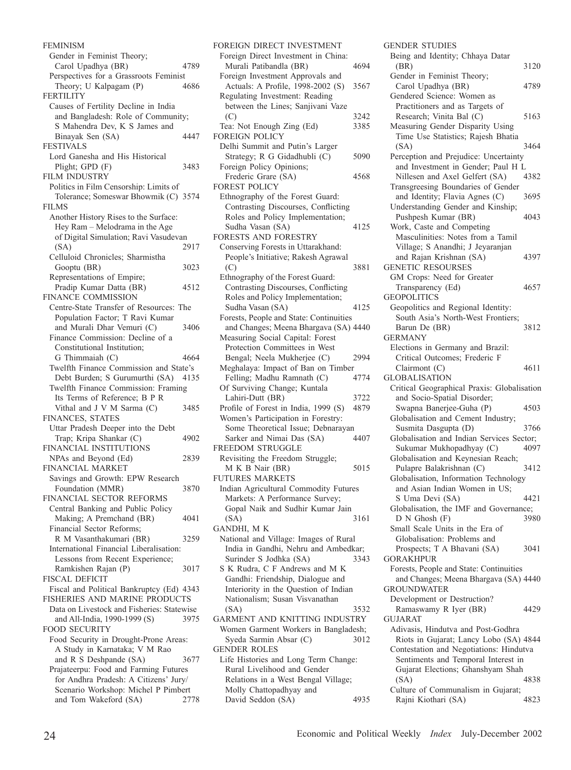FEMINISM

Gender in Feminist Theory; Carol Upadhya (BR) 4789

Perspectives for a Grassroots Feminist Theory; U Kalpagam (P) 4686

FERTILITY

Causes of Fertility Decline in India and Bangladesh: Role of Community; S Mahendra Dev, K S James and Binayak Sen (SA) 4447

FESTIVALS

Lord Ganesha and His Historical Plight; GPD (F) 3483

FILM INDUSTRY

Politics in Film Censorship: Limits of Tolerance; Someswar Bhowmik (C) 3574

FILMS

Another History Rises to the Surface: Hey Ram – Melodrama in the Age of Digital Simulation; Ravi Vasudevan (SA) 2917

Celluloid Chronicles; Sharmistha Gooptu (BR) 3023

Representations of Empire; Pradip Kumar Datta (BR) 4512

FINANCE COMMISSION

Centre-State Transfer of Resources: The Population Factor; T Ravi Kumar and Murali Dhar Vemuri (C) 3406

Finance Commission: Decline of a Constitutional Institution; G Thimmaiah (C) 4664

Twelfth Finance Commission and State's Debt Burden; S Gurumurthi (SA) 4135

Twelfth Finance Commission: Framing Its Terms of Reference; B P R Vithal and J V M Sarma (C) 3485

FINANCES, STATES

Uttar Pradesh Deeper into the Debt Trap; Kripa Shankar (C) 4902

FINANCIAL INSTITUTIONS

NPAs and Beyond (Ed) 2839

FINANCIAL MARKET

Savings and Growth: EPW Research Foundation (MMR) 3870

FINANCIAL SECTOR REFORMS

Central Banking and Public Policy Making; A Premchand (BR) 4041

Financial Sector Reforms; R M Vasanthakumari (BR) 3259

International Financial Liberalisation: Lessons from Recent Experience; Ramkishen Rajan (P) 3017

FISCAL DEFICIT

Fiscal and Political Bankruptcy (Ed) 4343

FISHERIES AND MARINE PRODUCTS

Data on Livestock and Fisheries: Statewise and All-India, 1990-1999 (S) 3975

FOOD SECURITY

Food Security in Drought-Prone Areas: A Study in Karnataka; V M Rao and R S Deshpande (SA) 3677

Prajateerpu: Food and Farming Futures for Andhra Pradesh: A Citizens' Jury/Scenario Workshop: Michel P Pimbert and Tom Wakeford (SA) 2778

FOREIGN DIRECT INVESTMENT

Foreign Direct Investment in China: Murali Patibandla (BR) 4694

Foreign Investment Approvals and Actuals: A Profile, 1998-2002 (S) 3567

Regulating Investment: Reading between the Lines; Sanjivani Vaze (C) 3242

Tea: Not Enough Zing (Ed) 3385

FOREIGN POLICY

Delhi Summit and Putin's Larger Strategy; R G Gidadhubli (C) 5090

Foreign Policy Opinions; Frederic Grare (SA) 4568

FOREST POLICY

Ethnography of the Forest Guard: Contrasting Discourses, Conflicting Roles and Policy Implementation; Sudha Vasan (SA) 4125

FORESTS AND FORESTRY

Conserving Forests in Uttarakhand: People's Initiative; Rakesh Agrawal (C) 3881

Ethnography of the Forest Guard: Contrasting Discourses, Conflicting Roles and Policy Implementation; Sudha Vasan (SA) 4125

Forests, People and State: Continuities and Changes; Meena Bhargava (SA) 4440

Measuring Social Capital: Forest Protection Committees in West Bengal; Neela Mukherjee (C) 2994

Meghalaya: Impact of Ban on Timber Felling; Madhu Ramnath (C) 4774

Of Surviving Change; Kuntala Lahiri-Dutt (BR) 3722

Profile of Forest in India, 1999 (S) 4879

Women's Participation in Forestry: Some Theoretical Issue; Debnarayan Sarker and Nimai Das (SA) 4407

FREEDOM STRUGGLE

Revisiting the Freedom Struggle; M K B Nair (BR) 5015

FUTURES MARKETS

Indian Agricultural Commodity Futures Markets: A Performance Survey; Gopal Naik and Sudhir Kumar Jain (SA) 3161

GANDHI, M K

National and Village: Images of Rural India in Gandhi, Nehru and Ambedkar; Surinder S Jodhka (SA) 3343

S K Rudra, C F Andrews and M K Gandhi: Friendship, Dialogue and Interiority in the Question of Indian Nationalism; Susan Visvanathan (SA) 3532

GARMENT AND KNITTING INDUSTRY

Women Garment Workers in Bangladesh; Syeda Sarmin Absar (C) 3012

GENDER ROLES

Life Histories and Long Term Change: Rural Livelihood and Gender Relations in a West Bengal Village; Molly Chattopadhyay and David Seddon (SA) 4935

GENDER STUDIES

Being and Identity; Chhaya Datar (BR) 3120

Gender in Feminist Theory; Carol Upadhya (BR) 4789

Gendered Science: Women as Practitioners and as Targets of Research; Vinita Bal (C) 5163

Measuring Gender Disparity Using Time Use Statistics; Rajesh Bhatia (SA) 3464

Perception and Prejudice: Uncertainty and Investment in Gender; Paul H L Nillesen and Axel Gelfert (SA) 4382

Transgreesing Boundaries of Gender and Identity; Flavia Agnes (C) 3695

Understanding Gender and Kinship; Pushpesh Kumar (BR) 4043

Work, Caste and Competing Masculinities: Notes from a Tamil Village; S Anandhi; J Jeyaranjan and Rajan Krishnan (SA) 4397

GENETIC RESOURSES

GM Crops: Need for Greater Transparency (Ed) 4657

GEOPOLITICS

Geopolitics and Regional Identity: South Asia's North-West Frontiers; Barun De (BR) 3812

GERMANY

Elections in Germany and Brazil: Critical Outcomes; Frederic F Clairmont (C) 4611

GLOBALISATION

Critical Geographical Praxis: Globalisation and Socio-Spatial Disorder; Swapna Banerjee-Guha (P) 4503

Globalisation and Cement Industry; Susmita Dasgupta (D) 3766

Globalisation and Indian Services Sector; Sukumar Mukhopadhyay (C) 4097

Globalisation and Keynesian Reach; Pulapre Balakrishnan (C) 3412

Globalisation, Information Technology and Asian Indian Women in US; S Uma Devi (SA) 4421

Globalisation, the IMF and Governance; D N Ghosh (F) 3980

Small Scale Units in the Era of Globalisation: Problems and Prospects; T A Bhavani (SA) 3041

GORAKHPUR

Forests, People and State: Continuities and Changes; Meena Bhargava (SA) 4440

GROUNDWATER

Development or Destruction? Ramaswamy R Iyer (BR) 4429

GUJARAT

Adivasis, Hindutva and Post-Godhra Riots in Gujarat; Lancy Lobo (SA) 4844

Contestation and Negotiations: Hindutva Sentiments and Temporal Interest in Gujarat Elections; Ghanshyam Shah (SA) 4838

Culture of Communalism in Gujarat; Rajni Kiothari (SA) 4823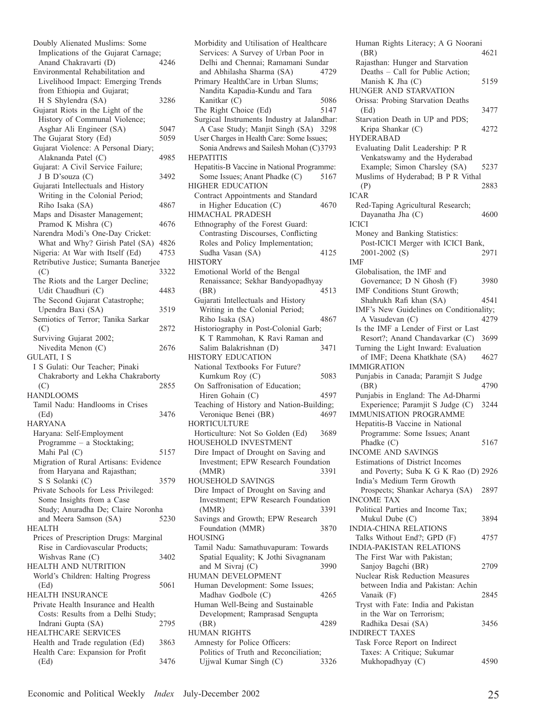Doubly Alienated Muslims: Some Implications of the Gujarat Carnage; Anand Chakravarti (D) 4246

Environmental Rehabilitation and Livelihood Impact: Emerging Trends from Ethiopia and Gujarat; H S Shylendra (SA) 3286

Gujarat Riots in the Light of the History of Communal Violence; Asghar Ali Engineer (SA) 5047

The Gujarat Story (Ed) 5059

Gujarat Violence: A Personal Diary; Alaknanda Patel (C) 4985

Gujarat: A Civil Service Failure; J B D'souza (C) 3492

Gujarati Intellectuals and History Writing in the Colonial Period; Riho Isaka (SA) 4867

Maps and Disaster Management; Pramod K Mishra (C) 4676

Narendra Modi's One-Day Cricket: What and Why? Girish Patel (SA) 4826

Nigeria: At War with Itself (Ed) 4753

Retributive Justice; Sumanta Banerjee (C) 3322

The Riots and the Larger Decline; Udit Chaudhuri (C) 4483

The Second Gujarat Catastrophe; Upendra Baxi (SA) 3519

Semiotics of Terror; Tanika Sarkar (C) 2872

Surviving Gujarat 2002; Nivedita Menon (C) 2676

GULATI, I S

I S Gulati: Our Teacher; Pinaki Chakraborty and Lekha Chakraborty (C) 2855

HANDLOOMS

Tamil Nadu: Handlooms in Crises (Ed) 3476

HARYANA

Haryana: Self-Employment Programme – a Stocktaking; Mahi Pal (C) 5157

Migration of Rural Artisans: Evidence from Haryana and Rajasthan; S S Solanki (C) 3579

Private Schools for Less Privileged: Some Insights from a Case Study; Anuradha De; Claire Noronha and Meera Samson (SA) 5230

HEALTH

Prices of Prescription Drugs: Marginal Rise in Cardiovascular Products; Wishvas Rane (C) 3402

HEALTH AND NUTRITION

World's Children: Halting Progress (Ed) 5061

HEALTH INSURANCE

Private Health Insurance and Health Costs: Results from a Delhi Study; Indrani Gupta (SA) 2795

HEALTHCARE SERVICES

Health and Trade regulation (Ed) 3863

Health Care: Expansion for Profit (Ed) 3476

Morbidity and Utilisation of Healthcare Services: A Survey of Urban Poor in Delhi and Chennai; Ramamani Sundar and Abhilasha Sharma (SA) 4729

Primary HealthCare in Urban Slums; Nandita Kapadia-Kundu and Tara Kanitkar (C) 5086

The Right Choice (Ed) 5147

Surgical Instruments Industry at Jalandhar: A Case Study; Manjit Singh (SA) 3298

User Charges in Health Care: Some Issues; Sonia Andrews and Sailesh Mohan (C) 3793

HEPATITIS

Hepatitis-B Vaccine in National Programme: Some Issues; Anant Phadke (C) 5167

HIGHER EDUCATION

Contract Appointments and Standard in Higher Education (C) 4670

HIMACHAL PRADESH

Ethnography of the Forest Guard: Contrasting Discourses, Conflicting Roles and Policy Implementation; Sudha Vasan (SA) 4125

HISTORY

Emotional World of the Bengal Renaissance; Sekhar Bandyopadhyay (BR) 4513

Gujarati Intellectuals and History Writing in the Colonial Period; Riho Isaka (SA) 4867

Historiography in Post-Colonial Garb; K T Rammohan, K Ravi Raman and Salim Balakrishnan (D) 3471

HISTORY EDUCATION

National Textbooks For Future? Kumkum Roy (C) 5083

On Saffronisation of Education; Hiren Gohain (C) 4597

Teaching of History and Nation-Building; Veronique Benei (BR) 4697

HORTICULTURE

Horticulture: Not So Golden (Ed) 3689

HOUSEHOLD INVESTMENT

Dire Impact of Drought on Saving and Investment; EPW Research Foundation (MMR) 3391

HOUSEHOLD SAVINGS

Dire Impact of Drought on Saving and Investment; EPW Research Foundation (MMR) 3391

Savings and Growth; EPW Research Foundation (MMR) 3870

HOUSING

Tamil Nadu: Samathuvapuram: Towards Spatial Equality; K Jothi Sivagnanam and M Sivraj (C) 3990

HUMAN DEVELOPMENT

Human Development: Some Issues; Madhav Godbole (C) 4265

Human Well-Being and Sustainable Development; Ramprasad Sengupta (BR) 4289

HUMAN RIGHTS

Amnesty for Police Officers: Politics of Truth and Reconciliation; Ujjwal Kumar Singh (C) 3326

Human Rights Literacy; A G Noorani (BR) 4621

Rajasthan: Hunger and Starvation Deaths – Call for Public Action; Manish K Jha (C) 5159

HUNGER AND STARVATION

Orissa: Probing Starvation Deaths (Ed) 3477

Starvation Death in UP and PDS; Kripa Shankar (C) 4272

HYDERABAD

Evaluating Dalit Leadership: P R Venkatswamy and the Hyderabad Example; Simon Charsley (SA) 5237

Muslims of Hyderabad; B P R Vithal (P) 2883

ICAR

Red-Taping Agricultural Research; Dayanatha Jha (C) 4600

ICICI

Money and Banking Statistics: Post-ICICI Merger with ICICI Bank, 2001-2002 (S) 2971

IMF

Globalisation, the IMF and Governance; D N Ghosh (F) 3980

IMF Conditions Stunt Growth; Shahrukh Rafi khan (SA) 4541

IMF's New Guidelines on Conditionality; A Vasudevan (C) 4279

Is the IMF a Lender of First or Last Resort?; Anand Chandavarkar (C) 3699

Turning the Light Inward: Evaluation of IMF; Deena Khatkhate (SA) 4627

IMMIGRATION

Punjabis in Canada; Paramjit S Judge (BR) 4790

Punjabis in England: The Ad-Dharmi Experience; Paramjit S Judge (C) 3244

IMMUNISATION PROGRAMME

Hepatitis-B Vaccine in National Programme: Some Issues; Anant Phadke (C) 5167

INCOME AND SAVINGS

Estimations of District Incomes and Poverty; Suba K G K Rao (D) 2926

India's Medium Term Growth Prospects; Shankar Acharya (SA) 2897

INCOME TAX

Political Parties and Income Tax; Mukul Dube (C) 3894

INDIA-CHINA RELATIONS

Talks Without End?; GPD (F) 4757

INDIA-PAKISTAN RELATIONS

The First War with Pakistan; Sanjoy Bagchi (BR) 2709

Nuclear Risk Reduction Measures between India and Pakistan: Achin Vanaik (F) 2845

Tryst with Fate: India and Pakistan in the War on Terrorism; Radhika Desai (SA) 3456

INDIRECT TAXES

Task Force Report on Indirect Taxes: A Critique; Sukumar Mukhopadhyay (C) 4590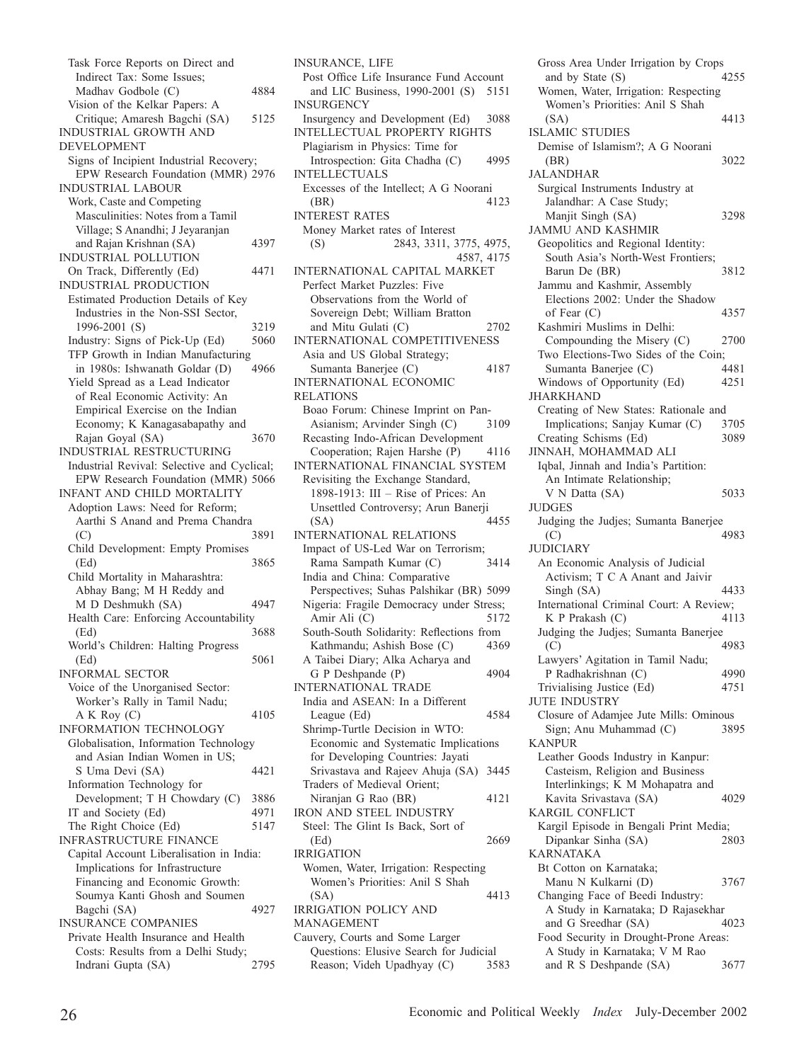Task Force Reports on Direct and Indirect Tax: Some Issues; Madhav Godbole (C) 4884

Vision of the Kelkar Papers: A Critique; Amaresh Bagchi (SA) 5125

INDUSTRIAL GROWTH AND DEVELOPMENT

Signs of Incipient Industrial Recovery; EPW Research Foundation (MMR) 2976

INDUSTRIAL LABOUR

Work, Caste and Competing Masculinities: Notes from a Tamil Village; S Anandhi; J Jeyaranjan and Rajan Krishnan (SA) 4397

INDUSTRIAL POLLUTION

On Track, Differently (Ed) 4471

INDUSTRIAL PRODUCTION

Estimated Production Details of Key Industries in the Non-SSI Sector, 1996-2001 (S) 3219

Industry: Signs of Pick-Up (Ed) 5060

TFP Growth in Indian Manufacturing in 1980s: Ishwanath Goldar (D) 4966

Yield Spread as a Lead Indicator of Real Economic Activity: An Empirical Exercise on the Indian Economy; K Kanagasabapathy and Rajan Goyal (SA) 3670

INDUSTRIAL RESTRUCTURING

Industrial Revival: Selective and Cyclical; EPW Research Foundation (MMR) 5066

INFANT AND CHILD MORTALITY

Adoption Laws: Need for Reform; Aarthi S Anand and Prema Chandra (C) 3891

Child Development: Empty Promises (Ed) 3865

Child Mortality in Maharashtra: Abhay Bang; M H Reddy and M D Deshmukh (SA) 4947

Health Care: Enforcing Accountability (Ed) 3688

World's Children: Halting Progress (Ed) 5061

INFORMAL SECTOR

Voice of the Unorganised Sector: Worker's Rally in Tamil Nadu; A K Roy (C) 4105

INFORMATION TECHNOLOGY

Globalisation, Information Technology and Asian Indian Women in US; S Uma Devi (SA) 4421

Information Technology for Development; T H Chowdary (C) 3886

IT and Society (Ed) 4971

The Right Choice (Ed) 5147

INFRASTRUCTURE FINANCE

Capital Account Liberalisation in India: Implications for Infrastructure Financing and Economic Growth: Soumya Kanti Ghosh and Soumen Bagchi (SA) 4927

INSURANCE COMPANIES

Private Health Insurance and Health Costs: Results from a Delhi Study; Indrani Gupta (SA) 2795

INSURANCE, LIFE

Post Office Life Insurance Fund Account and LIC Business, 1990-2001 (S) 5151

INSURGENCY

Insurgency and Development (Ed) 3088

INTELLECTUAL PROPERTY RIGHTS

Plagiarism in Physics: Time for Introspection: Gita Chadha (C) 4995

INTELLECTUALS

Excesses of the Intellect; A G Noorani (BR) 4123

INTEREST RATES

Money Market rates of Interest (S) 2843, 3311, 3775, 4975, 4587, 4175

INTERNATIONAL CAPITAL MARKET

Perfect Market Puzzles: Five Observations from the World of Sovereign Debt; William Bratton and Mitu Gulati (C) 2702

INTERNATIONAL COMPETITIVENESS

Asia and US Global Strategy; Sumanta Banerjee (C) 4187

INTERNATIONAL ECONOMIC RELATIONS

Boao Forum: Chinese Imprint on Pan-Asianism; Arvinder Singh (C) 3109

Recasting Indo-African Development Cooperation; Rajen Harshe (P) 4116

INTERNATIONAL FINANCIAL SYSTEM

Revisiting the Exchange Standard, 1898-1913: III – Rise of Prices: An Unsettled Controversy; Arun Banerji (SA) 4455

INTERNATIONAL RELATIONS

Impact of US-Led War on Terrorism; Rama Sampath Kumar (C) 3414

India and China: Comparative Perspectives; Suhas Palshikar (BR) 5099

Nigeria: Fragile Democracy under Stress; Amir Ali (C) 5172

South-South Solidarity: Reflections from Kathmandu; Ashish Bose (C) 4369

A Taibei Diary; Alka Acharya and G P Deshpande (P) 4904

INTERNATIONAL TRADE

India and ASEAN: In a Different League (Ed) 4584

Shrimp-Turtle Decision in WTO: Economic and Systematic Implications for Developing Countries: Jayati Srivastava and Rajeev Ahuja (SA) 3445

Traders of Medieval Orient; Niranjan G Rao (BR) 4121

IRON AND STEEL INDUSTRY

Steel: The Glint Is Back, Sort of (Ed) 2669

IRRIGATION

Women, Water, Irrigation: Respecting Women's Priorities: Anil S Shah (SA) 4413

IRRIGATION POLICY AND MANAGEMENT

Cauvery, Courts and Some Larger Questions: Elusive Search for Judicial Reason; Videh Upadhyay (C) 3583

Gross Area Under Irrigation by Crops and by State (S) 4255

Women, Water, Irrigation: Respecting Women's Priorities: Anil S Shah (SA) 4413

ISLAMIC STUDIES

Demise of Islamism?; A G Noorani (BR) 3022

JALANDHAR

Surgical Instruments Industry at Jalandhar: A Case Study; Manjit Singh (SA) 3298

JAMMU AND KASHMIR

Geopolitics and Regional Identity: South Asia's North-West Frontiers; Barun De (BR) 3812

Jammu and Kashmir, Assembly Elections 2002: Under the Shadow of Fear (C) 4357

Kashmiri Muslims in Delhi: Compounding the Misery (C) 2700

Two Elections-Two Sides of the Coin; Sumanta Banerjee (C) 4481

Windows of Opportunity (Ed) 4251

JHARKHAND

Creating of New States: Rationale and Implications; Sanjay Kumar (C) 3705

Creating Schisms (Ed) 3089

JINNAH, MOHAMMAD ALI

Iqbal, Jinnah and India's Partition: An Intimate Relationship; V N Datta (SA) 5033

JUDGES

Judging the Judjes; Sumanta Banerjee (C) 4983

JUDICIARY

An Economic Analysis of Judicial Activism; T C A Anant and Jaivir Singh (SA) 4433

International Criminal Court: A Review; K P Prakash (C) 4113

Judging the Judjes; Sumanta Banerjee (C) 4983

Lawyers' Agitation in Tamil Nadu; P Radhakrishnan (C) 4990

Trivialising Justice (Ed) 4751

JUTE INDUSTRY

Closure of Adamjee Jute Mills: Ominous Sign; Anu Muhammad (C) 3895

KANPUR

Leather Goods Industry in Kanpur: Casteism, Religion and Business Interlinkings; K M Mohapatra and Kavita Srivastava (SA) 4029

KARGIL CONFLICT

Kargil Episode in Bengali Print Media; Dipankar Sinha (SA) 2803

KARNATAKA

Bt Cotton on Karnataka; Manu N Kulkarni (D) 3767

Changing Face of Beedi Industry: A Study in Karnataka; D Rajasekhar and G Sreedhar (SA) 4023

Food Security in Drought-Prone Areas: A Study in Karnataka; V M Rao and R S Deshpande (SA) 3677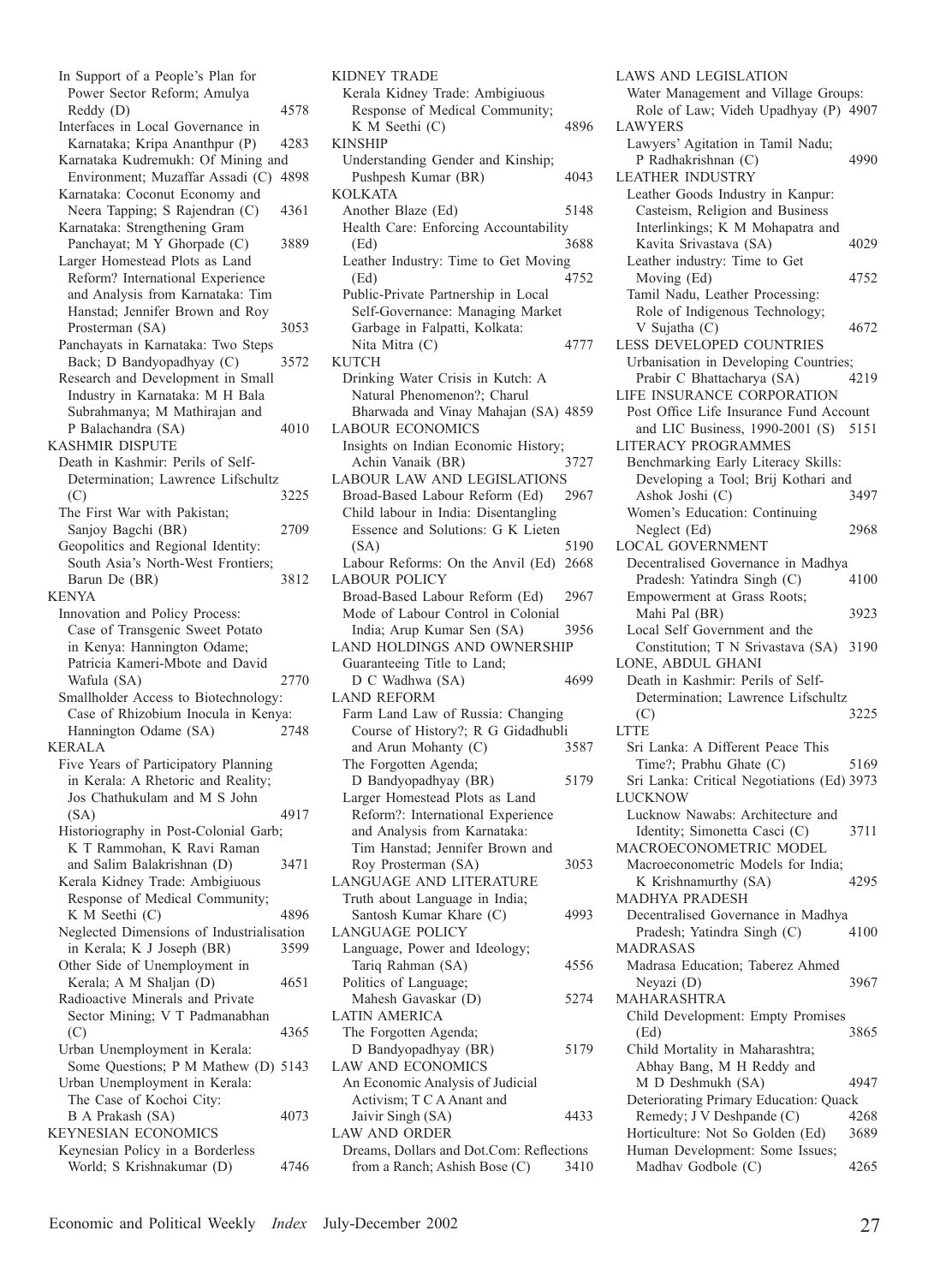In Support of a People's Plan for Power Sector Reform; Amulya Reddy (D) 4578
Interfaces in Local Governance in Karnataka; Kripa Ananthpur (P) 4283
Karnataka Kudremukh: Of Mining and Environment; Muzaffar Assadi (C) 4898
Karnataka: Coconut Economy and Neera Tapping; S Rajendran (C) 4361
Karnataka: Strengthening Gram Panchayat; M Y Ghorpade (C) 3889
Larger Homestead Plots as Land Reform? International Experience and Analysis from Karnataka: Tim Hanstad; Jennifer Brown and Roy Prosterman (SA) 3053
Panchayats in Karnataka: Two Steps Back; D Bandyopadhyay (C) 3572
Research and Development in Small Industry in Karnataka: M H Bala Subrahmanya; M Mathirajan and P Balachandra (SA) 4010

KASHMIR DISPUTE
Death in Kashmir: Perils of Self-Determination; Lawrence Lifschultz (C) 3225
The First War with Pakistan; Sanjoy Bagchi (BR) 2709
Geopolitics and Regional Identity: South Asia's North-West Frontiers; Barun De (BR) 3812

KENYA
Innovation and Policy Process: Case of Transgenic Sweet Potato in Kenya: Hannington Odame; Patricia Kameri-Mbote and David Wafula (SA) 2770
Smallholder Access to Biotechnology: Case of Rhizobium Inocula in Kenya: Hannington Odame (SA) 2748

KERALA
Five Years of Participatory Planning in Kerala: A Rhetoric and Reality; Jos Chathukulam and M S John (SA) 4917
Historiography in Post-Colonial Garb; K T Rammohan, K Ravi Raman and Salim Balakrishnan (D) 3471
Kerala Kidney Trade: Ambigiuous Response of Medical Community; K M Seethi (C) 4896
Neglected Dimensions of Industrialisation in Kerala; K J Joseph (BR) 3599
Other Side of Unemployment in Kerala; A M Shaljan (D) 4651
Radioactive Minerals and Private Sector Mining; V T Padmanabhan (C) 4365
Urban Unemployment in Kerala: Some Questions; P M Mathew (D) 5143
Urban Unemployment in Kerala: The Case of Kochoi City: B A Prakash (SA) 4073

KEYNESIAN ECONOMICS
Keynesian Policy in a Borderless World; S Krishnakumar (D) 4746

KIDNEY TRADE
Kerala Kidney Trade: Ambigiuous Response of Medical Community; K M Seethi (C) 4896

KINSHIP
Understanding Gender and Kinship; Pushpesh Kumar (BR) 4043

KOLKATA
Another Blaze (Ed) 5148
Health Care: Enforcing Accountability (Ed) 3688
Leather Industry: Time to Get Moving (Ed) 4752
Public-Private Partnership in Local Self-Governance: Managing Market Garbage in Falpatti, Kolkata: Nita Mitra (C) 4777

KUTCH
Drinking Water Crisis in Kutch: A Natural Phenomenon?; Charul Bharwada and Vinay Mahajan (SA) 4859

LABOUR ECONOMICS
Insights on Indian Economic History; Achin Vanaik (BR) 3727

LABOUR LAW AND LEGISLATIONS
Broad-Based Labour Reform (Ed) 2967
Child labour in India: Disentangling Essence and Solutions: G K Lieten (SA) 5190
Labour Reforms: On the Anvil (Ed) 2668

LABOUR POLICY
Broad-Based Labour Reform (Ed) 2967
Mode of Labour Control in Colonial India; Arup Kumar Sen (SA) 3956

LAND HOLDINGS AND OWNERSHIP
Guaranteeing Title to Land; D C Wadhwa (SA) 4699

LAND REFORM
Farm Land Law of Russia: Changing Course of History?; R G Gidadhubli and Arun Mohanty (C) 3587
The Forgotten Agenda; D Bandyopadhyay (BR) 5179
Larger Homestead Plots as Land Reform?: International Experience and Analysis from Karnataka: Tim Hanstad; Jennifer Brown and Roy Prosterman (SA) 3053

LANGUAGE AND LITERATURE
Truth about Language in India; Santosh Kumar Khare (C) 4993

LANGUAGE POLICY
Language, Power and Ideology; Tariq Rahman (SA) 4556
Politics of Language; Mahesh Gavaskar (D) 5274

LATIN AMERICA
The Forgotten Agenda; D Bandyopadhyay (BR) 5179

LAW AND ECONOMICS
An Economic Analysis of Judicial Activism; T C A Anant and Jaivir Singh (SA) 4433

LAW AND ORDER
Dreams, Dollars and Dot.Com: Reflections from a Ranch; Ashish Bose (C) 3410

LAWS AND LEGISLATION
Water Management and Village Groups: Role of Law; Videh Upadhyay (P) 4907

LAWYERS
Lawyers' Agitation in Tamil Nadu; P Radhakrishnan (C) 4990

LEATHER INDUSTRY
Leather Goods Industry in Kanpur: Casteism, Religion and Business Interlinkings; K M Mohapatra and Kavita Srivastava (SA) 4029
Leather industry: Time to Get Moving (Ed) 4752
Tamil Nadu, Leather Processing: Role of Indigenous Technology; V Sujatha (C) 4672

LESS DEVELOPED COUNTRIES
Urbanisation in Developing Countries; Prabir C Bhattacharya (SA) 4219

LIFE INSURANCE CORPORATION
Post Office Life Insurance Fund Account and LIC Business, 1990-2001 (S) 5151

LITERACY PROGRAMMES
Benchmarking Early Literacy Skills: Developing a Tool; Brij Kothari and Ashok Joshi (C) 3497
Women's Education: Continuing Neglect (Ed) 2968

LOCAL GOVERNMENT
Decentralised Governance in Madhya Pradesh: Yatindra Singh (C) 4100
Empowerment at Grass Roots; Mahi Pal (BR) 3923
Local Self Government and the Constitution; T N Srivastava (SA) 3190

LONE, ABDUL GHANI
Death in Kashmir: Perils of Self-Determination; Lawrence Lifschultz (C) 3225

LTTE
Sri Lanka: A Different Peace This Time?; Prabhu Ghate (C) 5169
Sri Lanka: Critical Negotiations (Ed) 3973

LUCKNOW
Lucknow Nawabs: Architecture and Identity; Simonetta Casci (C) 3711

MACROECONOMETRIC MODEL
Macroeconometric Models for India; K Krishnamurthy (SA) 4295

MADHYA PRADESH
Decentralised Governance in Madhya Pradesh; Yatindra Singh (C) 4100

MADRASAS
Madrasa Education; Taberez Ahmed Neyazi (D) 3967

MAHARASHTRA
Child Development: Empty Promises (Ed) 3865
Child Mortality in Maharashtra; Abhay Bang, M H Reddy and M D Deshmukh (SA) 4947
Deteriorating Primary Education: Quack Remedy; J V Deshpande (C) 4268
Horticulture: Not So Golden (Ed) 3689
Human Development: Some Issues; Madhav Godbole (C) 4265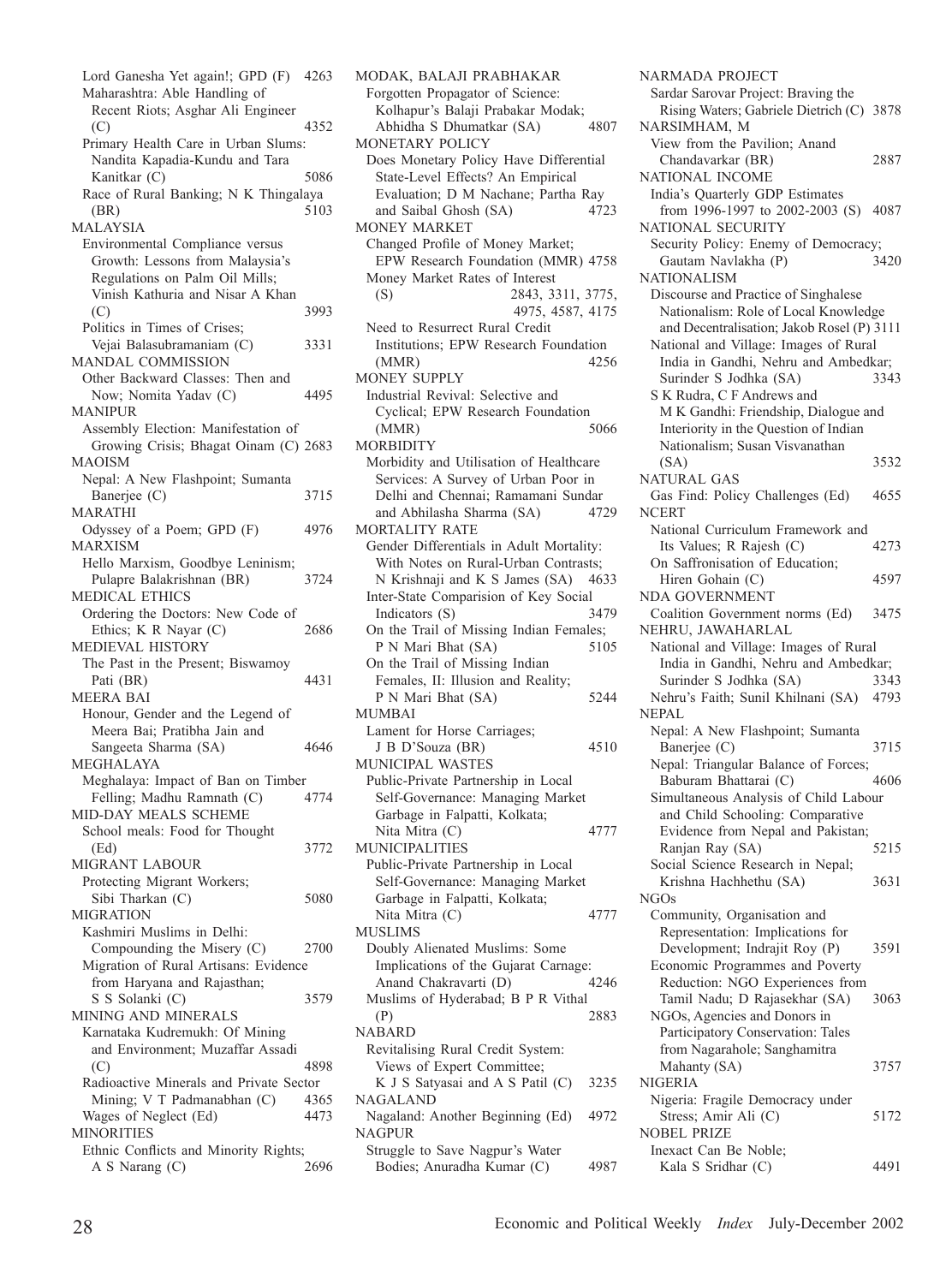Lord Ganesha Yet again!; GPD (F) 4263
Maharashtra: Able Handling of Recent Riots; Asghar Ali Engineer (C) 4352
Primary Health Care in Urban Slums: Nandita Kapadia-Kundu and Tara Kanitkar (C) 5086
Race of Rural Banking; N K Thingalaya (BR) 5103

MALAYSIA
Environmental Compliance versus Growth: Lessons from Malaysia's Regulations on Palm Oil Mills; Vinish Kathuria and Nisar A Khan (C) 3993
Politics in Times of Crises; Vejai Balasubramaniam (C) 3331

MANDAL COMMISSION
Other Backward Classes: Then and Now; Nomita Yadav (C) 4495

MANIPUR
Assembly Election: Manifestation of Growing Crisis; Bhagat Oinam (C) 2683

MAOISM
Nepal: A New Flashpoint; Sumanta Banerjee (C) 3715

MARATHI
Odyssey of a Poem; GPD (F) 4976

MARXISM
Hello Marxism, Goodbye Leninism; Pulapre Balakrishnan (BR) 3724

MEDICAL ETHICS
Ordering the Doctors: New Code of Ethics; K R Nayar (C) 2686

MEDIEVAL HISTORY
The Past in the Present; Biswamoy Pati (BR) 4431

MEERA BAI
Honour, Gender and the Legend of Meera Bai; Pratibha Jain and Sangeeta Sharma (SA) 4646

MEGHALAYA
Meghalaya: Impact of Ban on Timber Felling; Madhu Ramnath (C) 4774

MID-DAY MEALS SCHEME
School meals: Food for Thought (Ed) 3772

MIGRANT LABOUR
Protecting Migrant Workers; Sibi Tharkan (C) 5080

MIGRATION
Kashmiri Muslims in Delhi: Compounding the Misery (C) 2700
Migration of Rural Artisans: Evidence from Haryana and Rajasthan; S S Solanki (C) 3579

MINING AND MINERALS
Karnataka Kudremukh: Of Mining and Environment; Muzaffar Assadi (C) 4898
Radioactive Minerals and Private Sector Mining; V T Padmanabhan (C) 4365
Wages of Neglect (Ed) 4473

MINORITIES
Ethnic Conflicts and Minority Rights; A S Narang (C) 2696

MODAK, BALAJI PRABHAKAR
Forgotten Propagator of Science: Kolhapur's Balaji Prabakar Modak; Abhidha S Dhumatkar (SA) 4807

MONETARY POLICY
Does Monetary Policy Have Differential State-Level Effects? An Empirical Evaluation; D M Nachane; Partha Ray and Saibal Ghosh (SA) 4723

MONEY MARKET
Changed Profile of Money Market; EPW Research Foundation (MMR) 4758
Money Market Rates of Interest (S) 2843, 3311, 3775, 4975, 4587, 4175
Need to Resurrect Rural Credit Institutions; EPW Research Foundation (MMR) 4256

MONEY SUPPLY
Industrial Revival: Selective and Cyclical; EPW Research Foundation (MMR) 5066

MORBIDITY
Morbidity and Utilisation of Healthcare Services: A Survey of Urban Poor in Delhi and Chennai; Ramamani Sundar and Abhilasha Sharma (SA) 4729

MORTALITY RATE
Gender Differentials in Adult Mortality: With Notes on Rural-Urban Contrasts; N Krishnaji and K S James (SA) 4633
Inter-State Comparision of Key Social Indicators (S) 3479
On the Trail of Missing Indian Females; P N Mari Bhat (SA) 5105
On the Trail of Missing Indian Females, II: Illusion and Reality; P N Mari Bhat (SA) 5244

MUMBAI
Lament for Horse Carriages; J B D'Souza (BR) 4510

MUNICIPAL WASTES
Public-Private Partnership in Local Self-Governance: Managing Market Garbage in Falpatti, Kolkata; Nita Mitra (C) 4777

MUNICIPALITIES
Public-Private Partnership in Local Self-Governance: Managing Market Garbage in Falpatti, Kolkata; Nita Mitra (C) 4777

MUSLIMS
Doubly Alienated Muslims: Some Implications of the Gujarat Carnage: Anand Chakravarti (D) 4246
Muslims of Hyderabad; B P R Vithal (P) 2883

NABARD
Revitalising Rural Credit System: Views of Expert Committee; K J S Satyasai and A S Patil (C) 3235

NAGALAND
Nagaland: Another Beginning (Ed) 4972

NAGPUR
Struggle to Save Nagpur's Water Bodies; Anuradha Kumar (C) 4987

NARMADA PROJECT
Sardar Sarovar Project: Braving the Rising Waters; Gabriele Dietrich (C) 3878

NARSIMHAM, M
View from the Pavilion; Anand Chandavarkar (BR) 2887

NATIONAL INCOME
India's Quarterly GDP Estimates from 1996-1997 to 2002-2003 (S) 4087

NATIONAL SECURITY
Security Policy: Enemy of Democracy; Gautam Navlakha (P) 3420

NATIONALISM
Discourse and Practice of Singhalese Nationalism: Role of Local Knowledge and Decentralisation; Jakob Rosel (P) 3111
National and Village: Images of Rural India in Gandhi, Nehru and Ambedkar; Surinder S Jodhka (SA) 3343
S K Rudra, C F Andrews and M K Gandhi: Friendship, Dialogue and Interiority in the Question of Indian Nationalism; Susan Visvanathan (SA) 3532

NATURAL GAS
Gas Find: Policy Challenges (Ed) 4655

NCERT
National Curriculum Framework and Its Values; R Rajesh (C) 4273
On Saffronisation of Education; Hiren Gohain (C) 4597

NDA GOVERNMENT
Coalition Government norms (Ed) 3475

NEHRU, JAWAHARLAL
National and Village: Images of Rural India in Gandhi, Nehru and Ambedkar; Surinder S Jodhka (SA) 3343
Nehru's Faith; Sunil Khilnani (SA) 4793

NEPAL
Nepal: A New Flashpoint; Sumanta Banerjee (C) 3715
Nepal: Triangular Balance of Forces; Baburam Bhattarai (C) 4606
Simultaneous Analysis of Child Labour and Child Schooling: Comparative Evidence from Nepal and Pakistan; Ranjan Ray (SA) 5215
Social Science Research in Nepal; Krishna Hachhethu (SA) 3631

NGOs
Community, Organisation and Representation: Implications for Development; Indrajit Roy (P) 3591
Economic Programmes and Poverty Reduction: NGO Experiences from Tamil Nadu; D Rajasekhar (SA) 3063
NGOs, Agencies and Donors in Participatory Conservation: Tales from Nagarahole; Sanghamitra Mahanty (SA) 3757

NIGERIA
Nigeria: Fragile Democracy under Stress; Amir Ali (C) 5172

NOBEL PRIZE
Inexact Can Be Noble; Kala S Sridhar (C) 4491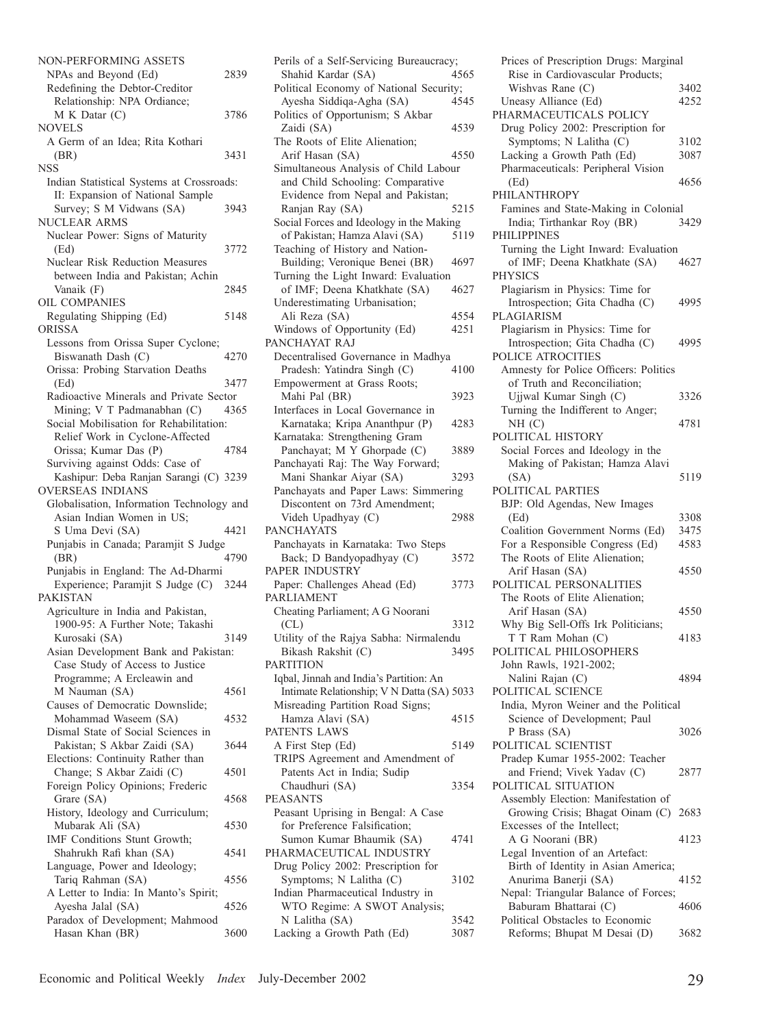NON-PERFORMING ASSETS
- NPAs and Beyond (Ed) 2839
- Redefining the Debtor-Creditor Relationship: NPA Ordiance; M K Datar (C) 3786

NOVELS
- A Germ of an Idea; Rita Kothari (BR) 3431

NSS
- Indian Statistical Systems at Crossroads: II: Expansion of National Sample Survey; S M Vidwans (SA) 3943

NUCLEAR ARMS
- Nuclear Power: Signs of Maturity (Ed) 3772
- Nuclear Risk Reduction Measures between India and Pakistan; Achin Vanaik (F) 2845

OIL COMPANIES
- Regulating Shipping (Ed) 5148

ORISSA
- Lessons from Orissa Super Cyclone; Biswanath Dash (C) 4270
- Orissa: Probing Starvation Deaths (Ed) 3477
- Radioactive Minerals and Private Sector Mining; V T Padmanabhan (C) 4365
- Social Mobilisation for Rehabilitation: Relief Work in Cyclone-Affected Orissa; Kumar Das (P) 4784
- Surviving against Odds: Case of Kashipur: Deba Ranjan Sarangi (C) 3239

OVERSEAS INDIANS
- Globalisation, Information Technology and Asian Indian Women in US; S Uma Devi (SA) 4421
- Punjabis in Canada; Paramjit S Judge (BR) 4790
- Punjabis in England: The Ad-Dharmi Experience; Paramjit S Judge (C) 3244

PAKISTAN
- Agriculture in India and Pakistan, 1900-95: A Further Note; Takashi Kurosaki (SA) 3149
- Asian Development Bank and Pakistan: Case Study of Access to Justice Programme; A Ercleawin and M Nauman (SA) 4561
- Causes of Democratic Downslide; Mohammad Waseem (SA) 4532
- Dismal State of Social Sciences in Pakistan; S Akbar Zaidi (SA) 3644
- Elections: Continuity Rather than Change; S Akbar Zaidi (C) 4501
- Foreign Policy Opinions; Frederic Grare (SA) 4568
- History, Ideology and Curriculum; Mubarak Ali (SA) 4530
- IMF Conditions Stunt Growth; Shahrukh Rafi khan (SA) 4541
- Language, Power and Ideology; Tariq Rahman (SA) 4556
- A Letter to India: In Manto's Spirit; Ayesha Jalal (SA) 4526
- Paradox of Development; Mahmood Hasan Khan (BR) 3600
- Perils of a Self-Servicing Bureaucracy; Shahid Kardar (SA) 4565
- Political Economy of National Security; Ayesha Siddiqa-Agha (SA) 4545
- Politics of Opportunism; S Akbar Zaidi (SA) 4539
- The Roots of Elite Alienation; Arif Hasan (SA) 4550
- Simultaneous Analysis of Child Labour and Child Schooling: Comparative Evidence from Nepal and Pakistan; Ranjan Ray (SA) 5215
- Social Forces and Ideology in the Making of Pakistan; Hamza Alavi (SA) 5119
- Teaching of History and Nation-Building; Veronique Benei (BR) 4697
- Turning the Light Inward: Evaluation of IMF; Deena Khatkhate (SA) 4627
- Underestimating Urbanisation; Ali Reza (SA) 4554
- Windows of Opportunity (Ed) 4251

PANCHAYAT RAJ
- Decentralised Governance in Madhya Pradesh: Yatindra Singh (C) 4100
- Empowerment at Grass Roots; Mahi Pal (BR) 3923
- Interfaces in Local Governance in Karnataka; Kripa Ananthpur (P) 4283
- Karnataka: Strengthening Gram Panchayat; M Y Ghorpade (C) 3889
- Panchayati Raj: The Way Forward; Mani Shankar Aiyar (SA) 3293
- Panchayats and Paper Laws: Simmering Discontent on 73rd Amendment; Videh Upadhyay (C) 2988

PANCHAYATS
- Panchayats in Karnataka: Two Steps Back; D Bandyopadhyay (C) 3572

PAPER INDUSTRY
- Paper: Challenges Ahead (Ed) 3773

PARLIAMENT
- Cheating Parliament; A G Noorani (CL) 3312
- Utility of the Rajya Sabha: Nirmalendu Bikash Rakshit (C) 3495

PARTITION
- Iqbal, Jinnah and India's Partition: An Intimate Relationship; V N Datta (SA) 5033
- Misreading Partition Road Signs; Hamza Alavi (SA) 4515

PATENTS LAWS
- A First Step (Ed) 5149
- TRIPS Agreement and Amendment of Patents Act in India; Sudip Chaudhuri (SA) 3354

PEASANTS
- Peasant Uprising in Bengal: A Case for Preference Falsification; Sumon Kumar Bhaumik (SA) 4741

PHARMACEUTICAL INDUSTRY
- Drug Policy 2002: Prescription for Symptoms; N Lalitha (C) 3102
- Indian Pharmaceutical Industry in WTO Regime: A SWOT Analysis; N Lalitha (SA) 3542
- Lacking a Growth Path (Ed) 3087
- Prices of Prescription Drugs: Marginal Rise in Cardiovascular Products; Wishvas Rane (C) 3402
- Uneasy Alliance (Ed) 4252

PHARMACEUTICALS POLICY
- Drug Policy 2002: Prescription for Symptoms; N Lalitha (C) 3102
- Lacking a Growth Path (Ed) 3087
- Pharmaceuticals: Peripheral Vision (Ed) 4656

PHILANTHROPY
- Famines and State-Making in Colonial India; Tirthankar Roy (BR) 3429

PHILIPPINES
- Turning the Light Inward: Evaluation of IMF; Deena Khatkhate (SA) 4627

PHYSICS
- Plagiarism in Physics: Time for Introspection; Gita Chadha (C) 4995

PLAGIARISM
- Plagiarism in Physics: Time for Introspection; Gita Chadha (C) 4995

POLICE ATROCITIES
- Amnesty for Police Officers: Politics of Truth and Reconciliation; Ujjwal Kumar Singh (C) 3326
- Turning the Indifferent to Anger; NH (C) 4781

POLITICAL HISTORY
- Social Forces and Ideology in the Making of Pakistan; Hamza Alavi (SA) 5119

POLITICAL PARTIES
- BJP: Old Agendas, New Images (Ed) 3308
- Coalition Government Norms (Ed) 3475
- For a Responsible Congress (Ed) 4583
- The Roots of Elite Alienation; Arif Hasan (SA) 4550

POLITICAL PERSONALITIES
- The Roots of Elite Alienation; Arif Hasan (SA) 4550
- Why Big Sell-Offs Irk Politicians; T T Ram Mohan (C) 4183

POLITICAL PHILOSOPHERS
- John Rawls, 1921-2002; Nalini Rajan (C) 4894

POLITICAL SCIENCE
- India, Myron Weiner and the Political Science of Development; Paul P Brass (SA) 3026

POLITICAL SCIENTIST
- Pradep Kumar 1955-2002: Teacher and Friend; Vivek Yadav (C) 2877

POLITICAL SITUATION
- Assembly Election: Manifestation of Growing Crisis; Bhagat Oinam (C) 2683
- Excesses of the Intellect; A G Noorani (BR) 4123
- Legal Invention of an Artefact: Birth of Identity in Asian America; Anurima Banerji (SA) 4152
- Nepal: Triangular Balance of Forces; Baburam Bhattarai (C) 4606
- Political Obstacles to Economic Reforms; Bhupat M Desai (D) 3682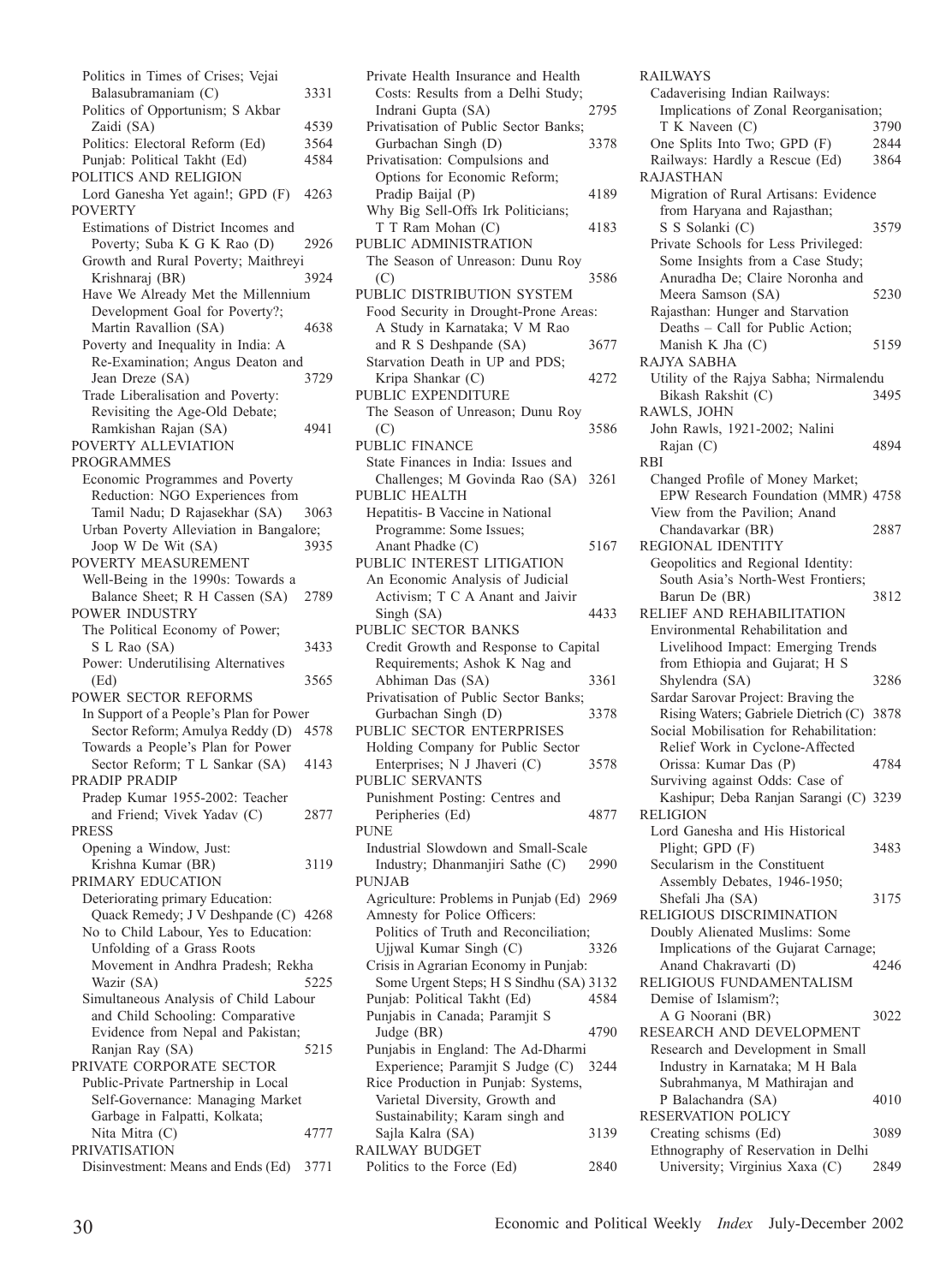Politics in Times of Crises; Vejai Balasubramaniam (C) 3331
Politics of Opportunism; S Akbar Zaidi (SA) 4539
Politics: Electoral Reform (Ed) 3564
Punjab: Political Takht (Ed) 4584

POLITICS AND RELIGION
Lord Ganesha Yet again!; GPD (F) 4263

POVERTY
Estimations of District Incomes and Poverty; Suba K G K Rao (D) 2926
Growth and Rural Poverty; Maithreyi Krishnaraj (BR) 3924
Have We Already Met the Millennium Development Goal for Poverty?; Martin Ravallion (SA) 4638
Poverty and Inequality in India: A Re-Examination; Angus Deaton and Jean Dreze (SA) 3729
Trade Liberalisation and Poverty: Revisiting the Age-Old Debate; Ramkishan Rajan (SA) 4941

POVERTY ALLEVIATION PROGRAMMES
Economic Programmes and Poverty Reduction: NGO Experiences from Tamil Nadu; D Rajasekhar (SA) 3063
Urban Poverty Alleviation in Bangalore; Joop W De Wit (SA) 3935

POVERTY MEASUREMENT
Well-Being in the 1990s: Towards a Balance Sheet; R H Cassen (SA) 2789

POWER INDUSTRY
The Political Economy of Power; S L Rao (SA) 3433
Power: Underutilising Alternatives (Ed) 3565

POWER SECTOR REFORMS
In Support of a People's Plan for Power Sector Reform; Amulya Reddy (D) 4578
Towards a People's Plan for Power Sector Reform; T L Sankar (SA) 4143

PRADIP PRADIP
Pradep Kumar 1955-2002: Teacher and Friend; Vivek Yadav (C) 2877

PRESS
Opening a Window, Just: Krishna Kumar (BR) 3119

PRIMARY EDUCATION
Deteriorating primary Education: Quack Remedy; J V Deshpande (C) 4268
No to Child Labour, Yes to Education: Unfolding of a Grass Roots Movement in Andhra Pradesh; Rekha Wazir (SA) 5225
Simultaneous Analysis of Child Labour and Child Schooling: Comparative Evidence from Nepal and Pakistan; Ranjan Ray (SA) 5215

PRIVATE CORPORATE SECTOR
Public-Private Partnership in Local Self-Governance: Managing Market Garbage in Falpatti, Kolkata; Nita Mitra (C) 4777

PRIVATISATION
Disinvestment: Means and Ends (Ed) 3771
Private Health Insurance and Health Costs: Results from a Delhi Study; Indrani Gupta (SA) 2795
Privatisation of Public Sector Banks; Gurbachan Singh (D) 3378
Privatisation: Compulsions and Options for Economic Reform; Pradip Baijal (P) 4189
Why Big Sell-Offs Irk Politicians; T T Ram Mohan (C) 4183

PUBLIC ADMINISTRATION
The Season of Unreason: Dunu Roy (C) 3586

PUBLIC DISTRIBUTION SYSTEM
Food Security in Drought-Prone Areas: A Study in Karnataka; V M Rao and R S Deshpande (SA) 3677
Starvation Death in UP and PDS; Kripa Shankar (C) 4272

PUBLIC EXPENDITURE
The Season of Unreason; Dunu Roy (C) 3586

PUBLIC FINANCE
State Finances in India: Issues and Challenges; M Govinda Rao (SA) 3261

PUBLIC HEALTH
Hepatitis- B Vaccine in National Programme: Some Issues; Anant Phadke (C) 5167

PUBLIC INTEREST LITIGATION
An Economic Analysis of Judicial Activism; T C A Anant and Jaivir Singh (SA) 4433

PUBLIC SECTOR BANKS
Credit Growth and Response to Capital Requirements; Ashok K Nag and Abhiman Das (SA) 3361
Privatisation of Public Sector Banks; Gurbachan Singh (D) 3378

PUBLIC SECTOR ENTERPRISES
Holding Company for Public Sector Enterprises; N J Jhaveri (C) 3578

PUBLIC SERVANTS
Punishment Posting: Centres and Peripheries (Ed) 4877

PUNE
Industrial Slowdown and Small-Scale Industry; Dhanmanjiri Sathe (C) 2990

PUNJAB
Agriculture: Problems in Punjab (Ed) 2969
Amnesty for Police Officers: Politics of Truth and Reconciliation; Ujjwal Kumar Singh (C) 3326
Crisis in Agrarian Economy in Punjab: Some Urgent Steps; H S Sindhu (SA) 3132
Punjab: Political Takht (Ed) 4584
Punjabis in Canada; Paramjit S Judge (BR) 4790
Punjabis in England: The Ad-Dharmi Experience; Paramjit S Judge (C) 3244
Rice Production in Punjab: Systems, Varietal Diversity, Growth and Sustainability; Karam singh and Sajla Kalra (SA) 3139

RAILWAY BUDGET
Politics to the Force (Ed) 2840

RAILWAYS
Cadaverising Indian Railways: Implications of Zonal Reorganisation; T K Naveen (C) 3790
One Splits Into Two; GPD (F) 2844
Railways: Hardly a Rescue (Ed) 3864

RAJASTHAN
Migration of Rural Artisans: Evidence from Haryana and Rajasthan; S S Solanki (C) 3579
Private Schools for Less Privileged: Some Insights from a Case Study; Anuradha De; Claire Noronha and Meera Samson (SA) 5230
Rajasthan: Hunger and Starvation Deaths – Call for Public Action; Manish K Jha (C) 5159

RAJYA SABHA
Utility of the Rajya Sabha; Nirmalendu Bikash Rakshit (C) 3495

RAWLS, JOHN
John Rawls, 1921-2002; Nalini Rajan (C) 4894

RBI
Changed Profile of Money Market; EPW Research Foundation (MMR) 4758
View from the Pavilion; Anand Chandavarkar (BR) 2887

REGIONAL IDENTITY
Geopolitics and Regional Identity: South Asia's North-West Frontiers; Barun De (BR) 3812

RELIEF AND REHABILITATION
Environmental Rehabilitation and Livelihood Impact: Emerging Trends from Ethiopia and Gujarat; H S Shylendra (SA) 3286
Sardar Sarovar Project: Braving the Rising Waters; Gabriele Dietrich (C) 3878
Social Mobilisation for Rehabilitation: Relief Work in Cyclone-Affected Orissa: Kumar Das (P) 4784
Surviving against Odds: Case of Kashipur; Deba Ranjan Sarangi (C) 3239

RELIGION
Lord Ganesha and His Historical Plight; GPD (F) 3483
Secularism in the Constituent Assembly Debates, 1946-1950; Shefali Jha (SA) 3175

RELIGIOUS DISCRIMINATION
Doubly Alienated Muslims: Some Implications of the Gujarat Carnage; Anand Chakravarti (D) 4246

RELIGIOUS FUNDAMENTALISM
Demise of Islamism?; A G Noorani (BR) 3022

RESEARCH AND DEVELOPMENT
Research and Development in Small Industry in Karnataka; M H Bala Subrahmanya, M Mathirajan and P Balachandra (SA) 4010

RESERVATION POLICY
Creating schisms (Ed) 3089
Ethnography of Reservation in Delhi University; Virginius Xaxa (C) 2849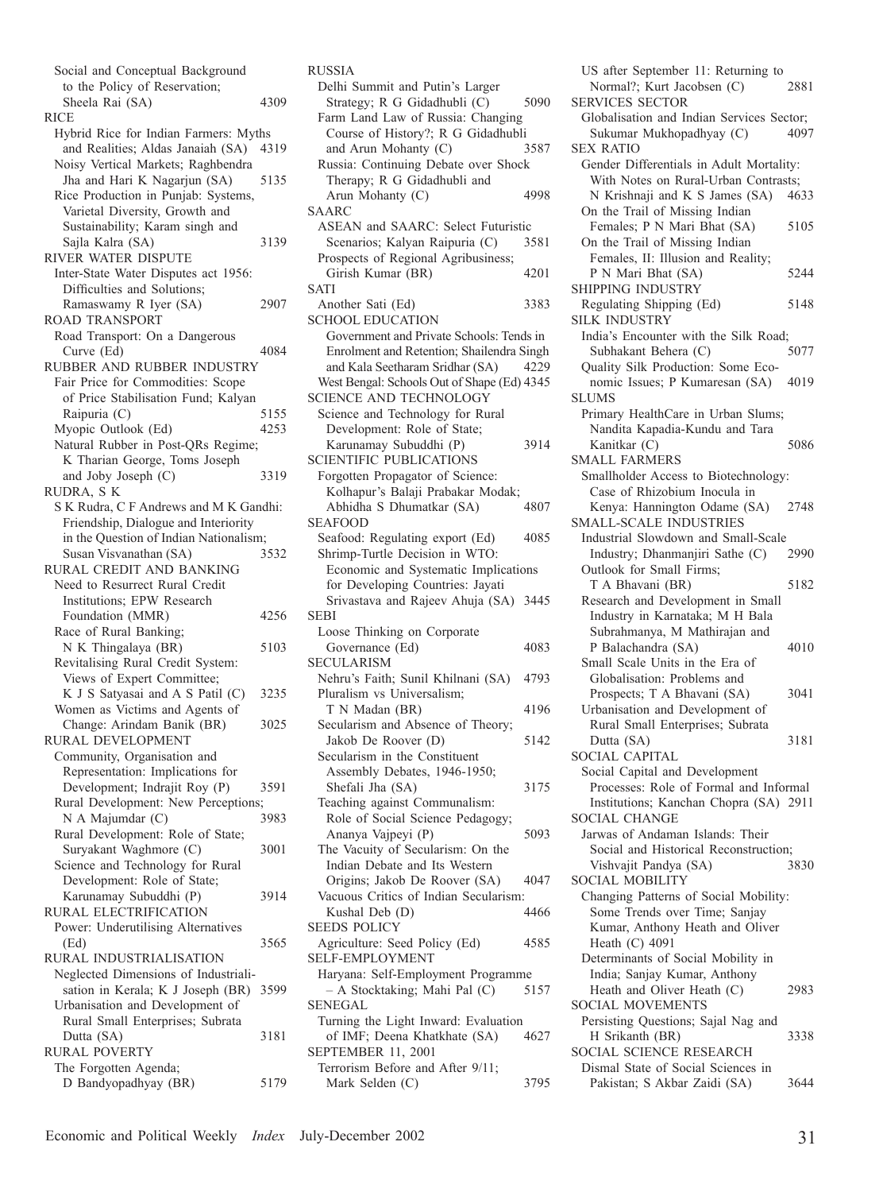Social and Conceptual Background to the Policy of Reservation; Sheela Rai (SA) 4309

RICE

Hybrid Rice for Indian Farmers: Myths and Realities; Aldas Janaiah (SA) 4319

Noisy Vertical Markets; Raghbendra Jha and Hari K Nagarjun (SA) 5135

Rice Production in Punjab: Systems, Varietal Diversity, Growth and Sustainability; Karam singh and Sajla Kalra (SA) 3139

RIVER WATER DISPUTE

Inter-State Water Disputes act 1956: Difficulties and Solutions; Ramaswamy R Iyer (SA) 2907

ROAD TRANSPORT

Road Transport: On a Dangerous Curve (Ed) 4084

RUBBER AND RUBBER INDUSTRY

Fair Price for Commodities: Scope of Price Stabilisation Fund; Kalyan Raipuria (C) 5155

Myopic Outlook (Ed) 4253

Natural Rubber in Post-QRs Regime; K Tharian George, Toms Joseph and Joby Joseph (C) 3319

RUDRA, S K

S K Rudra, C F Andrews and M K Gandhi: Friendship, Dialogue and Interiority in the Question of Indian Nationalism; Susan Visvanathan (SA) 3532

RURAL CREDIT AND BANKING

Need to Resurrect Rural Credit Institutions; EPW Research Foundation (MMR) 4256

Race of Rural Banking; N K Thingalaya (BR) 5103

Revitalising Rural Credit System: Views of Expert Committee; K J S Satyasai and A S Patil (C) 3235

Women as Victims and Agents of Change: Arindam Banik (BR) 3025

RURAL DEVELOPMENT

Community, Organisation and Representation: Implications for Development; Indrajit Roy (P) 3591

Rural Development: New Perceptions; N A Majumdar (C) 3983

Rural Development: Role of State; Suryakant Waghmore (C) 3001

Science and Technology for Rural Development: Role of State; Karunamay Subuddhi (P) 3914

RURAL ELECTRIFICATION

Power: Underutilising Alternatives (Ed) 3565

RURAL INDUSTRIALISATION

Neglected Dimensions of Industrialisation in Kerala; K J Joseph (BR) 3599

Urbanisation and Development of Rural Small Enterprises; Subrata Dutta (SA) 3181

RURAL POVERTY

The Forgotten Agenda; D Bandyopadhyay (BR) 5179

RUSSIA

Delhi Summit and Putin's Larger Strategy; R G Gidadhubli (C) 5090

Farm Land Law of Russia: Changing Course of History?; R G Gidadhubli and Arun Mohanty (C) 3587

Russia: Continuing Debate over Shock Therapy; R G Gidadhubli and Arun Mohanty (C) 4998

SAARC

ASEAN and SAARC: Select Futuristic Scenarios; Kalyan Raipuria (C) 3581

Prospects of Regional Agribusiness; Girish Kumar (BR) 4201

SATI

Another Sati (Ed) 3383

SCHOOL EDUCATION

Government and Private Schools: Tends in Enrolment and Retention; Shailendra Singh and Kala Seetharam Sridhar (SA) 4229

West Bengal: Schools Out of Shape (Ed) 4345

SCIENCE AND TECHNOLOGY

Science and Technology for Rural Development: Role of State; Karunamay Subuddhi (P) 3914

SCIENTIFIC PUBLICATIONS

Forgotten Propagator of Science: Kolhapur's Balaji Prabakar Modak; Abhidha S Dhumatkar (SA) 4807

SEAFOOD

Seafood: Regulating export (Ed) 4085

Shrimp-Turtle Decision in WTO: Economic and Systematic Implications for Developing Countries: Jayati Srivastava and Rajeev Ahuja (SA) 3445

SEBI

Loose Thinking on Corporate Governance (Ed) 4083

SECULARISM

Nehru's Faith; Sunil Khilnani (SA) 4793

Pluralism vs Universalism; T N Madan (BR) 4196

Secularism and Absence of Theory; Jakob De Roover (D) 5142

Secularism in the Constituent Assembly Debates, 1946-1950; Shefali Jha (SA) 3175

Teaching against Communalism: Role of Social Science Pedagogy; Ananya Vajpeyi (P) 5093

The Vacuity of Secularism: On the Indian Debate and Its Western Origins; Jakob De Roover (SA) 4047

Vacuous Critics of Indian Secularism: Kushal Deb (D) 4466

SEEDS POLICY

Agriculture: Seed Policy (Ed) 4585

SELF-EMPLOYMENT

Haryana: Self-Employment Programme – A Stocktaking; Mahi Pal (C) 5157

SENEGAL

Turning the Light Inward: Evaluation of IMF; Deena Khatkhate (SA) 4627

SEPTEMBER 11, 2001

Terrorism Before and After 9/11; Mark Selden (C) 3795

US after September 11: Returning to Normal?; Kurt Jacobsen (C) 2881

SERVICES SECTOR

Globalisation and Indian Services Sector; Sukumar Mukhopadhyay (C) 4097

SEX RATIO

Gender Differentials in Adult Mortality: With Notes on Rural-Urban Contrasts; N Krishnaji and K S James (SA) 4633

On the Trail of Missing Indian Females; P N Mari Bhat (SA) 5105

On the Trail of Missing Indian Females, II: Illusion and Reality; P N Mari Bhat (SA) 5244

SHIPPING INDUSTRY

Regulating Shipping (Ed) 5148

SILK INDUSTRY

India's Encounter with the Silk Road; Subhakant Behera (C) 5077

Quality Silk Production: Some Economic Issues; P Kumaresan (SA) 4019

SLUMS

Primary HealthCare in Urban Slums; Nandita Kapadia-Kundu and Tara Kanitkar (C) 5086

SMALL FARMERS

Smallholder Access to Biotechnology: Case of Rhizobium Inocula in Kenya: Hannington Odame (SA) 2748

SMALL-SCALE INDUSTRIES

Industrial Slowdown and Small-Scale Industry; Dhanmanjiri Sathe (C) 2990

Outlook for Small Firms; T A Bhavani (BR) 5182

Research and Development in Small Industry in Karnataka; M H Bala Subrahmanya, M Mathirajan and P Balachandra (SA) 4010

Small Scale Units in the Era of Globalisation: Problems and Prospects; T A Bhavani (SA) 3041

Urbanisation and Development of Rural Small Enterprises; Subrata Dutta (SA) 3181

SOCIAL CAPITAL

Social Capital and Development Processes: Role of Formal and Informal Institutions; Kanchan Chopra (SA) 2911

SOCIAL CHANGE

Jarwas of Andaman Islands: Their Social and Historical Reconstruction; Vishvajit Pandya (SA) 3830

SOCIAL MOBILITY

Changing Patterns of Social Mobility: Some Trends over Time; Sanjay Kumar, Anthony Heath and Oliver Heath (C) 4091

Determinants of Social Mobility in India; Sanjay Kumar, Anthony Heath and Oliver Heath (C) 2983

SOCIAL MOVEMENTS

Persisting Questions; Sajal Nag and H Srikanth (BR) 3338

SOCIAL SCIENCE RESEARCH

Dismal State of Social Sciences in Pakistan; S Akbar Zaidi (SA) 3644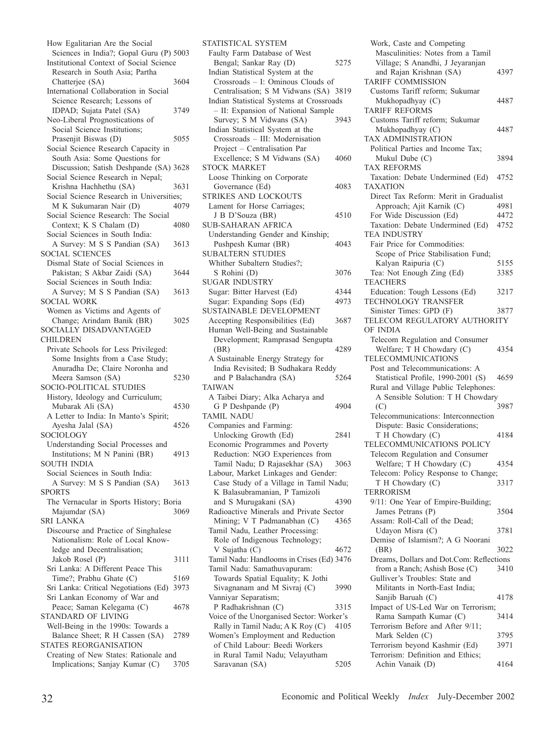How Egalitarian Are the Social Sciences in India?; Gopal Guru (P) 5003
Institutional Context of Social Science Research in South Asia; Partha Chatterjee (SA) 3604
International Collaboration in Social Science Research; Lessons of IDPAD; Sujata Patel (SA) 3749
Neo-Liberal Prognostications of Social Science Institutions; Prasenjit Biswas (D) 5055
Social Science Research Capacity in South Asia: Some Questions for Discussion; Satish Deshpande (SA) 3628
Social Science Research in Nepal; Krishna Hachhethu (SA) 3631
Social Science Research in Universities; M K Sukumaran Nair (D) 4079
Social Science Research: The Social Context; K S Chalam (D) 4080
Social Sciences in South India: A Survey: M S S Pandian (SA) 3613

SOCIAL SCIENCES
Dismal State of Social Sciences in Pakistan; S Akbar Zaidi (SA) 3644
Social Sciences in South India: A Survey; M S S Pandian (SA) 3613

SOCIAL WORK
Women as Victims and Agents of Change; Arindam Banik (BR) 3025

SOCIALLY DISADVANTAGED CHILDREN
Private Schools for Less Privileged: Some Insights from a Case Study; Anuradha De; Claire Noronha and Meera Samson (SA) 5230

SOCIO-POLITICAL STUDIES
History, Ideology and Curriculum; Mubarak Ali (SA) 4530
A Letter to India: In Manto's Spirit; Ayesha Jalal (SA) 4526

SOCIOLOGY
Understanding Social Processes and Institutions; M N Panini (BR) 4913

SOUTH INDIA
Social Sciences in South India: A Survey: M S S Pandian (SA) 3613

SPORTS
The Vernacular in Sports History; Boria Majumdar (SA) 3069

SRI LANKA
Discourse and Practice of Singhalese Nationalism: Role of Local Knowledge and Decentralisation; Jakob Rosel (P) 3111
Sri Lanka: A Different Peace This Time?; Prabhu Ghate (C) 5169
Sri Lanka: Critical Negotiations (Ed) 3973
Sri Lankan Economy of War and Peace; Saman Kelegama (C) 4678

STANDARD OF LIVING
Well-Being in the 1990s: Towards a Balance Sheet; R H Cassen (SA) 2789

STATES REORGANISATION
Creating of New States: Rationale and Implications; Sanjay Kumar (C) 3705

STATISTICAL SYSTEM
Faulty Farm Database of West Bengal; Sankar Ray (D) 5275
Indian Statistical System at the Crossroads – I: Ominous Clouds of Centralisation; S M Vidwans (SA) 3819
Indian Statistical Systems at Crossroads – II: Expansion of National Sample Survey; S M Vidwans (SA) 3943
Indian Statistical System at the Crossroads – III: Modernisation Project – Centralisation Par Excellence; S M Vidwans (SA) 4060

STOCK MARKET
Loose Thinking on Corporate Governance (Ed) 4083

STRIKES AND LOCKOUTS
Lament for Horse Carriages; J B D'Souza (BR) 4510

SUB-SAHARAN AFRICA
Understanding Gender and Kinship; Pushpesh Kumar (BR) 4043

SUBALTERN STUDIES
Whither Subaltern Studies?; S Rohini (D) 3076

SUGAR INDUSTRY
Sugar: Bitter Harvest (Ed) 4344
Sugar: Expanding Sops (Ed) 4973

SUSTAINABLE DEVELOPMENT
Accepting Responsibilities (Ed) 3687
Human Well-Being and Sustainable Development; Ramprasad Sengupta (BR) 4289
A Sustainable Energy Strategy for India Revisited; B Sudhakara Reddy and P Balachandra (SA) 5264

TAIWAN
A Taibei Diary; Alka Acharya and G P Deshpande (P) 4904

TAMIL NADU
Companies and Farming: Unlocking Growth (Ed) 2841
Economic Programmes and Poverty Reduction: NGO Experiences from Tamil Nadu; D Rajasekhar (SA) 3063
Labour, Market Linkages and Gender: Case Study of a Village in Tamil Nadu; K Balasubramanian, P Tamizoli and S Murugakani (SA) 4390
Radioactive Minerals and Private Sector Mining; V T Padmanabhan (C) 4365
Tamil Nadu, Leather Processing: Role of Indigenous Technology; V Sujatha (C) 4672
Tamil Nadu: Handlooms in Crises (Ed) 3476
Tamil Nadu: Samathuvapuram: Towards Spatial Equality; K Jothi Sivagnanam and M Sivraj (C) 3990
Vanniyar Separatism; P Radhakrishnan (C) 3315
Voice of the Unorganised Sector: Worker's Rally in Tamil Nadu; A K Roy (C) 4105
Women's Employment and Reduction of Child Labour: Beedi Workers in Rural Tamil Nadu; Velayutham Saravanan (SA) 5205
Work, Caste and Competing Masculinities: Notes from a Tamil Village; S Anandhi, J Jeyaranjan and Rajan Krishnan (SA) 4397

TARIFF COMMISSION
Customs Tariff reform; Sukumar Mukhopadhyay (C) 4487

TARIFF REFORMS
Customs Tariff reform; Sukumar Mukhopadhyay (C) 4487

TAX ADMINISTRATION
Political Parties and Income Tax; Mukul Dube (C) 3894

TAX REFORMS
Taxation: Debate Undermined (Ed) 4752

TAXATION
Direct Tax Reform: Merit in Gradualist Approach; Ajit Karnik (C) 4981
For Wide Discussion (Ed) 4472
Taxation: Debate Undermined (Ed) 4752

TEA INDUSTRY
Fair Price for Commodities: Scope of Price Stabilisation Fund; Kalyan Raipuria (C) 5155
Tea: Not Enough Zing (Ed) 3385

TEACHERS
Education: Tough Lessons (Ed) 3217

TECHNOLOGY TRANSFER
Sinister Times: GPD (F) 3877

TELECOM REGULATORY AUTHORITY OF INDIA
Telecom Regulation and Consumer Welfare; T H Chowdary (C) 4354

TELECOMMUNICATIONS
Post and Telecommunications: A Statistical Profile, 1990-2001 (S) 4659
Rural and Village Public Telephones: A Sensible Solution: T H Chowdary (C) 3987
Telecommunications: Interconnection Dispute: Basic Considerations; T H Chowdary (C) 4184

TELECOMMUNICATIONS POLICY
Telecom Regulation and Consumer Welfare; T H Chowdary (C) 4354
Telecom: Policy Response to Change; T H Chowdary (C) 3317

TERRORISM
9/11: One Year of Empire-Building; James Petrans (P) 3504
Assam: Roll-Call of the Dead; Udayon Misra (C) 3781
Demise of Islamism?; A G Noorani (BR) 3022
Dreams, Dollars and Dot.Com: Reflections from a Ranch; Ashish Bose (C) 3410
Gulliver's Troubles: State and Militants in North-East India; Sanjib Baruah (C) 4178
Impact of US-Led War on Terrorism; Rama Sampath Kumar (C) 3414
Terrorism Before and After 9/11; Mark Selden (C) 3795
Terrorism beyond Kashmir (Ed) 3971
Terrorism: Definition and Ethics; Achin Vanaik (D) 4164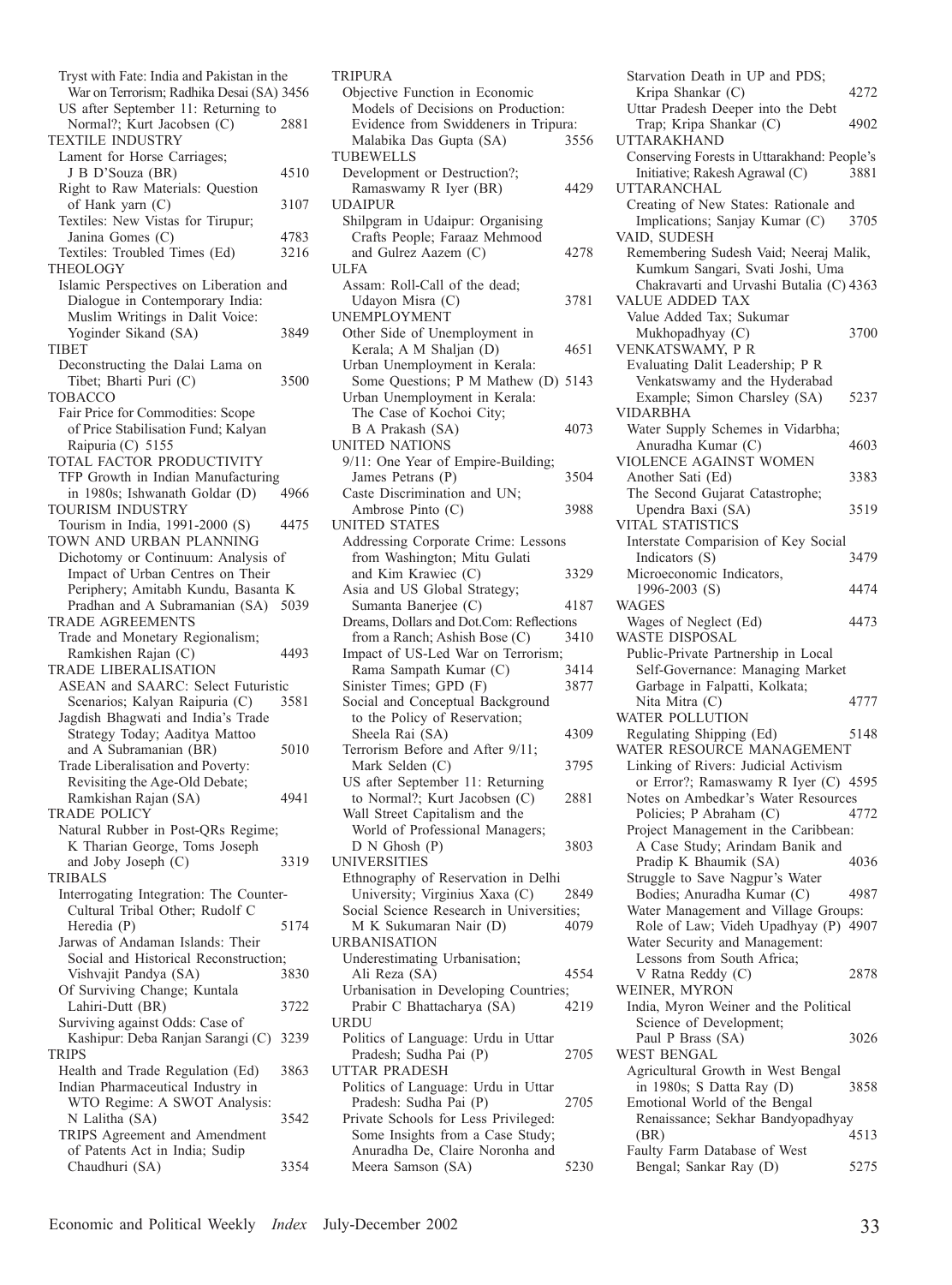Tryst with Fate: India and Pakistan in the War on Terrorism; Radhika Desai (SA) 3456
US after September 11: Returning to Normal?; Kurt Jacobsen (C) 2881

TEXTILE INDUSTRY
Lament for Horse Carriages; J B D'Souza (BR) 4510
Right to Raw Materials: Question of Hank yarn (C) 3107
Textiles: New Vistas for Tirupur; Janina Gomes (C) 4783
Textiles: Troubled Times (Ed) 3216

THEOLOGY
Islamic Perspectives on Liberation and Dialogue in Contemporary India: Muslim Writings in Dalit Voice: Yoginder Sikand (SA) 3849

TIBET
Deconstructing the Dalai Lama on Tibet; Bharti Puri (C) 3500

TOBACCO
Fair Price for Commodities: Scope of Price Stabilisation Fund; Kalyan Raipuria (C) 5155

TOTAL FACTOR PRODUCTIVITY
TFP Growth in Indian Manufacturing in 1980s; Ishwanath Goldar (D) 4966

TOURISM INDUSTRY
Tourism in India, 1991-2000 (S) 4475

TOWN AND URBAN PLANNING
Dichotomy or Continuum: Analysis of Impact of Urban Centres on Their Periphery; Amitabh Kundu, Basanta K Pradhan and A Subramanian (SA) 5039

TRADE AGREEMENTS
Trade and Monetary Regionalism; Ramkishen Rajan (C) 4493

TRADE LIBERALISATION
ASEAN and SAARC: Select Futuristic Scenarios; Kalyan Raipuria (C) 3581
Jagdish Bhagwati and India's Trade Strategy Today; Aaditya Mattoo and A Subramanian (BR) 5010
Trade Liberalisation and Poverty: Revisiting the Age-Old Debate; Ramkishan Rajan (SA) 4941

TRADE POLICY
Natural Rubber in Post-QRs Regime; K Tharian George, Toms Joseph and Joby Joseph (C) 3319

TRIBALS
Interrogating Integration: The Counter-Cultural Tribal Other; Rudolf C Heredia (P) 5174
Jarwas of Andaman Islands: Their Social and Historical Reconstruction; Vishvajit Pandya (SA) 3830
Of Surviving Change; Kuntala Lahiri-Dutt (BR) 3722
Surviving against Odds: Case of Kashipur: Deba Ranjan Sarangi (C) 3239

TRIPS
Health and Trade Regulation (Ed) 3863
Indian Pharmaceutical Industry in WTO Regime: A SWOT Analysis: N Lalitha (SA) 3542
TRIPS Agreement and Amendment of Patents Act in India; Sudip Chaudhuri (SA) 3354

TRIPURA
Objective Function in Economic Models of Decisions on Production: Evidence from Swiddeners in Tripura: Malabika Das Gupta (SA) 3556

TUBEWELLS
Development or Destruction?; Ramaswamy R Iyer (BR) 4429

UDAIPUR
Shilpgram in Udaipur: Organising Crafts People; Faraaz Mehmood and Gulrez Aazem (C) 4278

ULFA
Assam: Roll-Call of the dead; Udayon Misra (C) 3781

UNEMPLOYMENT
Other Side of Unemployment in Kerala; A M Shaljan (D) 4651
Urban Unemployment in Kerala: Some Questions; P M Mathew (D) 5143
Urban Unemployment in Kerala: The Case of Kochoi City; B A Prakash (SA) 4073

UNITED NATIONS
9/11: One Year of Empire-Building; James Petrans (P) 3504
Caste Discrimination and UN; Ambrose Pinto (C) 3988

UNITED STATES
Addressing Corporate Crime: Lessons from Washington; Mitu Gulati and Kim Krawiec (C) 3329
Asia and US Global Strategy; Sumanta Banerjee (C) 4187
Dreams, Dollars and Dot.Com: Reflections from a Ranch; Ashish Bose (C) 3410
Impact of US-Led War on Terrorism; Rama Sampath Kumar (C) 3414
Sinister Times; GPD (F) 3877
Social and Conceptual Background to the Policy of Reservation; Sheela Rai (SA) 4309
Terrorism Before and After 9/11; Mark Selden (C) 3795
US after September 11: Returning to Normal?; Kurt Jacobsen (C) 2881
Wall Street Capitalism and the World of Professional Managers; D N Ghosh (P) 3803

UNIVERSITIES
Ethnography of Reservation in Delhi University; Virginius Xaxa (C) 2849
Social Science Research in Universities; M K Sukumaran Nair (D) 4079

URBANISATION
Underestimating Urbanisation; Ali Reza (SA) 4554
Urbanisation in Developing Countries; Prabir C Bhattacharya (SA) 4219

URDU
Politics of Language: Urdu in Uttar Pradesh; Sudha Pai (P) 2705

UTTAR PRADESH
Politics of Language: Urdu in Uttar Pradesh: Sudha Pai (P) 2705
Private Schools for Less Privileged: Some Insights from a Case Study; Anuradha De, Claire Noronha and Meera Samson (SA) 5230
Starvation Death in UP and PDS; Kripa Shankar (C) 4272
Uttar Pradesh Deeper into the Debt Trap; Kripa Shankar (C) 4902

UTTARAKHAND
Conserving Forests in Uttarakhand: People's Initiative; Rakesh Agrawal (C) 3881

UTTARANCHAL
Creating of New States: Rationale and Implications; Sanjay Kumar (C) 3705

VAID, SUDESH
Remembering Sudesh Vaid; Neeraj Malik, Kumkum Sangari, Svati Joshi, Uma Chakravarti and Urvashi Butalia (C) 4363

VALUE ADDED TAX
Value Added Tax; Sukumar Mukhopadhyay (C) 3700

VENKATSWAMY, P R
Evaluating Dalit Leadership; P R Venkatswamy and the Hyderabad Example; Simon Charsley (SA) 5237

VIDARBHA
Water Supply Schemes in Vidarbha; Anuradha Kumar (C) 4603

VIOLENCE AGAINST WOMEN
Another Sati (Ed) 3383
The Second Gujarat Catastrophe; Upendra Baxi (SA) 3519

VITAL STATISTICS
Interstate Comparision of Key Social Indicators (S) 3479
Microeconomic Indicators, 1996-2003 (S) 4474

WAGES
Wages of Neglect (Ed) 4473

WASTE DISPOSAL
Public-Private Partnership in Local Self-Governance: Managing Market Garbage in Falpatti, Kolkata; Nita Mitra (C) 4777

WATER POLLUTION
Regulating Shipping (Ed) 5148

WATER RESOURCE MANAGEMENT
Linking of Rivers: Judicial Activism or Error?; Ramaswamy R Iyer (C) 4595
Notes on Ambedkar's Water Resources Policies; P Abraham (C) 4772
Project Management in the Caribbean: A Case Study; Arindam Banik and Pradip K Bhaumik (SA) 4036
Struggle to Save Nagpur's Water Bodies; Anuradha Kumar (C) 4987
Water Management and Village Groups: Role of Law; Videh Upadhyay (P) 4907
Water Security and Management: Lessons from South Africa; V Ratna Reddy (C) 2878

WEINER, MYRON
India, Myron Weiner and the Political Science of Development; Paul P Brass (SA) 3026

WEST BENGAL
Agricultural Growth in West Bengal in 1980s; S Datta Ray (D) 3858
Emotional World of the Bengal Renaissance; Sekhar Bandyopadhyay (BR) 4513
Faulty Farm Database of West Bengal; Sankar Ray (D) 5275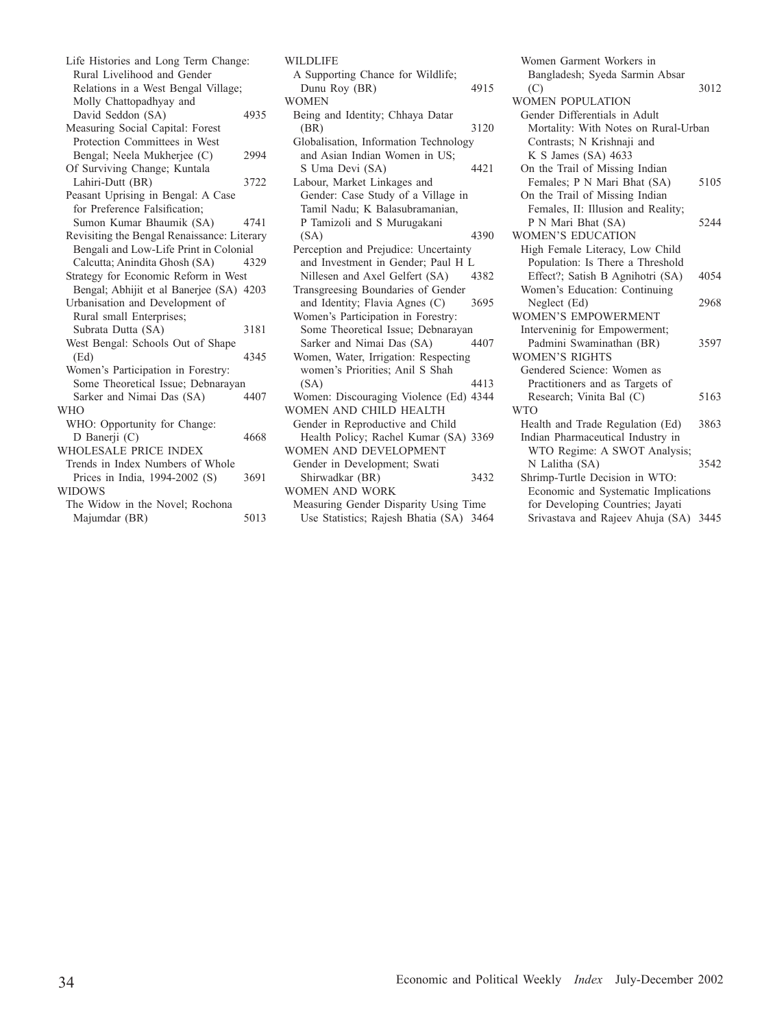Life Histories and Long Term Change: Rural Livelihood and Gender Relations in a West Bengal Village; Molly Chattopadhyay and David Seddon (SA) 4935

Measuring Social Capital: Forest Protection Committees in West Bengal; Neela Mukherjee (C) 2994

Of Surviving Change; Kuntala Lahiri-Dutt (BR) 3722

Peasant Uprising in Bengal: A Case for Preference Falsification; Sumon Kumar Bhaumik (SA) 4741

Revisiting the Bengal Renaissance: Literary Bengali and Low-Life Print in Colonial Calcutta; Anindita Ghosh (SA) 4329

Strategy for Economic Reform in West Bengal; Abhijit et al Banerjee (SA) 4203

Urbanisation and Development of Rural small Enterprises; Subrata Dutta (SA) 3181

West Bengal: Schools Out of Shape (Ed) 4345

Women's Participation in Forestry: Some Theoretical Issue; Debnarayan Sarker and Nimai Das (SA) 4407

WHO

WHO: Opportunity for Change: D Banerji (C) 4668

WHOLESALE PRICE INDEX

Trends in Index Numbers of Whole Prices in India, 1994-2002 (S) 3691

WIDOWS

The Widow in the Novel; Rochona Majumdar (BR) 5013

WILDLIFE

A Supporting Chance for Wildlife; Dunu Roy (BR) 4915

WOMEN

Being and Identity; Chhaya Datar (BR) 3120

Globalisation, Information Technology and Asian Indian Women in US; S Uma Devi (SA) 4421

Labour, Market Linkages and Gender: Case Study of a Village in Tamil Nadu; K Balasubramanian, P Tamizoli and S Murugakani (SA) 4390

Perception and Prejudice: Uncertainty and Investment in Gender; Paul H L Nillesen and Axel Gelfert (SA) 4382

Transgreesing Boundaries of Gender and Identity; Flavia Agnes (C) 3695

Women's Participation in Forestry: Some Theoretical Issue; Debnarayan Sarker and Nimai Das (SA) 4407

Women, Water, Irrigation: Respecting women's Priorities; Anil S Shah (SA) 4413

Women: Discouraging Violence (Ed) 4344

WOMEN AND CHILD HEALTH

Gender in Reproductive and Child Health Policy; Rachel Kumar (SA) 3369

WOMEN AND DEVELOPMENT

Gender in Development; Swati Shirwadkar (BR) 3432

WOMEN AND WORK

Measuring Gender Disparity Using Time Use Statistics; Rajesh Bhatia (SA) 3464

Women Garment Workers in Bangladesh; Syeda Sarmin Absar (C) 3012

WOMEN POPULATION

Gender Differentials in Adult Mortality: With Notes on Rural-Urban Contrasts; N Krishnaji and K S James (SA) 4633

On the Trail of Missing Indian Females; P N Mari Bhat (SA) 5105

On the Trail of Missing Indian Females, II: Illusion and Reality; P N Mari Bhat (SA) 5244

WOMEN'S EDUCATION

High Female Literacy, Low Child Population: Is There a Threshold Effect?; Satish B Agnihotri (SA) 4054

Women's Education: Continuing Neglect (Ed) 2968

WOMEN'S EMPOWERMENT

Interveninig for Empowerment; Padmini Swaminathan (BR) 3597

WOMEN'S RIGHTS

Gendered Science: Women as Practitioners and as Targets of Research; Vinita Bal (C) 5163

WTO

Health and Trade Regulation (Ed) 3863

Indian Pharmaceutical Industry in WTO Regime: A SWOT Analysis; N Lalitha (SA) 3542

Shrimp-Turtle Decision in WTO: Economic and Systematic Implications for Developing Countries; Jayati Srivastava and Rajeev Ahuja (SA) 3445